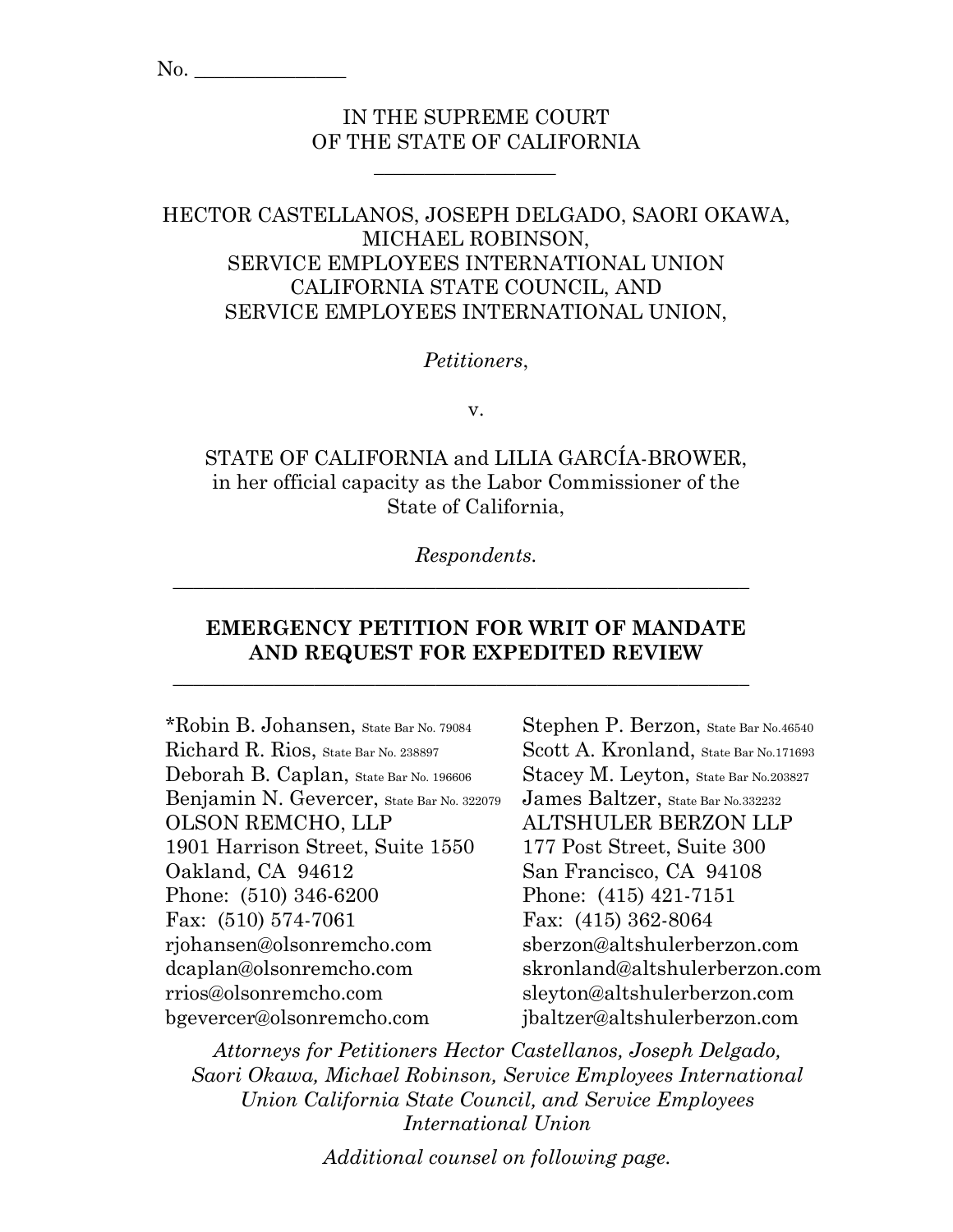No. _______________

IN THE SUPREME COURT
OF THE STATE OF CALIFORNIA

__________________

HECTOR CASTELLANOS, JOSEPH DELGADO, SAORI OKAWA,
MICHAEL ROBINSON,
SERVICE EMPLOYEES INTERNATIONAL UNION
CALIFORNIA STATE COUNCIL, AND
SERVICE EMPLOYEES INTERNATIONAL UNION,

*Petitioners*,

v.

STATE OF CALIFORNIA and LILIA GARCÍA-BROWER,
in her official capacity as the Labor Commissioner of the
State of California,

*Respondents*.

---

**EMERGENCY PETITION FOR WRIT OF MANDATE
AND REQUEST FOR EXPEDITED REVIEW**

---

*Robin B. Johansen, State Bar No. 79084
Richard R. Rios, State Bar No. 238897
Deborah B. Caplan, State Bar No. 196606
Benjamin N. Gevercer, State Bar No. 322079
OLSON REMCHO, LLP
1901 Harrison Street, Suite 1550
Oakland, CA 94612
Phone: (510) 346-6200
Fax: (510) 574-7061
rjohansen@olsonremcho.com
dcaplan@olsonremcho.com
rrios@olsonremcho.com
bgevercer@olsonremcho.com

Stephen P. Berzon, State Bar No.46540
Scott A. Kronland, State Bar No.171693
Stacey M. Leyton, State Bar No.203827
James Baltzer, State Bar No.332232
ALTSHULER BERZON LLP
177 Post Street, Suite 300
San Francisco, CA 94108
Phone: (415) 421-7151
Fax: (415) 362-8064
sberzon@altshulerberzon.com
skronland@altshulerberzon.com
sleyton@altshulerberzon.com
jbaltzer@altshulerberzon.com

*Attorneys for Petitioners Hector Castellanos, Joseph Delgado, Saori Okawa, Michael Robinson, Service Employees International Union California State Council, and Service Employees International Union*

*Additional counsel on following page.*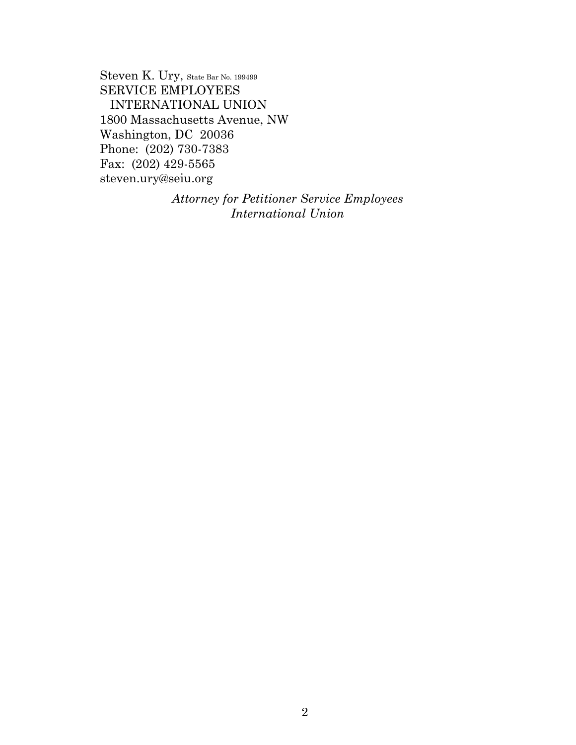Steven K. Ury, State Bar No. 199499
SERVICE EMPLOYEES
INTERNATIONAL UNION
1800 Massachusetts Avenue, NW
Washington, DC 20036
Phone: (202) 730-7383
Fax: (202) 429-5565
steven.ury@seiu.org

*Attorney for Petitioner Service Employees International Union*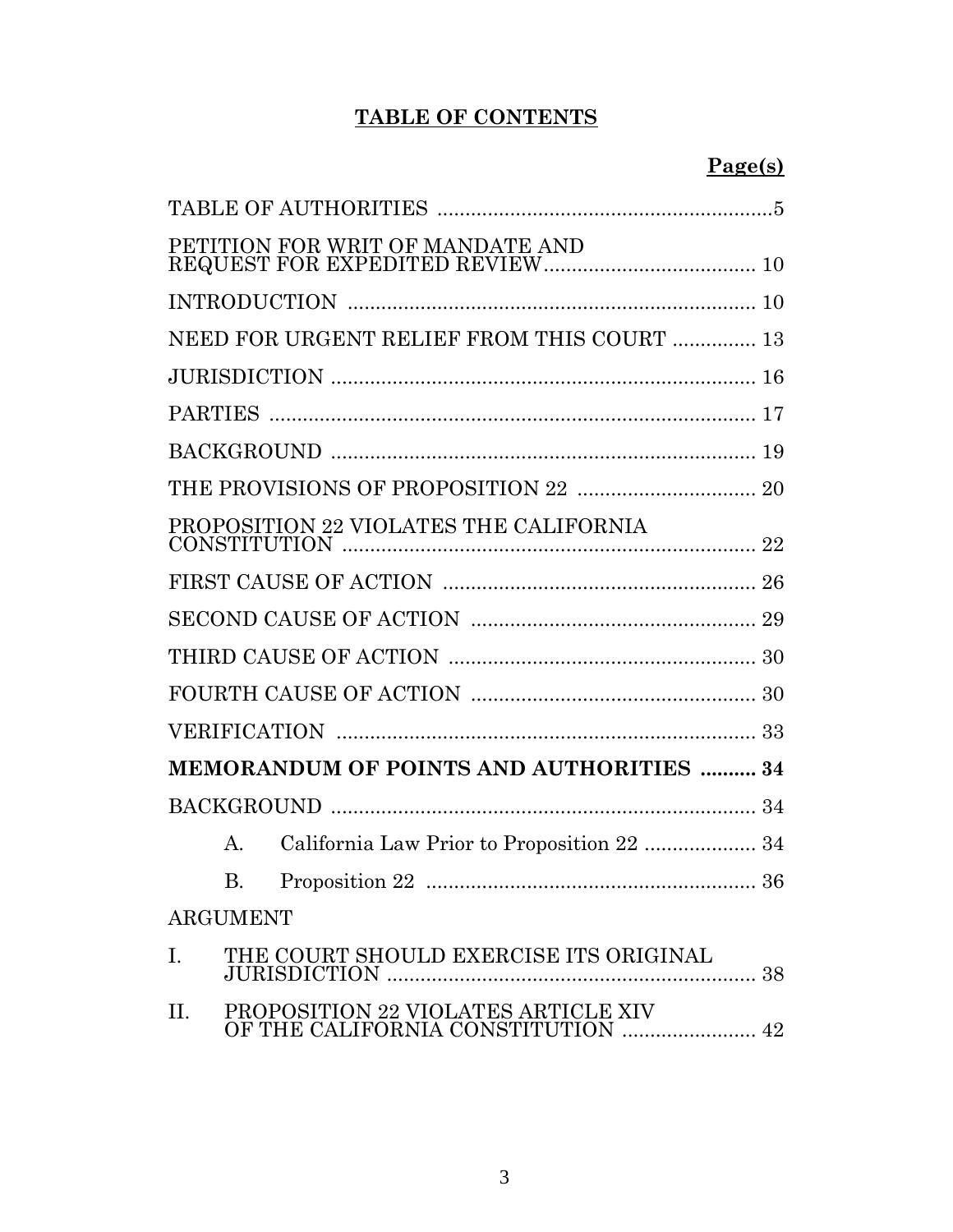# TABLE OF CONTENTS

| | **Page(s)** |
|---|---|
| TABLE OF AUTHORITIES | 5 |
| PETITION FOR WRIT OF MANDATE AND REQUEST FOR EXPEDITED REVIEW | 10 |
| INTRODUCTION | 10 |
| NEED FOR URGENT RELIEF FROM THIS COURT | 13 |
| JURISDICTION | 16 |
| PARTIES | 17 |
| BACKGROUND | 19 |
| THE PROVISIONS OF PROPOSITION 22 | 20 |
| PROPOSITION 22 VIOLATES THE CALIFORNIA CONSTITUTION | 22 |
| FIRST CAUSE OF ACTION | 26 |
| SECOND CAUSE OF ACTION | 29 |
| THIRD CAUSE OF ACTION | 30 |
| FOURTH CAUSE OF ACTION | 30 |
| VERIFICATION | 33 |
| **MEMORANDUM OF POINTS AND AUTHORITIES** | **34** |
| BACKGROUND | 34 |
| A. California Law Prior to Proposition 22 | 34 |
| B. Proposition 22 | 36 |
| ARGUMENT | |
| I. THE COURT SHOULD EXERCISE ITS ORIGINAL JURISDICTION | 38 |
| II. PROPOSITION 22 VIOLATES ARTICLE XIV OF THE CALIFORNIA CONSTITUTION | 42 |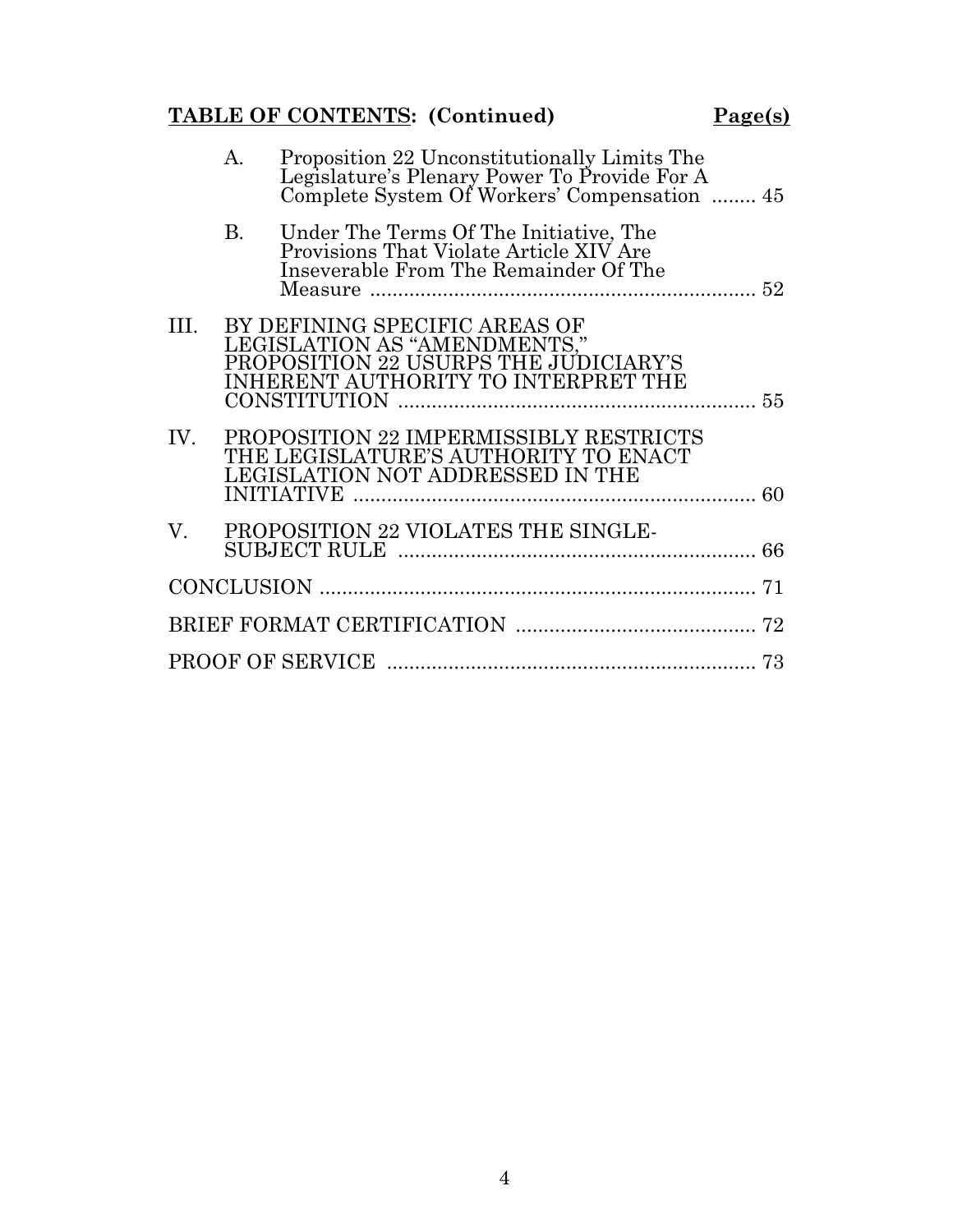**TABLE OF CONTENTS: (Continued)** **Page(s)**

| | | |
|---|---|---|
| A. | Proposition 22 Unconstitutionally Limits The Legislature's Plenary Power To Provide For A Complete System Of Workers' Compensation | 45 |
| B. | Under The Terms Of The Initiative, The Provisions That Violate Article XIV Are Inseverable From The Remainder Of The Measure | 52 |
| III. | BY DEFINING SPECIFIC AREAS OF LEGISLATION AS "AMENDMENTS," PROPOSITION 22 USURPS THE JUDICIARY'S INHERENT AUTHORITY TO INTERPRET THE CONSTITUTION | 55 |
| IV. | PROPOSITION 22 IMPERMISSIBLY RESTRICTS THE LEGISLATURE'S AUTHORITY TO ENACT LEGISLATION NOT ADDRESSED IN THE INITIATIVE | 60 |
| V. | PROPOSITION 22 VIOLATES THE SINGLE-SUBJECT RULE | 66 |
| | CONCLUSION | 71 |
| | BRIEF FORMAT CERTIFICATION | 72 |
| | PROOF OF SERVICE | 73 |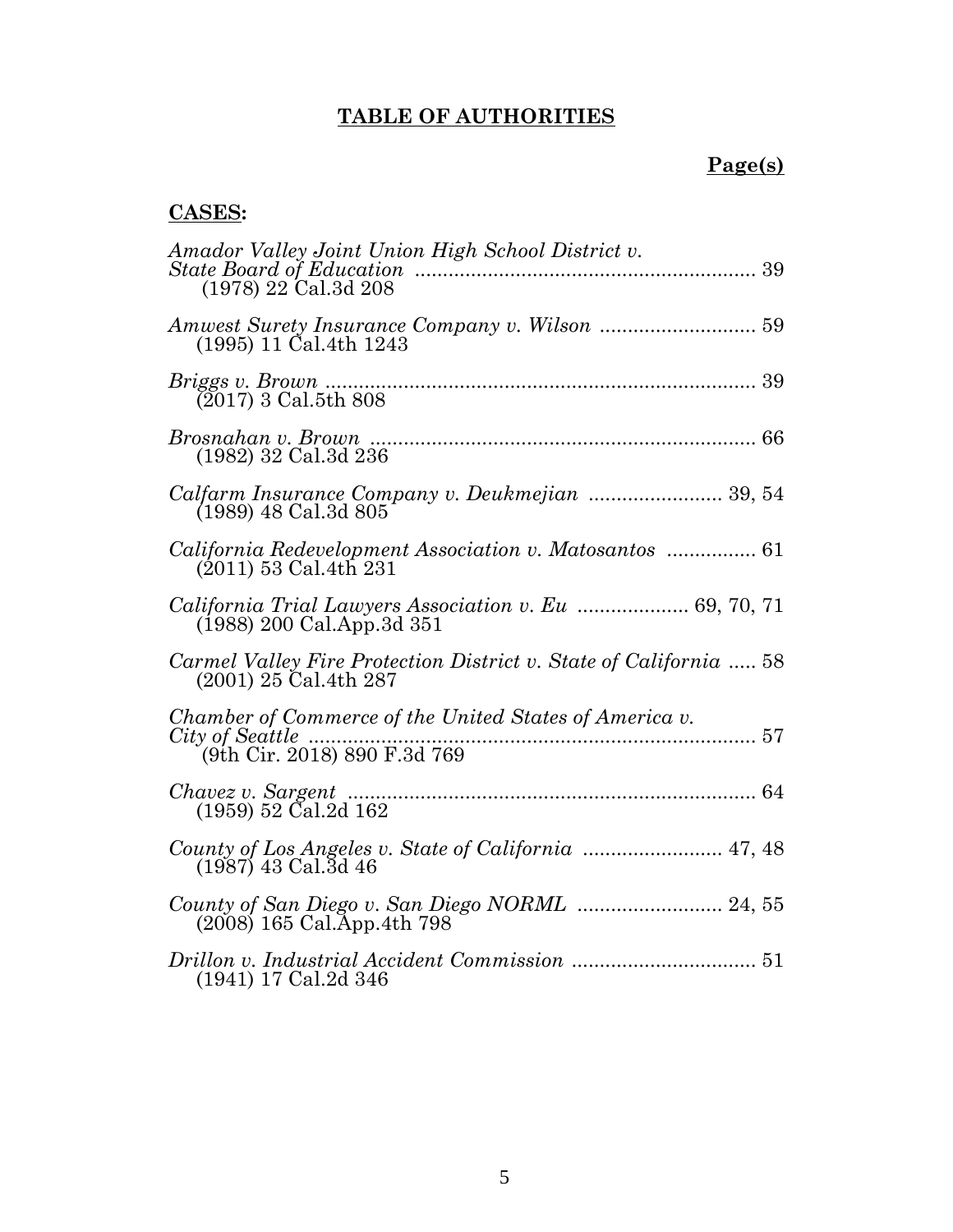# **TABLE OF AUTHORITIES**

**Page(s)**

## **CASES:**

*Amador Valley Joint Union High School District v. State Board of Education* ............................................................ 39
(1978) 22 Cal.3d 208

*Amwest Surety Insurance Company v. Wilson* ............................ 59
(1995) 11 Cal.4th 1243

*Briggs v. Brown* ............................................................................ 39
(2017) 3 Cal.5th 808

*Brosnahan v. Brown* ..................................................................... 66
(1982) 32 Cal.3d 236

*Calfarm Insurance Company v. Deukmejian* ........................ 39, 54
(1989) 48 Cal.3d 805

*California Redevelopment Association v. Matosantos* ................ 61
(2011) 53 Cal.4th 231

*California Trial Lawyers Association v. Eu* .................... 69, 70, 71
(1988) 200 Cal.App.3d 351

*Carmel Valley Fire Protection District v. State of California* ..... 58
(2001) 25 Cal.4th 287

*Chamber of Commerce of the United States of America v. City of Seattle* ................................................................................ 57
(9th Cir. 2018) 890 F.3d 769

*Chavez v. Sargent* ......................................................................... 64
(1959) 52 Cal.2d 162

*County of Los Angeles v. State of California* ......................... 47, 48
(1987) 43 Cal.3d 46

*County of San Diego v. San Diego NORML* .......................... 24, 55
(2008) 165 Cal.App.4th 798

*Drillon v. Industrial Accident Commission* ................................. 51
(1941) 17 Cal.2d 346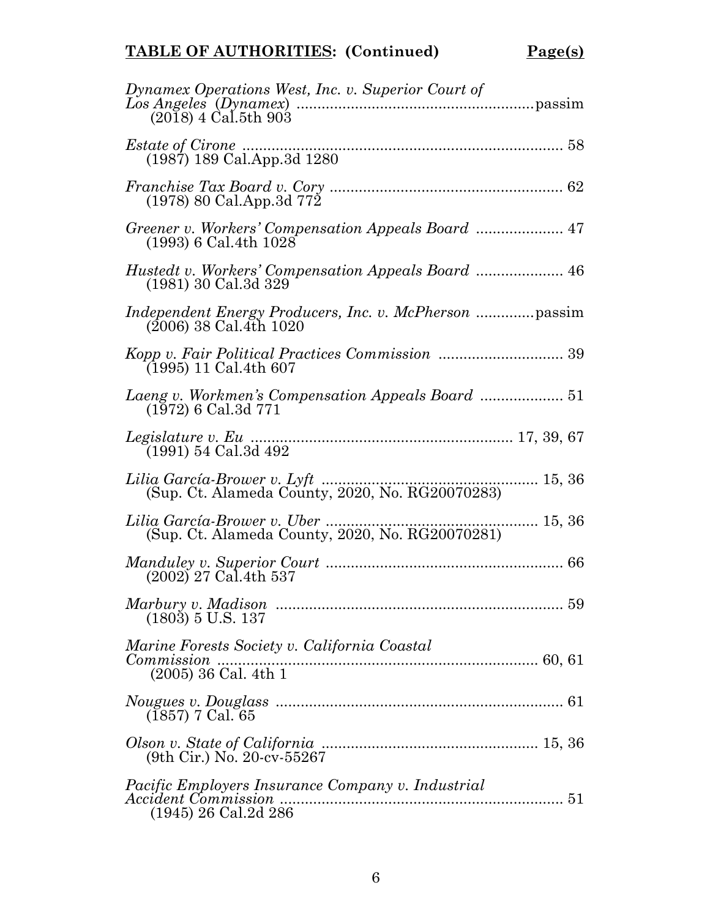**TABLE OF AUTHORITIES: (Continued)** **Page(s)**

*Dynamex Operations West, Inc. v. Superior Court of Los Angeles* (*Dynamex*) ........................................................passim
(2018) 4 Cal.5th 903

*Estate of Cirone* ............................................................................ 58
(1987) 189 Cal.App.3d 1280

*Franchise Tax Board v. Cory* ........................................................ 62
(1978) 80 Cal.App.3d 772

*Greener v. Workers' Compensation Appeals Board* ..................... 47
(1993) 6 Cal.4th 1028

*Hustedt v. Workers' Compensation Appeals Board* ..................... 46
(1981) 30 Cal.3d 329

*Independent Energy Producers, Inc. v. McPherson* ..............passim
(2006) 38 Cal.4th 1020

*Kopp v. Fair Political Practices Commission* .............................. 39
(1995) 11 Cal.4th 607

*Laeng v. Workmen's Compensation Appeals Board* .................... 51
(1972) 6 Cal.3d 771

*Legislature v. Eu* ............................................................ 17, 39, 67
(1991) 54 Cal.3d 492

*Lilia García-Brower v. Lyft* .................................................... 15, 36
(Sup. Ct. Alameda County, 2020, No. RG20070283)

*Lilia García-Brower v. Uber* ................................................... 15, 36
(Sup. Ct. Alameda County, 2020, No. RG20070281)

*Manduley v. Superior Court* ........................................................ 66
(2002) 27 Cal.4th 537

*Marbury v. Madison* .................................................................... 59
(1803) 5 U.S. 137

*Marine Forests Society v. California Coastal Commission* ........................................................................... 60, 61
(2005) 36 Cal. 4th 1

*Nougues v. Douglass* ..................................................................... 61
(1857) 7 Cal. 65

*Olson v. State of California* ................................................... 15, 36
(9th Cir.) No. 20-cv-55267

*Pacific Employers Insurance Company v. Industrial Accident Commission* ................................................................... 51
(1945) 26 Cal.2d 286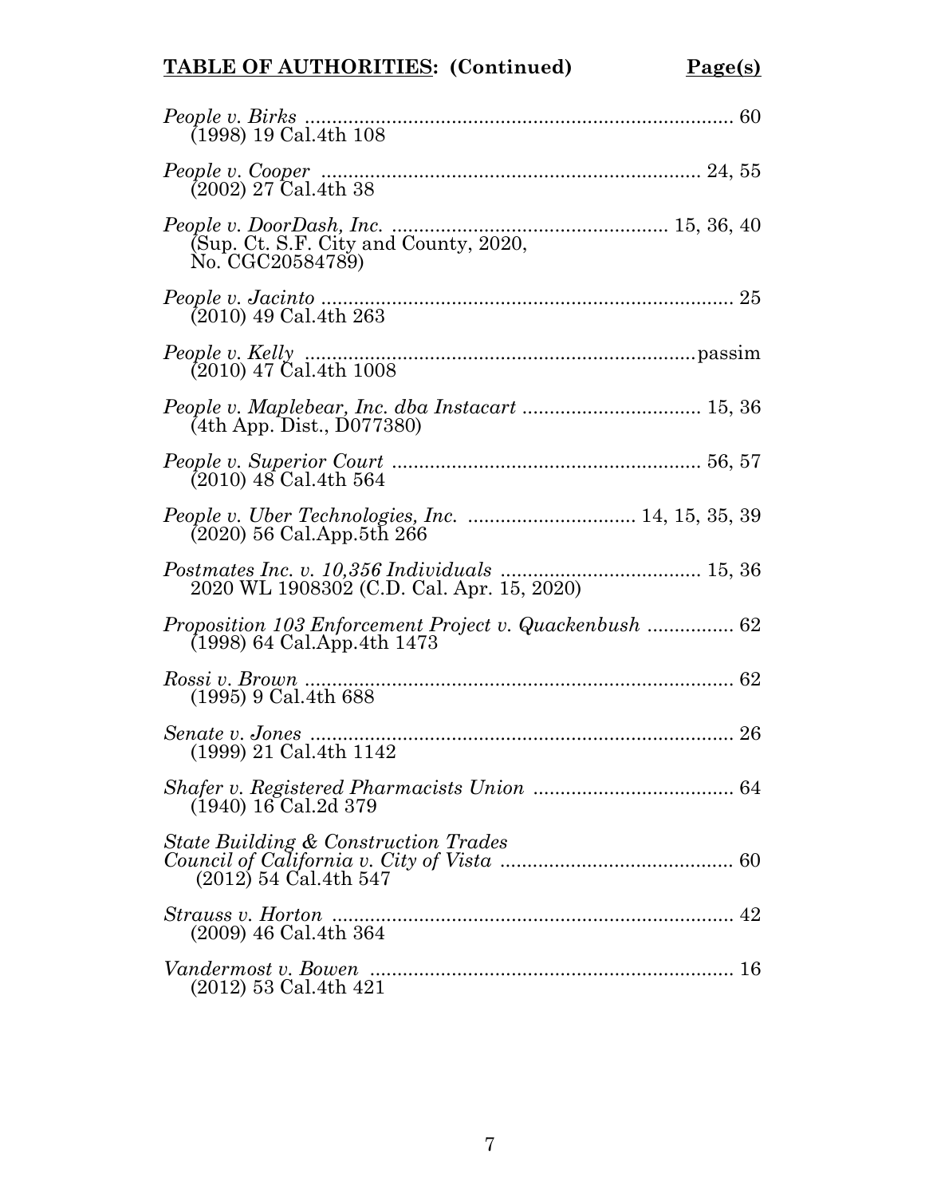**TABLE OF AUTHORITIES: (Continued)** **Page(s)**

*People v. Birks* ............................................................................ 60
(1998) 19 Cal.4th 108

*People v. Cooper* ...................................................................... 24, 55
(2002) 27 Cal.4th 38

*People v. DoorDash, Inc.* ................................................... 15, 36, 40
(Sup. Ct. S.F. City and County, 2020, No. CGC20584789)

*People v. Jacinto* ............................................................................ 25
(2010) 49 Cal.4th 263

*People v. Kelly* ........................................................................passim
(2010) 47 Cal.4th 1008

*People v. Maplebear, Inc. dba Instacart* ................................. 15, 36
(4th App. Dist., D077380)

*People v. Superior Court* ........................................................ 56, 57
(2010) 48 Cal.4th 564

*People v. Uber Technologies, Inc.* .............................. 14, 15, 35, 39
(2020) 56 Cal.App.5th 266

*Postmates Inc. v. 10,356 Individuals* ..................................... 15, 36
2020 WL 1908302 (C.D. Cal. Apr. 15, 2020)

*Proposition 103 Enforcement Project v. Quackenbush* ................ 62
(1998) 64 Cal.App.4th 1473

*Rossi v. Brown* ............................................................................... 62
(1995) 9 Cal.4th 688

*Senate v. Jones* ............................................................................. 26
(1999) 21 Cal.4th 1142

*Shafer v. Registered Pharmacists Union* ..................................... 64
(1940) 16 Cal.2d 379

*State Building & Construction Trades Council of California v. City of Vista* ........................................... 60
(2012) 54 Cal.4th 547

*Strauss v. Horton* .......................................................................... 42
(2009) 46 Cal.4th 364

*Vandermost v. Bowen* ................................................................... 16
(2012) 53 Cal.4th 421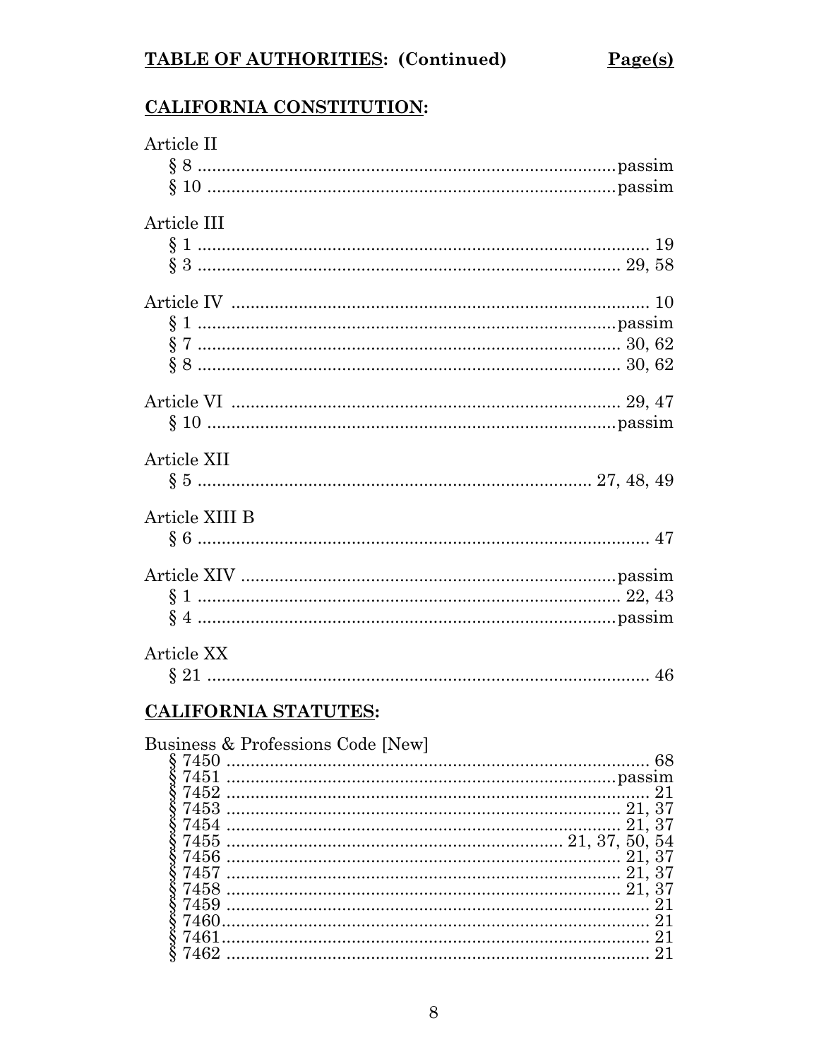**TABLE OF AUTHORITIES: (Continued)** **Page(s)**

**CALIFORNIA CONSTITUTION:**

Article II
§ 8 .......... passim
§ 10 .......... passim

Article III
§ 1 .......... 19
§ 3 .......... 29, 58

Article IV .......... 10
§ 1 .......... passim
§ 7 .......... 30, 62
§ 8 .......... 30, 62

Article VI .......... 29, 47
§ 10 .......... passim

Article XII
§ 5 .......... 27, 48, 49

Article XIII B
§ 6 .......... 47

Article XIV .......... passim
§ 1 .......... 22, 43
§ 4 .......... passim

Article XX
§ 21 .......... 46

**CALIFORNIA STATUTES:**

Business & Professions Code [New]
§ 7450 .......... 68
§ 7451 .......... passim
§ 7452 .......... 21
§ 7453 .......... 21, 37
§ 7454 .......... 21, 37
§ 7455 .......... 21, 37, 50, 54
§ 7456 .......... 21, 37
§ 7457 .......... 21, 37
§ 7458 .......... 21, 37
§ 7459 .......... 21
§ 7460 .......... 21
§ 7461 .......... 21
§ 7462 .......... 21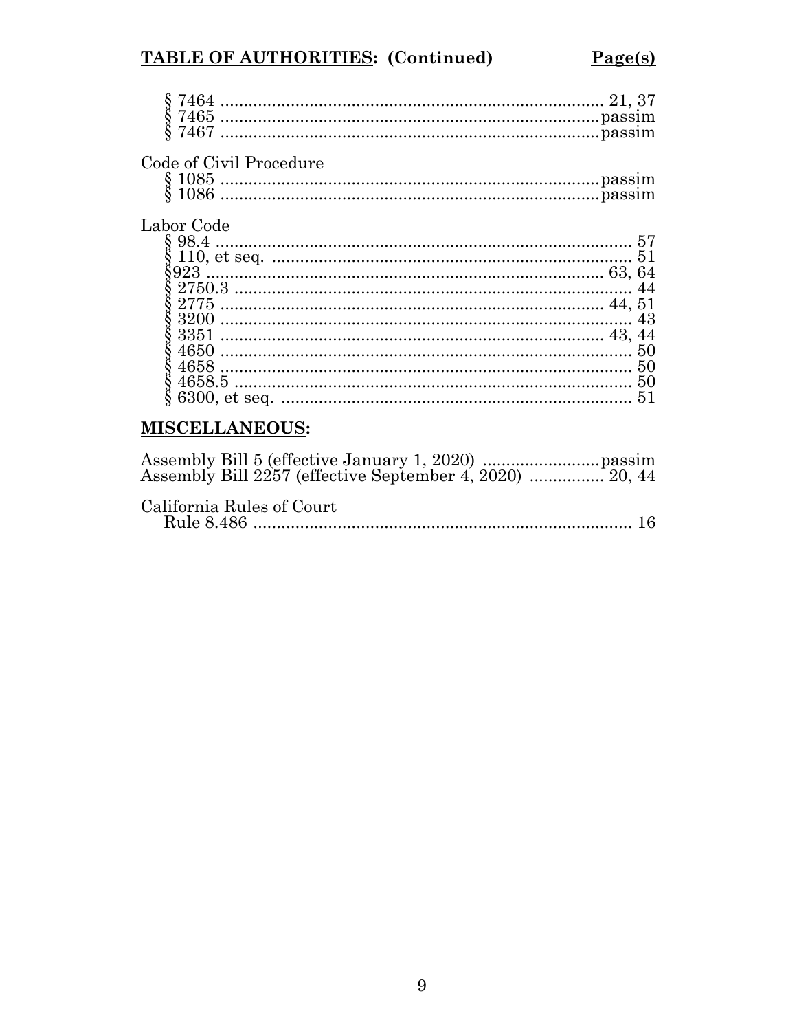**TABLE OF AUTHORITIES: (Continued)** **Page(s)**

§ 7464 .................................................................................. 21, 37
§ 7465 .................................................................................. passim
§ 7467 .................................................................................. passim

Code of Civil Procedure
§ 1085 .................................................................................. passim
§ 1086 .................................................................................. passim

Labor Code
§ 98.4 .................................................................................. 57
§ 110, et seq. .................................................................................. 51
§923 .................................................................................. 63, 64
§ 2750.3 .................................................................................. 44
§ 2775 .................................................................................. 44, 51
§ 3200 .................................................................................. 43
§ 3351 .................................................................................. 43, 44
§ 4650 .................................................................................. 50
§ 4658 .................................................................................. 50
§ 4658.5 .................................................................................. 50
§ 6300, et seq. .................................................................................. 51

## MISCELLANEOUS:

Assembly Bill 5 (effective January 1, 2020) .......................... passim
Assembly Bill 2257 (effective September 4, 2020) ................ 20, 44

California Rules of Court
Rule 8.486 .................................................................................. 16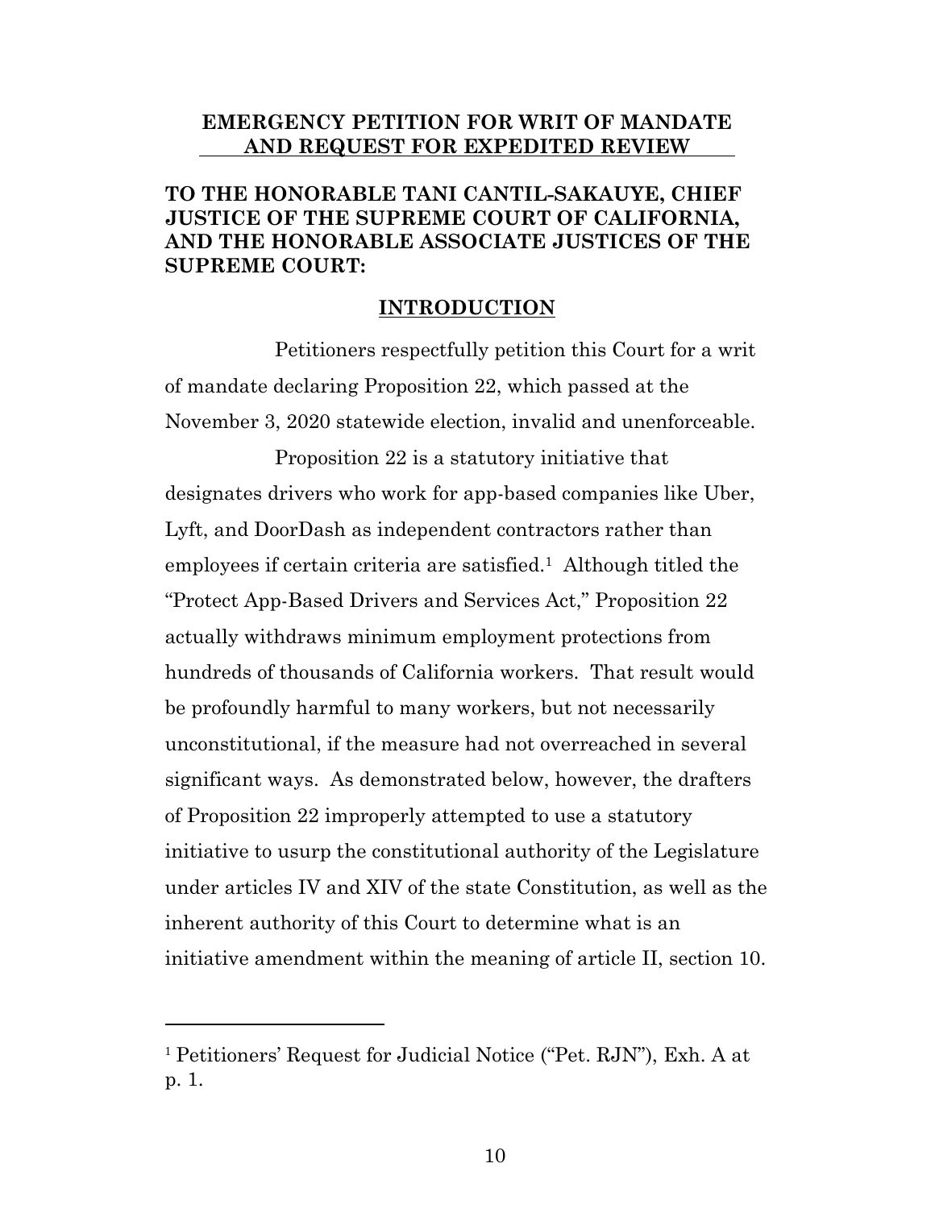**EMERGENCY PETITION FOR WRIT OF MANDATE AND REQUEST FOR EXPEDITED REVIEW**

**TO THE HONORABLE TANI CANTIL-SAKAUYE, CHIEF JUSTICE OF THE SUPREME COURT OF CALIFORNIA, AND THE HONORABLE ASSOCIATE JUSTICES OF THE SUPREME COURT:**

## INTRODUCTION

Petitioners respectfully petition this Court for a writ of mandate declaring Proposition 22, which passed at the November 3, 2020 statewide election, invalid and unenforceable.

Proposition 22 is a statutory initiative that designates drivers who work for app-based companies like Uber, Lyft, and DoorDash as independent contractors rather than employees if certain criteria are satisfied.[1] Although titled the "Protect App-Based Drivers and Services Act," Proposition 22 actually withdraws minimum employment protections from hundreds of thousands of California workers. That result would be profoundly harmful to many workers, but not necessarily unconstitutional, if the measure had not overreached in several significant ways. As demonstrated below, however, the drafters of Proposition 22 improperly attempted to use a statutory initiative to usurp the constitutional authority of the Legislature under articles IV and XIV of the state Constitution, as well as the inherent authority of this Court to determine what is an initiative amendment within the meaning of article II, section 10.

---

[1] Petitioners' Request for Judicial Notice ("Pet. RJN"), Exh. A at p. 1.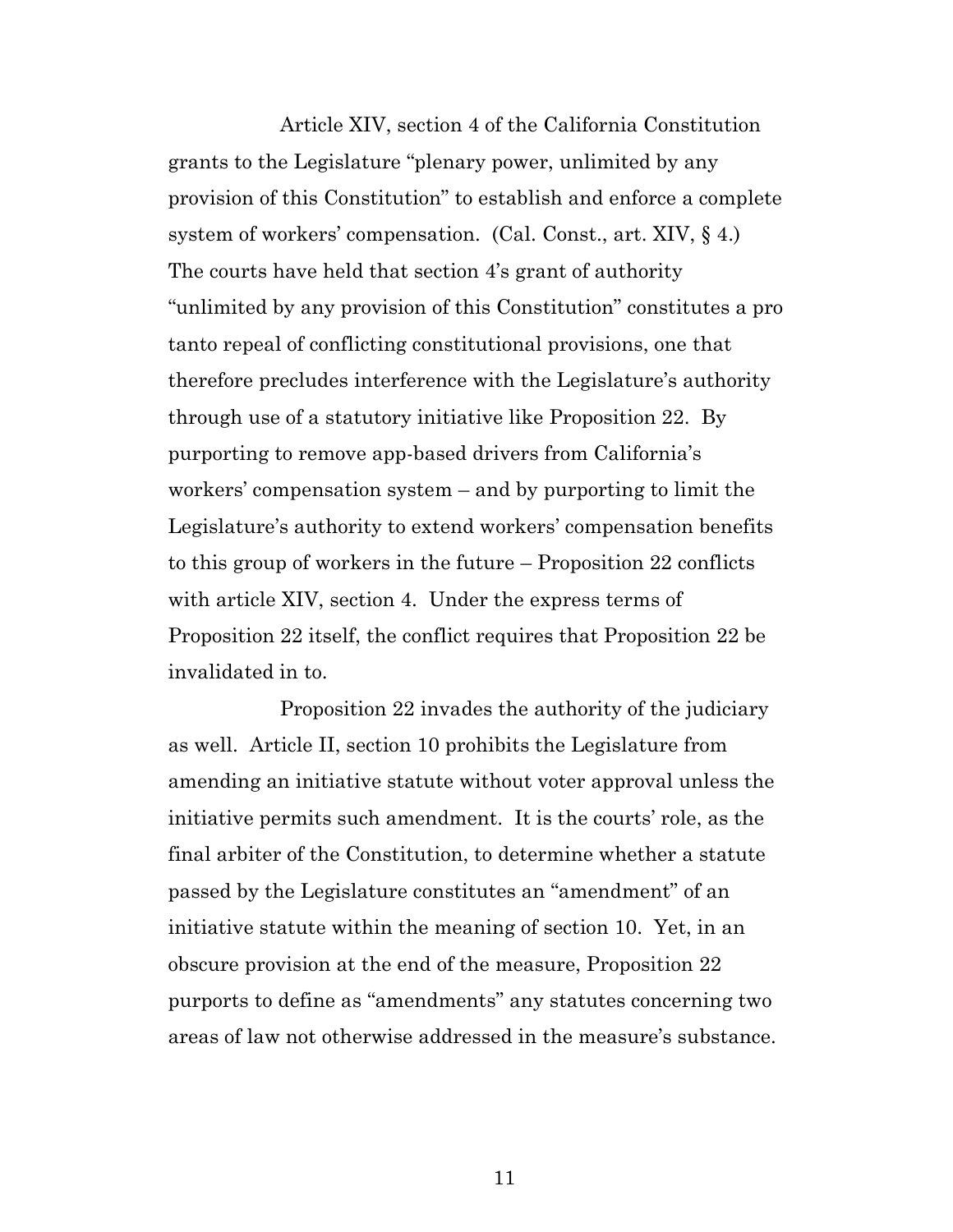Article XIV, section 4 of the California Constitution grants to the Legislature "plenary power, unlimited by any provision of this Constitution" to establish and enforce a complete system of workers' compensation. (Cal. Const., art. XIV, § 4.) The courts have held that section 4's grant of authority "unlimited by any provision of this Constitution" constitutes a pro tanto repeal of conflicting constitutional provisions, one that therefore precludes interference with the Legislature's authority through use of a statutory initiative like Proposition 22. By purporting to remove app-based drivers from California's workers' compensation system – and by purporting to limit the Legislature's authority to extend workers' compensation benefits to this group of workers in the future – Proposition 22 conflicts with article XIV, section 4. Under the express terms of Proposition 22 itself, the conflict requires that Proposition 22 be invalidated in to.

Proposition 22 invades the authority of the judiciary as well. Article II, section 10 prohibits the Legislature from amending an initiative statute without voter approval unless the initiative permits such amendment. It is the courts' role, as the final arbiter of the Constitution, to determine whether a statute passed by the Legislature constitutes an "amendment" of an initiative statute within the meaning of section 10. Yet, in an obscure provision at the end of the measure, Proposition 22 purports to define as "amendments" any statutes concerning two areas of law not otherwise addressed in the measure's substance.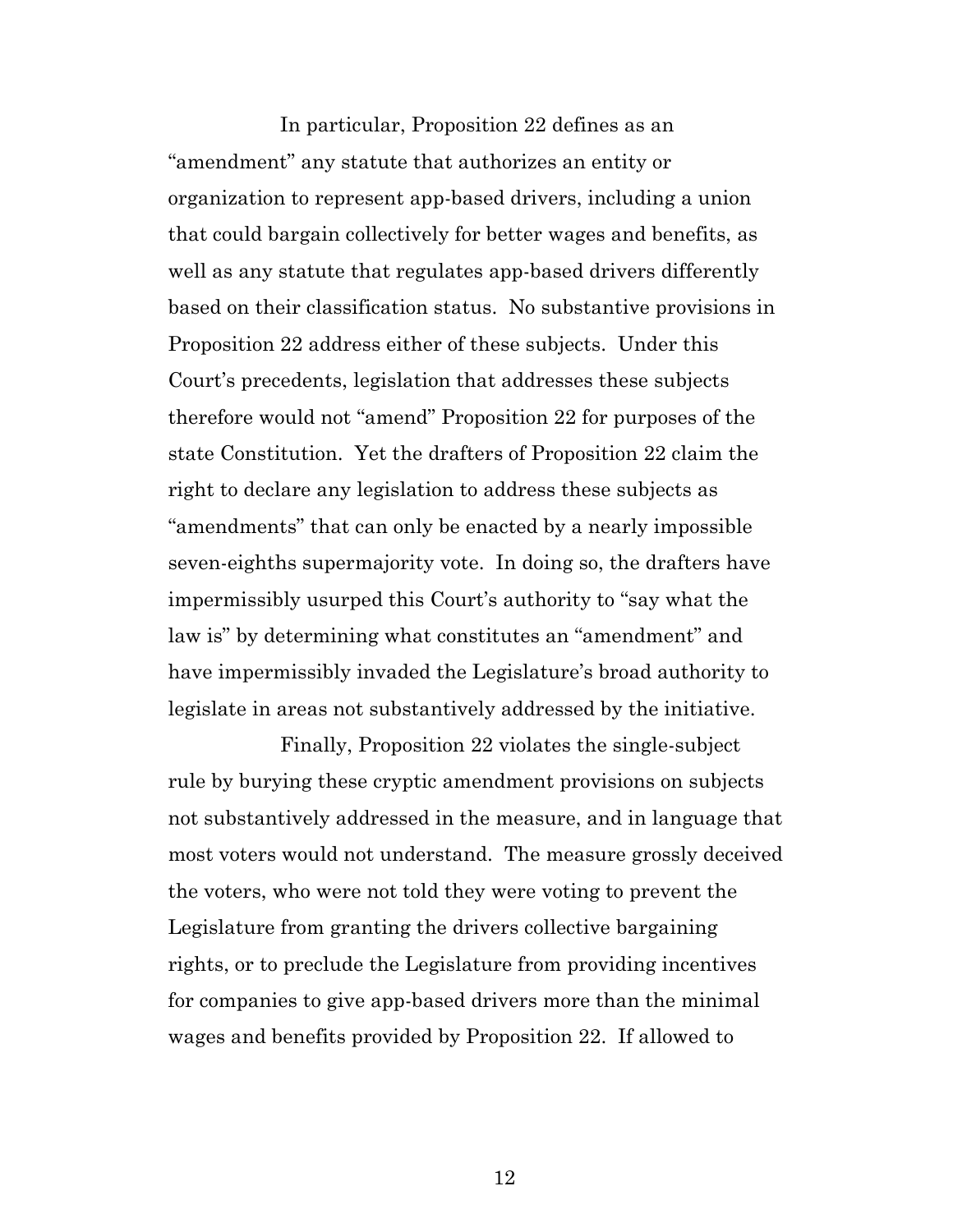In particular, Proposition 22 defines as an "amendment" any statute that authorizes an entity or organization to represent app-based drivers, including a union that could bargain collectively for better wages and benefits, as well as any statute that regulates app-based drivers differently based on their classification status. No substantive provisions in Proposition 22 address either of these subjects. Under this Court's precedents, legislation that addresses these subjects therefore would not "amend" Proposition 22 for purposes of the state Constitution. Yet the drafters of Proposition 22 claim the right to declare any legislation to address these subjects as "amendments" that can only be enacted by a nearly impossible seven-eighths supermajority vote. In doing so, the drafters have impermissibly usurped this Court's authority to "say what the law is" by determining what constitutes an "amendment" and have impermissibly invaded the Legislature's broad authority to legislate in areas not substantively addressed by the initiative.

Finally, Proposition 22 violates the single-subject rule by burying these cryptic amendment provisions on subjects not substantively addressed in the measure, and in language that most voters would not understand. The measure grossly deceived the voters, who were not told they were voting to prevent the Legislature from granting the drivers collective bargaining rights, or to preclude the Legislature from providing incentives for companies to give app-based drivers more than the minimal wages and benefits provided by Proposition 22. If allowed to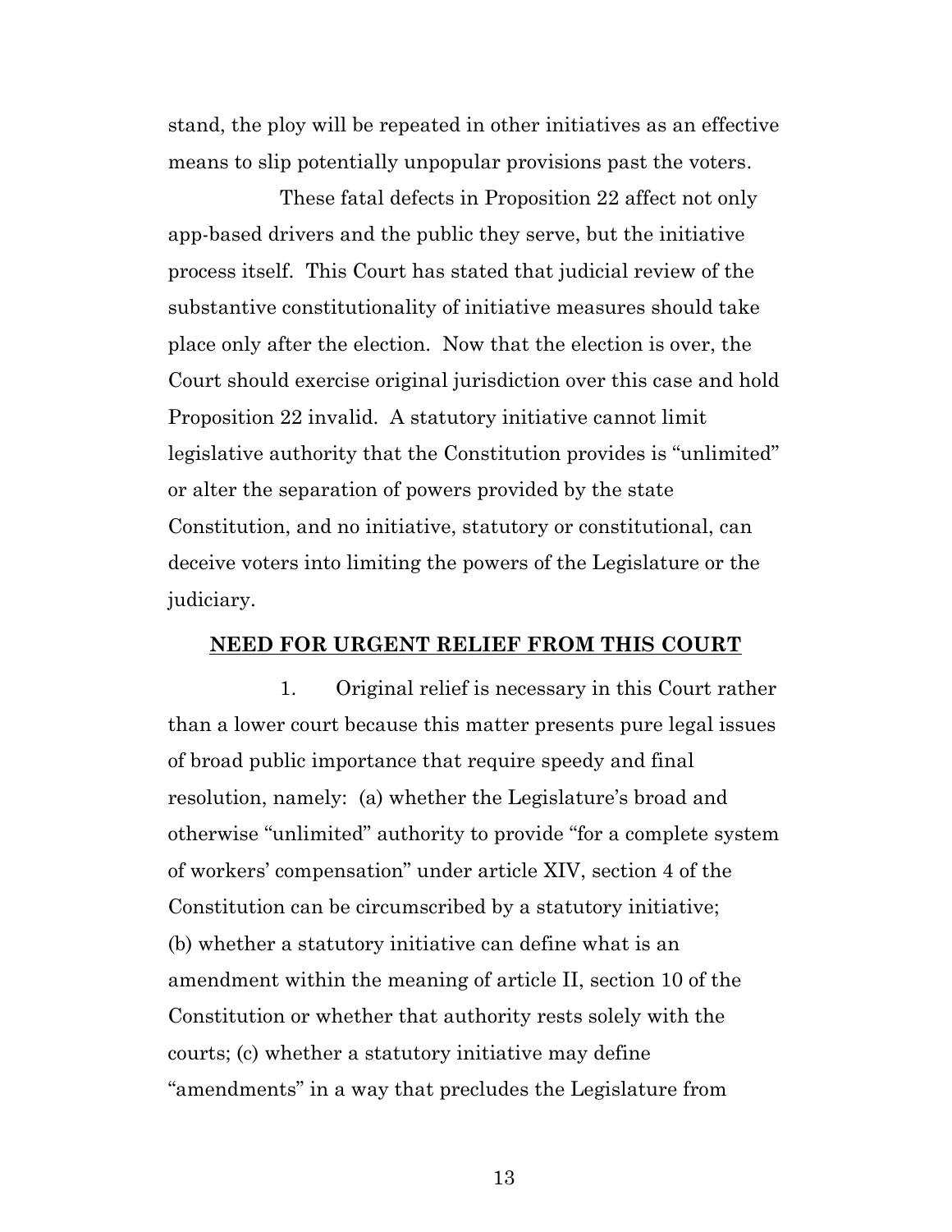stand, the ploy will be repeated in other initiatives as an effective means to slip potentially unpopular provisions past the voters.

These fatal defects in Proposition 22 affect not only app-based drivers and the public they serve, but the initiative process itself. This Court has stated that judicial review of the substantive constitutionality of initiative measures should take place only after the election. Now that the election is over, the Court should exercise original jurisdiction over this case and hold Proposition 22 invalid. A statutory initiative cannot limit legislative authority that the Constitution provides is "unlimited" or alter the separation of powers provided by the state Constitution, and no initiative, statutory or constitutional, can deceive voters into limiting the powers of the Legislature or the judiciary.

## **NEED FOR URGENT RELIEF FROM THIS COURT**

1. Original relief is necessary in this Court rather than a lower court because this matter presents pure legal issues of broad public importance that require speedy and final resolution, namely: (a) whether the Legislature's broad and otherwise "unlimited" authority to provide "for a complete system of workers' compensation" under article XIV, section 4 of the Constitution can be circumscribed by a statutory initiative; (b) whether a statutory initiative can define what is an amendment within the meaning of article II, section 10 of the Constitution or whether that authority rests solely with the courts; (c) whether a statutory initiative may define "amendments" in a way that precludes the Legislature from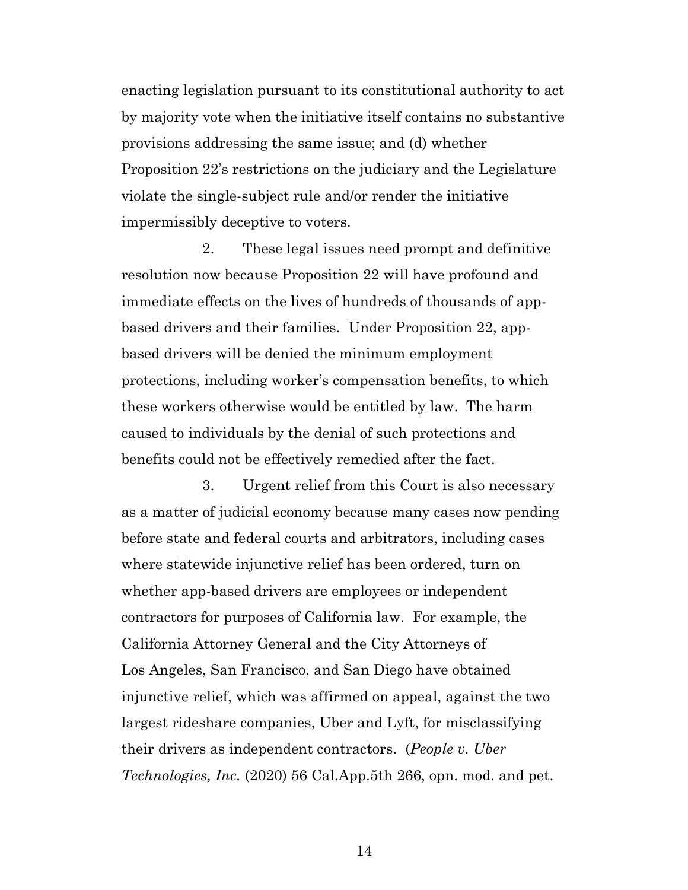enacting legislation pursuant to its constitutional authority to act by majority vote when the initiative itself contains no substantive provisions addressing the same issue; and (d) whether Proposition 22's restrictions on the judiciary and the Legislature violate the single-subject rule and/or render the initiative impermissibly deceptive to voters.

2. These legal issues need prompt and definitive resolution now because Proposition 22 will have profound and immediate effects on the lives of hundreds of thousands of app-based drivers and their families. Under Proposition 22, app-based drivers will be denied the minimum employment protections, including worker's compensation benefits, to which these workers otherwise would be entitled by law. The harm caused to individuals by the denial of such protections and benefits could not be effectively remedied after the fact.

3. Urgent relief from this Court is also necessary as a matter of judicial economy because many cases now pending before state and federal courts and arbitrators, including cases where statewide injunctive relief has been ordered, turn on whether app-based drivers are employees or independent contractors for purposes of California law. For example, the California Attorney General and the City Attorneys of Los Angeles, San Francisco, and San Diego have obtained injunctive relief, which was affirmed on appeal, against the two largest rideshare companies, Uber and Lyft, for misclassifying their drivers as independent contractors. (*People v. Uber Technologies, Inc.* (2020) 56 Cal.App.5th 266, opn. mod. and pet.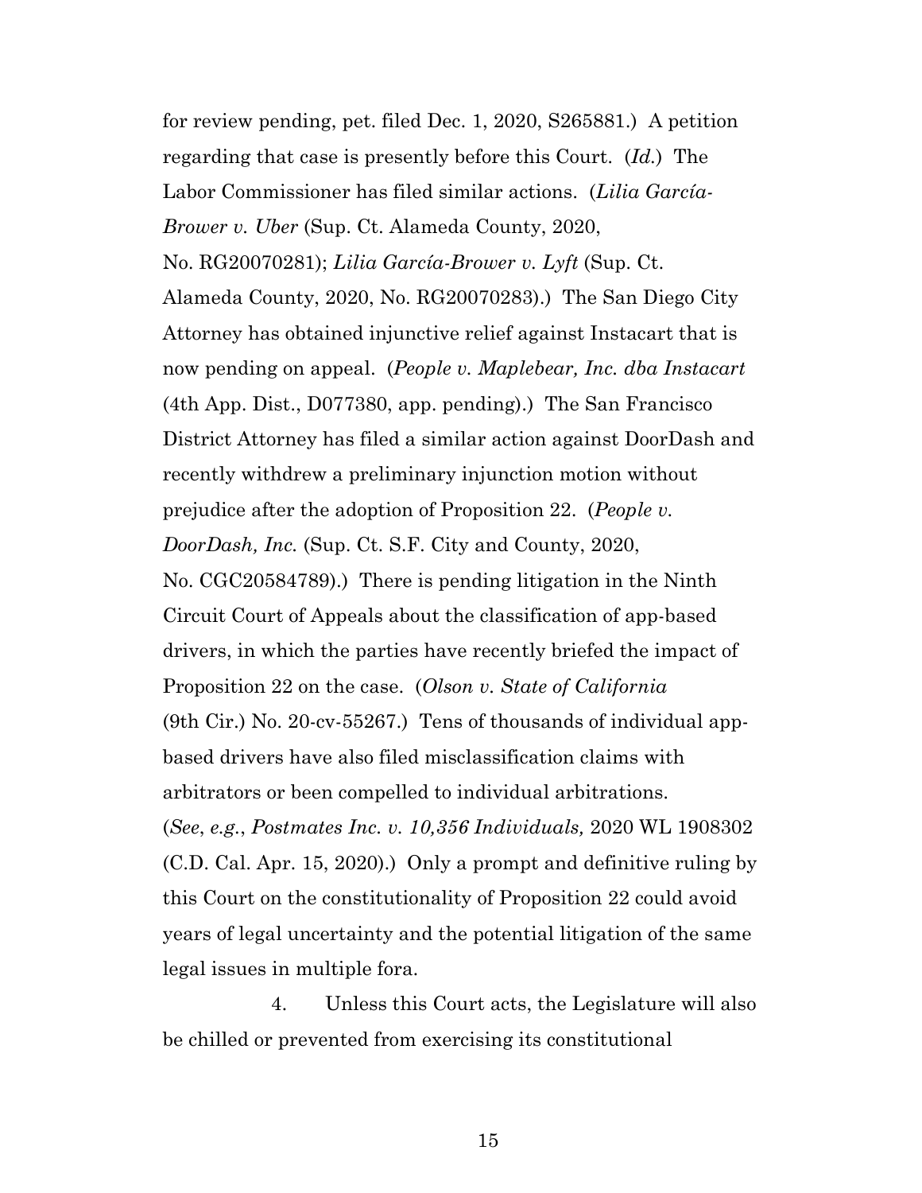for review pending, pet. filed Dec. 1, 2020, S265881.) A petition regarding that case is presently before this Court. (*Id.*) The Labor Commissioner has filed similar actions. (*Lilia García-Brower v. Uber* (Sup. Ct. Alameda County, 2020, No. RG20070281); *Lilia García-Brower v. Lyft* (Sup. Ct. Alameda County, 2020, No. RG20070283).) The San Diego City Attorney has obtained injunctive relief against Instacart that is now pending on appeal. (*People v. Maplebear, Inc. dba Instacart* (4th App. Dist., D077380, app. pending).) The San Francisco District Attorney has filed a similar action against DoorDash and recently withdrew a preliminary injunction motion without prejudice after the adoption of Proposition 22. (*People v. DoorDash, Inc.* (Sup. Ct. S.F. City and County, 2020, No. CGC20584789).) There is pending litigation in the Ninth Circuit Court of Appeals about the classification of app-based drivers, in which the parties have recently briefed the impact of Proposition 22 on the case. (*Olson v. State of California* (9th Cir.) No. 20-cv-55267.) Tens of thousands of individual app-based drivers have also filed misclassification claims with arbitrators or been compelled to individual arbitrations. (*See*, *e.g.*, *Postmates Inc. v. 10,356 Individuals,* 2020 WL 1908302 (C.D. Cal. Apr. 15, 2020).) Only a prompt and definitive ruling by this Court on the constitutionality of Proposition 22 could avoid years of legal uncertainty and the potential litigation of the same legal issues in multiple fora.

4. Unless this Court acts, the Legislature will also be chilled or prevented from exercising its constitutional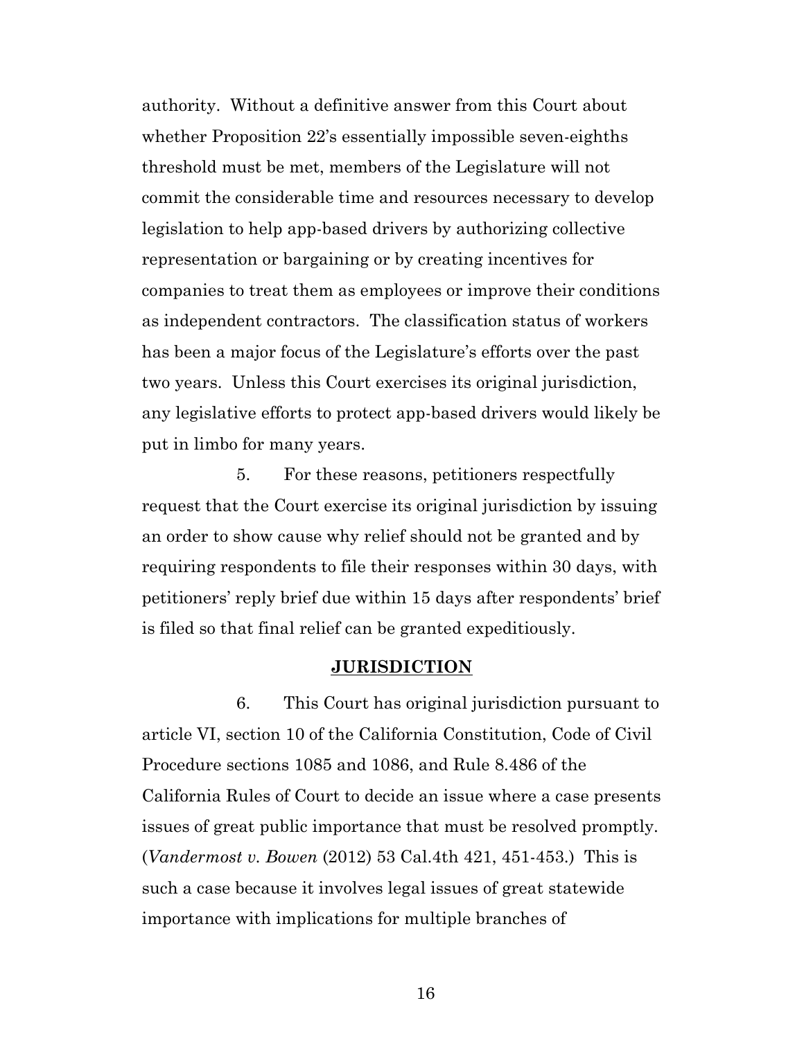authority. Without a definitive answer from this Court about whether Proposition 22's essentially impossible seven-eighths threshold must be met, members of the Legislature will not commit the considerable time and resources necessary to develop legislation to help app-based drivers by authorizing collective representation or bargaining or by creating incentives for companies to treat them as employees or improve their conditions as independent contractors. The classification status of workers has been a major focus of the Legislature's efforts over the past two years. Unless this Court exercises its original jurisdiction, any legislative efforts to protect app-based drivers would likely be put in limbo for many years.

5. For these reasons, petitioners respectfully request that the Court exercise its original jurisdiction by issuing an order to show cause why relief should not be granted and by requiring respondents to file their responses within 30 days, with petitioners' reply brief due within 15 days after respondents' brief is filed so that final relief can be granted expeditiously.

## JURISDICTION

6. This Court has original jurisdiction pursuant to article VI, section 10 of the California Constitution, Code of Civil Procedure sections 1085 and 1086, and Rule 8.486 of the California Rules of Court to decide an issue where a case presents issues of great public importance that must be resolved promptly. (*Vandermost v. Bowen* (2012) 53 Cal.4th 421, 451-453.) This is such a case because it involves legal issues of great statewide importance with implications for multiple branches of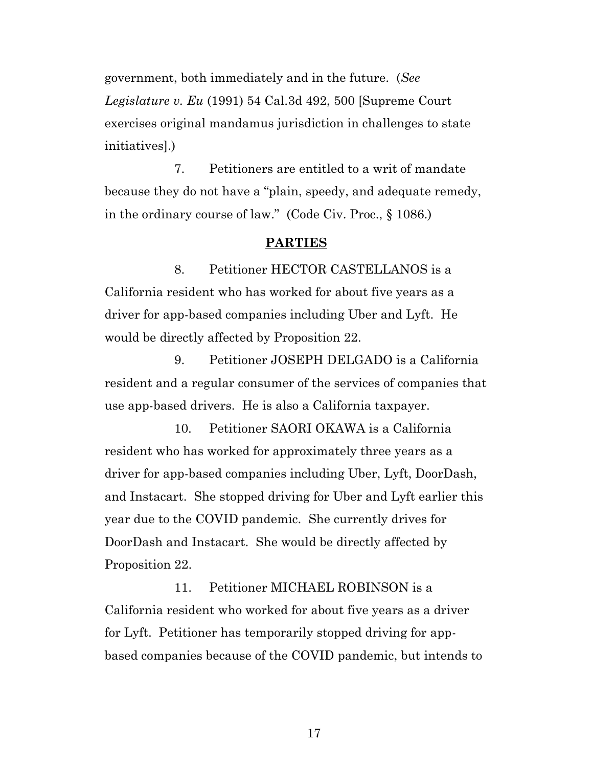government, both immediately and in the future. (*See Legislature v. Eu* (1991) 54 Cal.3d 492, 500 [Supreme Court exercises original mandamus jurisdiction in challenges to state initiatives].)

7. Petitioners are entitled to a writ of mandate because they do not have a "plain, speedy, and adequate remedy, in the ordinary course of law." (Code Civ. Proc., § 1086.)

## PARTIES

8. Petitioner HECTOR CASTELLANOS is a California resident who has worked for about five years as a driver for app-based companies including Uber and Lyft. He would be directly affected by Proposition 22.

9. Petitioner JOSEPH DELGADO is a California resident and a regular consumer of the services of companies that use app-based drivers. He is also a California taxpayer.

10. Petitioner SAORI OKAWA is a California resident who has worked for approximately three years as a driver for app-based companies including Uber, Lyft, DoorDash, and Instacart. She stopped driving for Uber and Lyft earlier this year due to the COVID pandemic. She currently drives for DoorDash and Instacart. She would be directly affected by Proposition 22.

11. Petitioner MICHAEL ROBINSON is a California resident who worked for about five years as a driver for Lyft. Petitioner has temporarily stopped driving for app-based companies because of the COVID pandemic, but intends to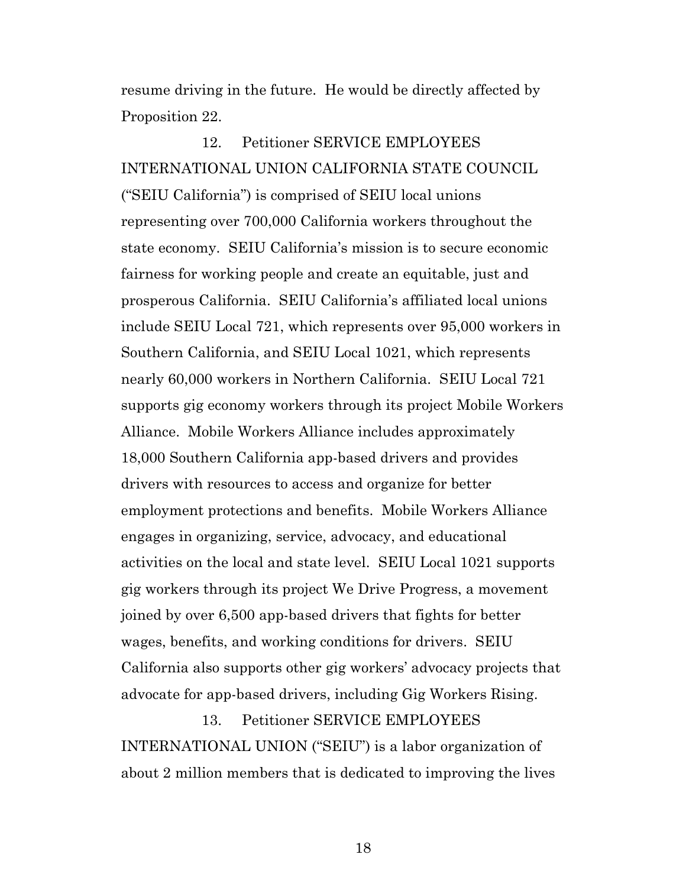resume driving in the future. He would be directly affected by Proposition 22.

12. Petitioner SERVICE EMPLOYEES INTERNATIONAL UNION CALIFORNIA STATE COUNCIL ("SEIU California") is comprised of SEIU local unions representing over 700,000 California workers throughout the state economy. SEIU California's mission is to secure economic fairness for working people and create an equitable, just and prosperous California. SEIU California's affiliated local unions include SEIU Local 721, which represents over 95,000 workers in Southern California, and SEIU Local 1021, which represents nearly 60,000 workers in Northern California. SEIU Local 721 supports gig economy workers through its project Mobile Workers Alliance. Mobile Workers Alliance includes approximately 18,000 Southern California app-based drivers and provides drivers with resources to access and organize for better employment protections and benefits. Mobile Workers Alliance engages in organizing, service, advocacy, and educational activities on the local and state level. SEIU Local 1021 supports gig workers through its project We Drive Progress, a movement joined by over 6,500 app-based drivers that fights for better wages, benefits, and working conditions for drivers. SEIU California also supports other gig workers' advocacy projects that advocate for app-based drivers, including Gig Workers Rising.

13. Petitioner SERVICE EMPLOYEES INTERNATIONAL UNION ("SEIU") is a labor organization of about 2 million members that is dedicated to improving the lives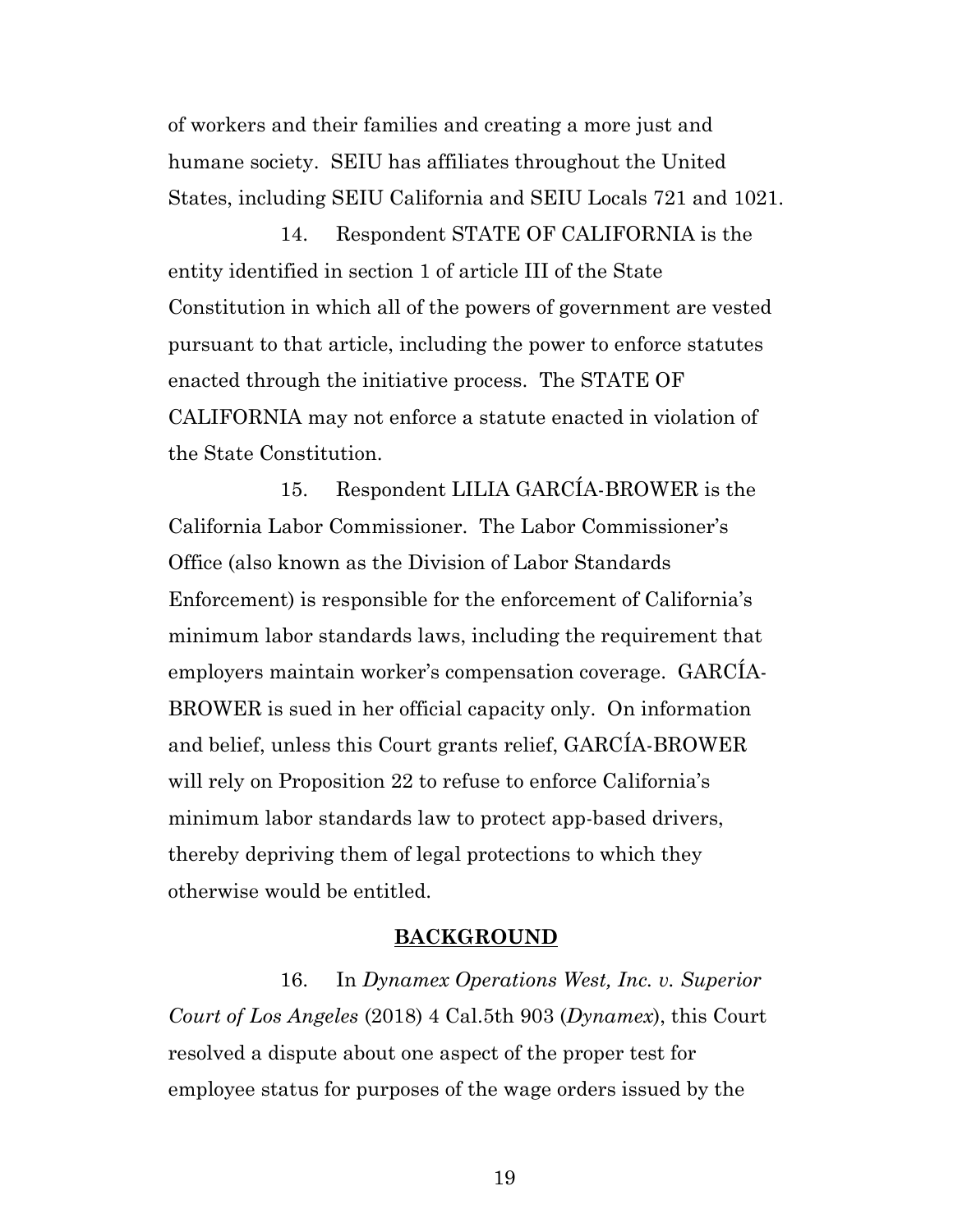of workers and their families and creating a more just and humane society. SEIU has affiliates throughout the United States, including SEIU California and SEIU Locals 721 and 1021.

14. Respondent STATE OF CALIFORNIA is the entity identified in section 1 of article III of the State Constitution in which all of the powers of government are vested pursuant to that article, including the power to enforce statutes enacted through the initiative process. The STATE OF CALIFORNIA may not enforce a statute enacted in violation of the State Constitution.

15. Respondent LILIA GARCÍA-BROWER is the California Labor Commissioner. The Labor Commissioner's Office (also known as the Division of Labor Standards Enforcement) is responsible for the enforcement of California's minimum labor standards laws, including the requirement that employers maintain worker's compensation coverage. GARCÍA-BROWER is sued in her official capacity only. On information and belief, unless this Court grants relief, GARCÍA-BROWER will rely on Proposition 22 to refuse to enforce California's minimum labor standards law to protect app-based drivers, thereby depriving them of legal protections to which they otherwise would be entitled.

## BACKGROUND

16. In *Dynamex Operations West, Inc. v. Superior Court of Los Angeles* (2018) 4 Cal.5th 903 (*Dynamex*), this Court resolved a dispute about one aspect of the proper test for employee status for purposes of the wage orders issued by the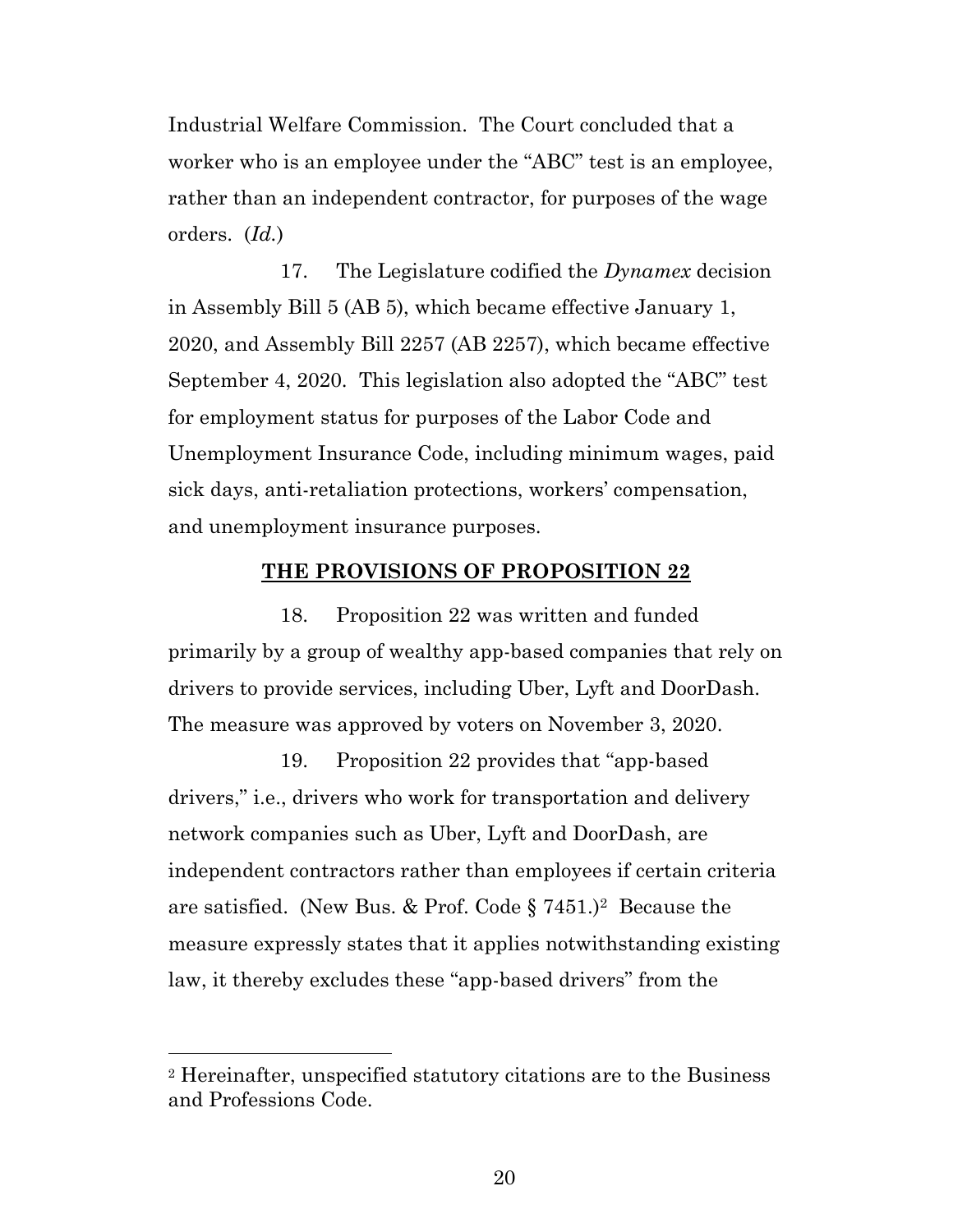Industrial Welfare Commission. The Court concluded that a worker who is an employee under the "ABC" test is an employee, rather than an independent contractor, for purposes of the wage orders. (*Id.*)

17. The Legislature codified the *Dynamex* decision in Assembly Bill 5 (AB 5), which became effective January 1, 2020, and Assembly Bill 2257 (AB 2257), which became effective September 4, 2020. This legislation also adopted the "ABC" test for employment status for purposes of the Labor Code and Unemployment Insurance Code, including minimum wages, paid sick days, anti-retaliation protections, workers' compensation, and unemployment insurance purposes.

## **THE PROVISIONS OF PROPOSITION 22**

18. Proposition 22 was written and funded primarily by a group of wealthy app-based companies that rely on drivers to provide services, including Uber, Lyft and DoorDash. The measure was approved by voters on November 3, 2020.

19. Proposition 22 provides that "app-based drivers," i.e., drivers who work for transportation and delivery network companies such as Uber, Lyft and DoorDash, are independent contractors rather than employees if certain criteria are satisfied. (New Bus. & Prof. Code § 7451.)[2] Because the measure expressly states that it applies notwithstanding existing law, it thereby excludes these "app-based drivers" from the

---

[2] Hereinafter, unspecified statutory citations are to the Business and Professions Code.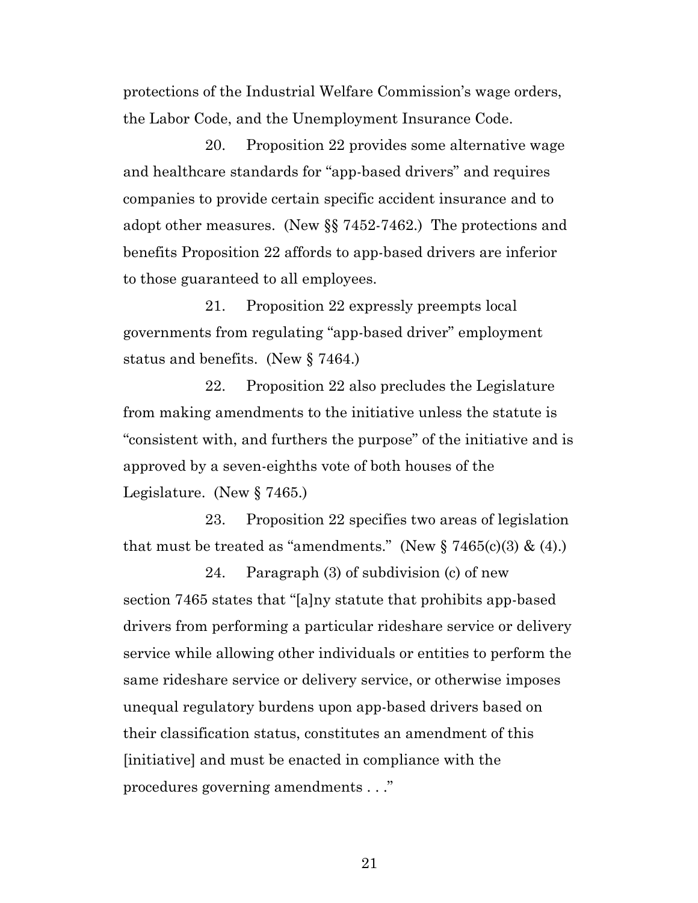protections of the Industrial Welfare Commission's wage orders, the Labor Code, and the Unemployment Insurance Code.

20. Proposition 22 provides some alternative wage and healthcare standards for "app-based drivers" and requires companies to provide certain specific accident insurance and to adopt other measures. (New §§ 7452-7462.) The protections and benefits Proposition 22 affords to app-based drivers are inferior to those guaranteed to all employees.

21. Proposition 22 expressly preempts local governments from regulating "app-based driver" employment status and benefits. (New § 7464.)

22. Proposition 22 also precludes the Legislature from making amendments to the initiative unless the statute is "consistent with, and furthers the purpose" of the initiative and is approved by a seven-eighths vote of both houses of the Legislature. (New § 7465.)

23. Proposition 22 specifies two areas of legislation that must be treated as "amendments." (New § 7465(c)(3) & (4).)

24. Paragraph (3) of subdivision (c) of new section 7465 states that "[a]ny statute that prohibits app-based drivers from performing a particular rideshare service or delivery service while allowing other individuals or entities to perform the same rideshare service or delivery service, or otherwise imposes unequal regulatory burdens upon app-based drivers based on their classification status, constitutes an amendment of this [initiative] and must be enacted in compliance with the procedures governing amendments . . ."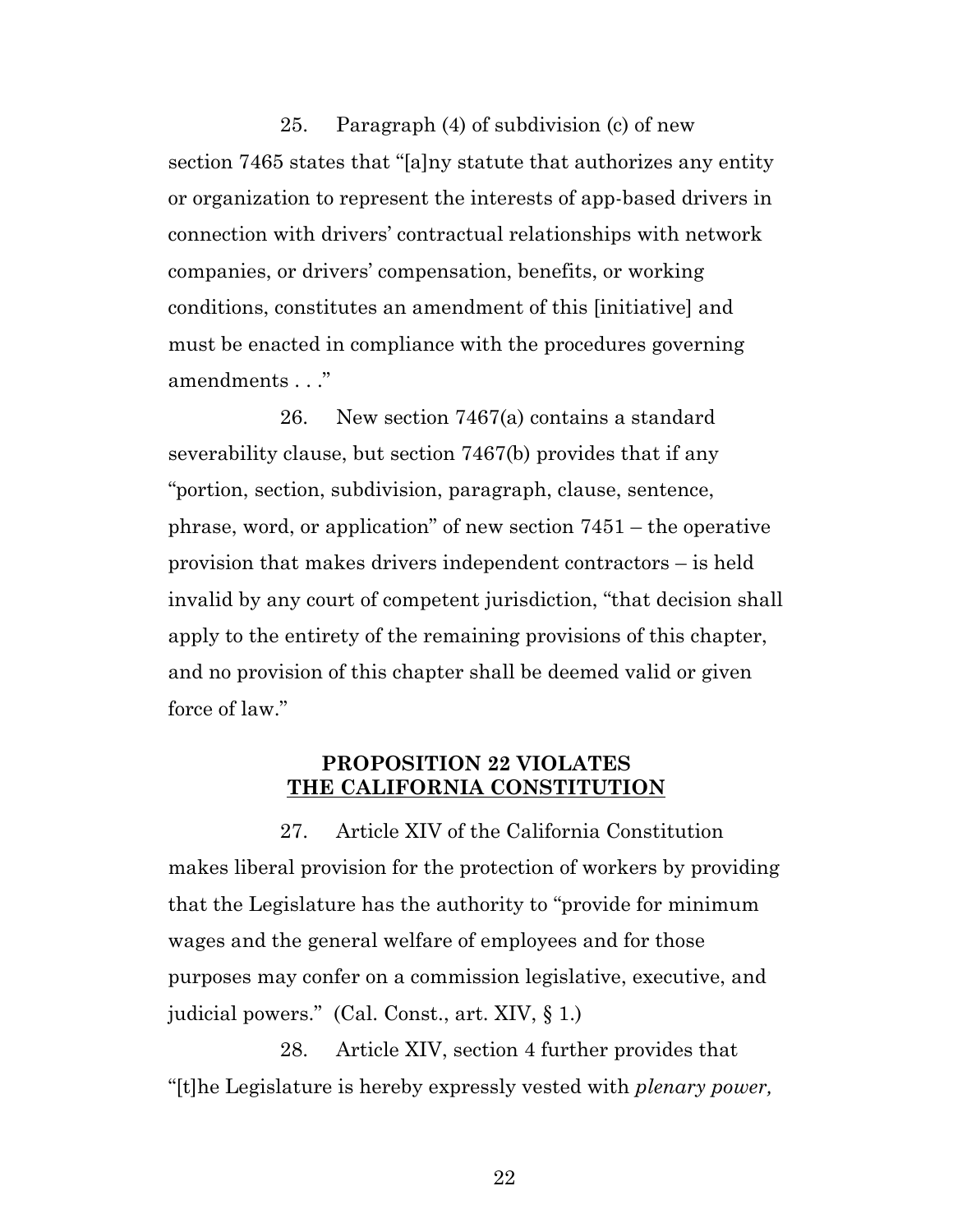25. Paragraph (4) of subdivision (c) of new section 7465 states that "[a]ny statute that authorizes any entity or organization to represent the interests of app-based drivers in connection with drivers' contractual relationships with network companies, or drivers' compensation, benefits, or working conditions, constitutes an amendment of this [initiative] and must be enacted in compliance with the procedures governing amendments . . ."

26. New section 7467(a) contains a standard severability clause, but section 7467(b) provides that if any "portion, section, subdivision, paragraph, clause, sentence, phrase, word, or application" of new section 7451 – the operative provision that makes drivers independent contractors – is held invalid by any court of competent jurisdiction, "that decision shall apply to the entirety of the remaining provisions of this chapter, and no provision of this chapter shall be deemed valid or given force of law."

## PROPOSITION 22 VIOLATES THE CALIFORNIA CONSTITUTION

27. Article XIV of the California Constitution makes liberal provision for the protection of workers by providing that the Legislature has the authority to "provide for minimum wages and the general welfare of employees and for those purposes may confer on a commission legislative, executive, and judicial powers." (Cal. Const., art. XIV, § 1.)

28. Article XIV, section 4 further provides that "[t]he Legislature is hereby expressly vested with *plenary power,*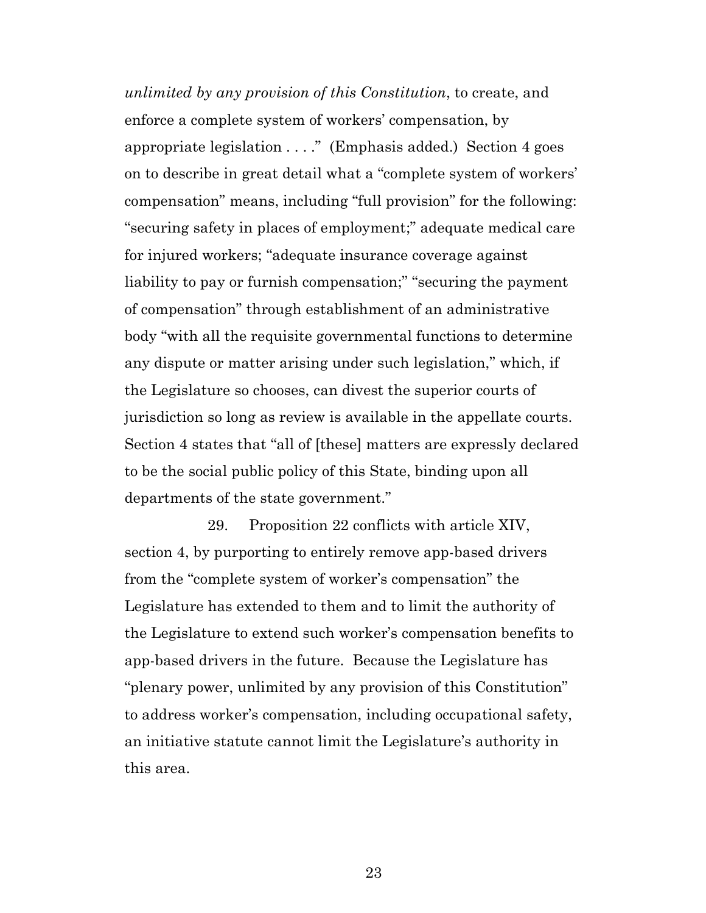*unlimited by any provision of this Constitution*, to create, and enforce a complete system of workers' compensation, by appropriate legislation . . . ." (Emphasis added.) Section 4 goes on to describe in great detail what a "complete system of workers' compensation" means, including "full provision" for the following: "securing safety in places of employment;" adequate medical care for injured workers; "adequate insurance coverage against liability to pay or furnish compensation;" "securing the payment of compensation" through establishment of an administrative body "with all the requisite governmental functions to determine any dispute or matter arising under such legislation," which, if the Legislature so chooses, can divest the superior courts of jurisdiction so long as review is available in the appellate courts. Section 4 states that "all of [these] matters are expressly declared to be the social public policy of this State, binding upon all departments of the state government."

29. Proposition 22 conflicts with article XIV, section 4, by purporting to entirely remove app-based drivers from the "complete system of worker's compensation" the Legislature has extended to them and to limit the authority of the Legislature to extend such worker's compensation benefits to app-based drivers in the future. Because the Legislature has "plenary power, unlimited by any provision of this Constitution" to address worker's compensation, including occupational safety, an initiative statute cannot limit the Legislature's authority in this area.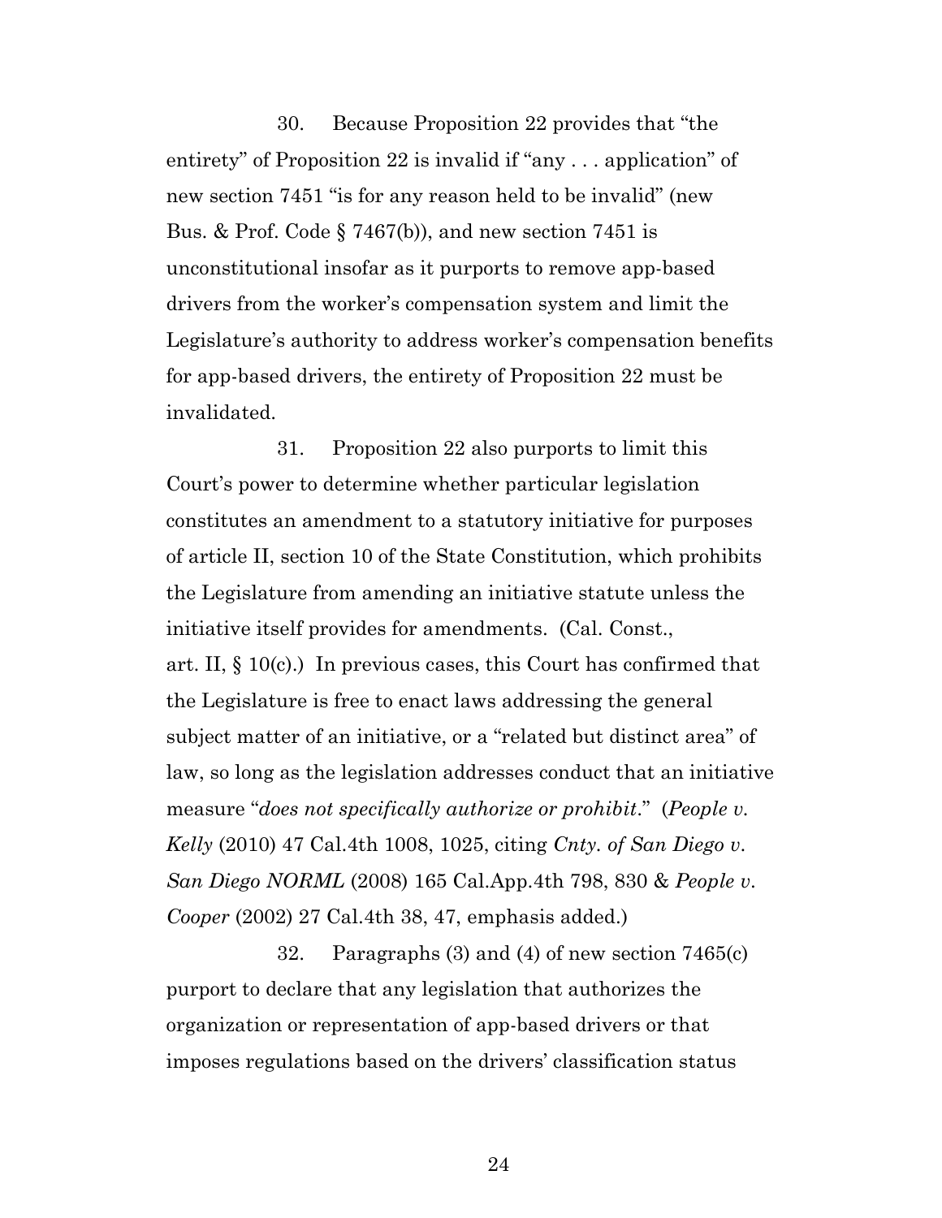30. Because Proposition 22 provides that "the entirety" of Proposition 22 is invalid if "any . . . application" of new section 7451 "is for any reason held to be invalid" (new Bus. & Prof. Code § 7467(b)), and new section 7451 is unconstitutional insofar as it purports to remove app-based drivers from the worker's compensation system and limit the Legislature's authority to address worker's compensation benefits for app-based drivers, the entirety of Proposition 22 must be invalidated.

31. Proposition 22 also purports to limit this Court's power to determine whether particular legislation constitutes an amendment to a statutory initiative for purposes of article II, section 10 of the State Constitution, which prohibits the Legislature from amending an initiative statute unless the initiative itself provides for amendments. (Cal. Const., art. II, § 10(c).) In previous cases, this Court has confirmed that the Legislature is free to enact laws addressing the general subject matter of an initiative, or a "related but distinct area" of law, so long as the legislation addresses conduct that an initiative measure "*does not specifically authorize or prohibit*." (*People v. Kelly* (2010) 47 Cal.4th 1008, 1025, citing *Cnty. of San Diego v. San Diego NORML* (2008) 165 Cal.App.4th 798, 830 & *People v. Cooper* (2002) 27 Cal.4th 38, 47, emphasis added.)

32. Paragraphs (3) and (4) of new section 7465(c) purport to declare that any legislation that authorizes the organization or representation of app-based drivers or that imposes regulations based on the drivers' classification status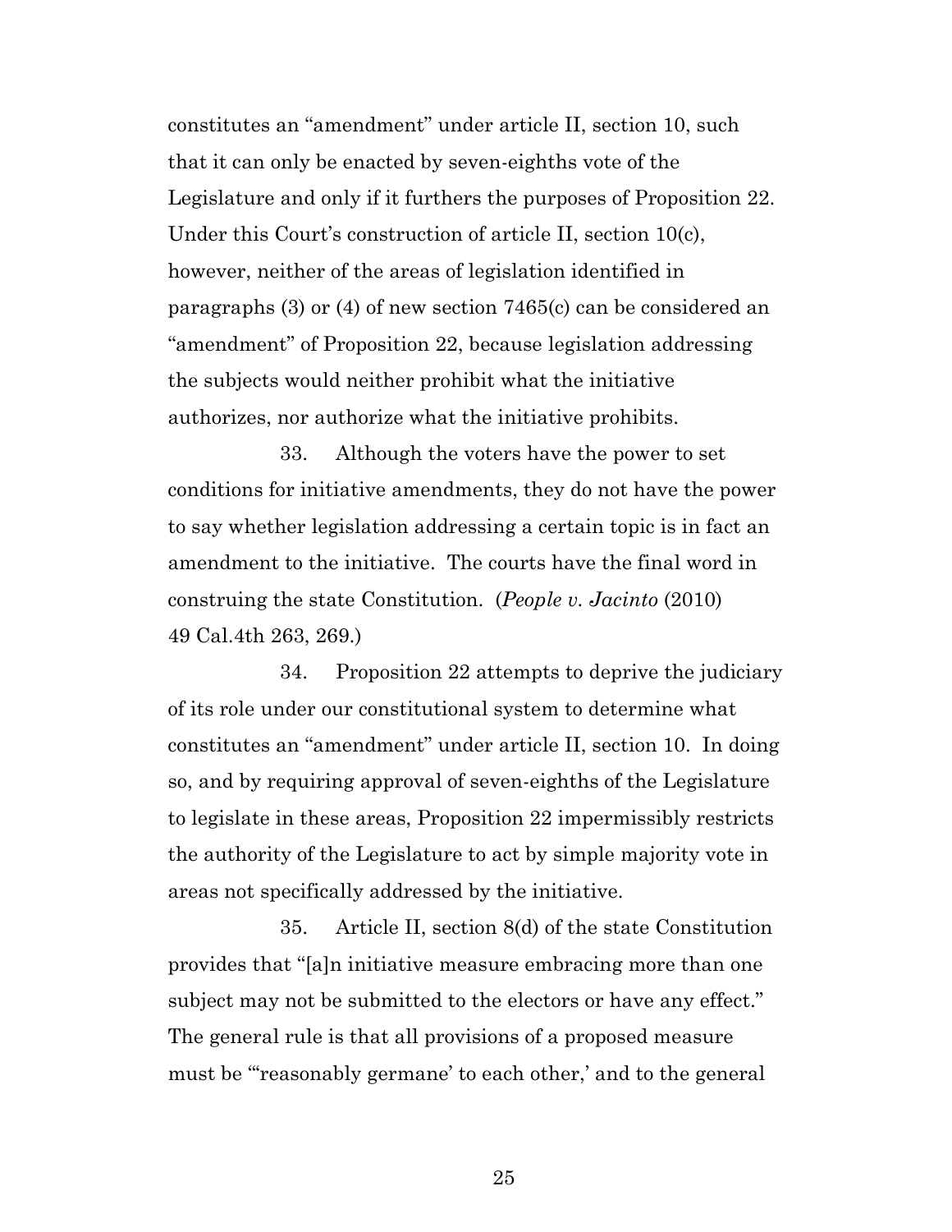constitutes an "amendment" under article II, section 10, such that it can only be enacted by seven-eighths vote of the Legislature and only if it furthers the purposes of Proposition 22. Under this Court's construction of article II, section 10(c), however, neither of the areas of legislation identified in paragraphs (3) or (4) of new section 7465(c) can be considered an "amendment" of Proposition 22, because legislation addressing the subjects would neither prohibit what the initiative authorizes, nor authorize what the initiative prohibits.

33. Although the voters have the power to set conditions for initiative amendments, they do not have the power to say whether legislation addressing a certain topic is in fact an amendment to the initiative. The courts have the final word in construing the state Constitution. (*People v. Jacinto* (2010) 49 Cal.4th 263, 269.)

34. Proposition 22 attempts to deprive the judiciary of its role under our constitutional system to determine what constitutes an "amendment" under article II, section 10. In doing so, and by requiring approval of seven-eighths of the Legislature to legislate in these areas, Proposition 22 impermissibly restricts the authority of the Legislature to act by simple majority vote in areas not specifically addressed by the initiative.

35. Article II, section 8(d) of the state Constitution provides that "[a]n initiative measure embracing more than one subject may not be submitted to the electors or have any effect." The general rule is that all provisions of a proposed measure must be "'reasonably germane' to each other,' and to the general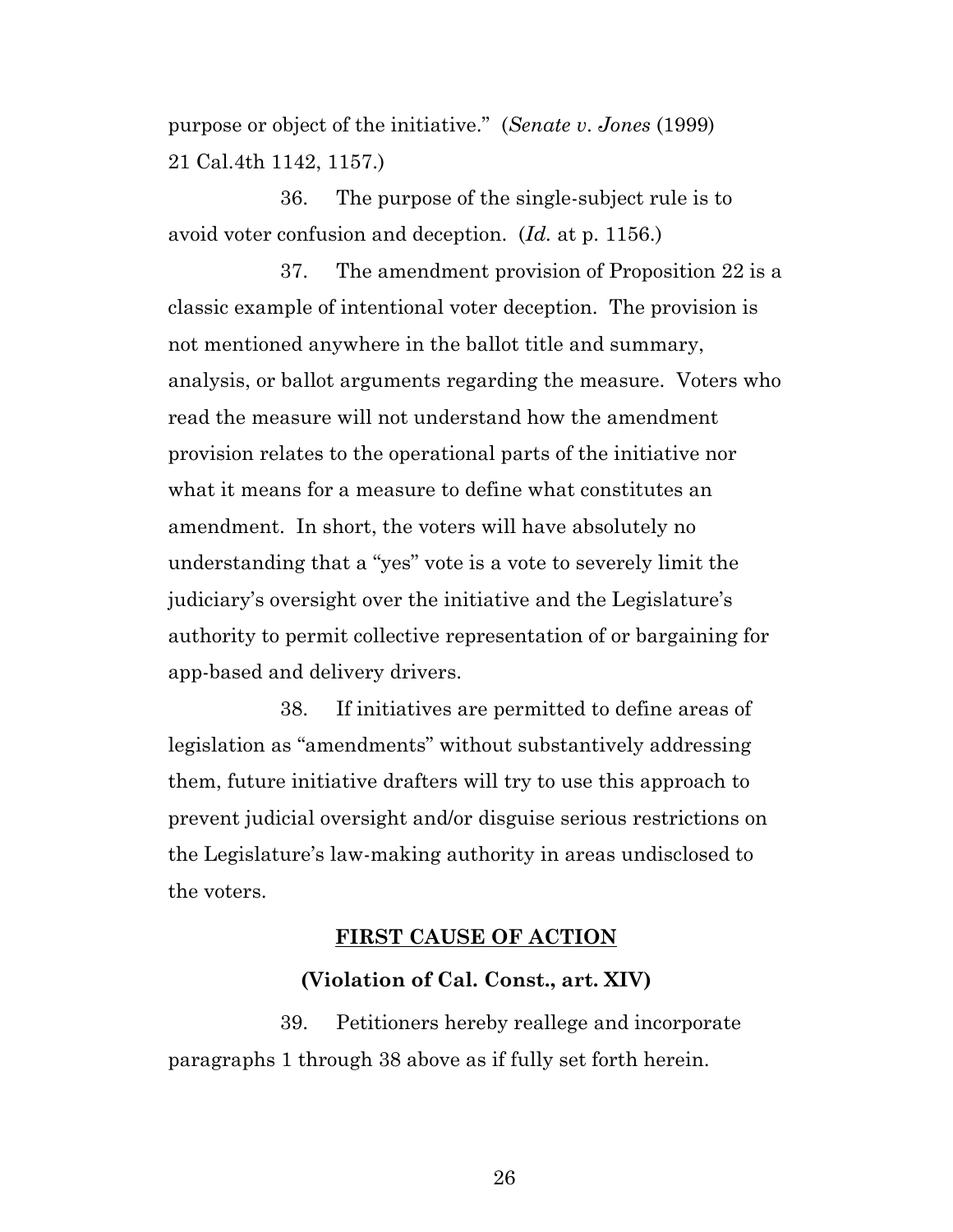purpose or object of the initiative." (*Senate v. Jones* (1999) 21 Cal.4th 1142, 1157.)

36. The purpose of the single-subject rule is to avoid voter confusion and deception. (*Id.* at p. 1156.)

37. The amendment provision of Proposition 22 is a classic example of intentional voter deception. The provision is not mentioned anywhere in the ballot title and summary, analysis, or ballot arguments regarding the measure. Voters who read the measure will not understand how the amendment provision relates to the operational parts of the initiative nor what it means for a measure to define what constitutes an amendment. In short, the voters will have absolutely no understanding that a "yes" vote is a vote to severely limit the judiciary's oversight over the initiative and the Legislature's authority to permit collective representation of or bargaining for app-based and delivery drivers.

38. If initiatives are permitted to define areas of legislation as "amendments" without substantively addressing them, future initiative drafters will try to use this approach to prevent judicial oversight and/or disguise serious restrictions on the Legislature's law-making authority in areas undisclosed to the voters.

## FIRST CAUSE OF ACTION

### (Violation of Cal. Const., art. XIV)

39. Petitioners hereby reallege and incorporate paragraphs 1 through 38 above as if fully set forth herein.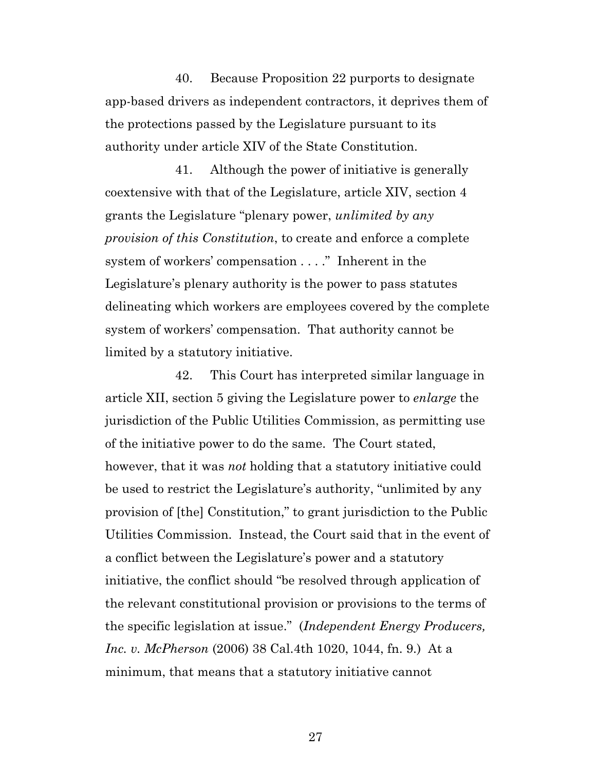40. Because Proposition 22 purports to designate app-based drivers as independent contractors, it deprives them of the protections passed by the Legislature pursuant to its authority under article XIV of the State Constitution.

41. Although the power of initiative is generally coextensive with that of the Legislature, article XIV, section 4 grants the Legislature "plenary power, *unlimited by any provision of this Constitution*, to create and enforce a complete system of workers' compensation . . . ." Inherent in the Legislature's plenary authority is the power to pass statutes delineating which workers are employees covered by the complete system of workers' compensation. That authority cannot be limited by a statutory initiative.

42. This Court has interpreted similar language in article XII, section 5 giving the Legislature power to *enlarge* the jurisdiction of the Public Utilities Commission, as permitting use of the initiative power to do the same. The Court stated, however, that it was *not* holding that a statutory initiative could be used to restrict the Legislature's authority, "unlimited by any provision of [the] Constitution," to grant jurisdiction to the Public Utilities Commission. Instead, the Court said that in the event of a conflict between the Legislature's power and a statutory initiative, the conflict should "be resolved through application of the relevant constitutional provision or provisions to the terms of the specific legislation at issue." (*Independent Energy Producers, Inc. v. McPherson* (2006) 38 Cal.4th 1020, 1044, fn. 9.) At a minimum, that means that a statutory initiative cannot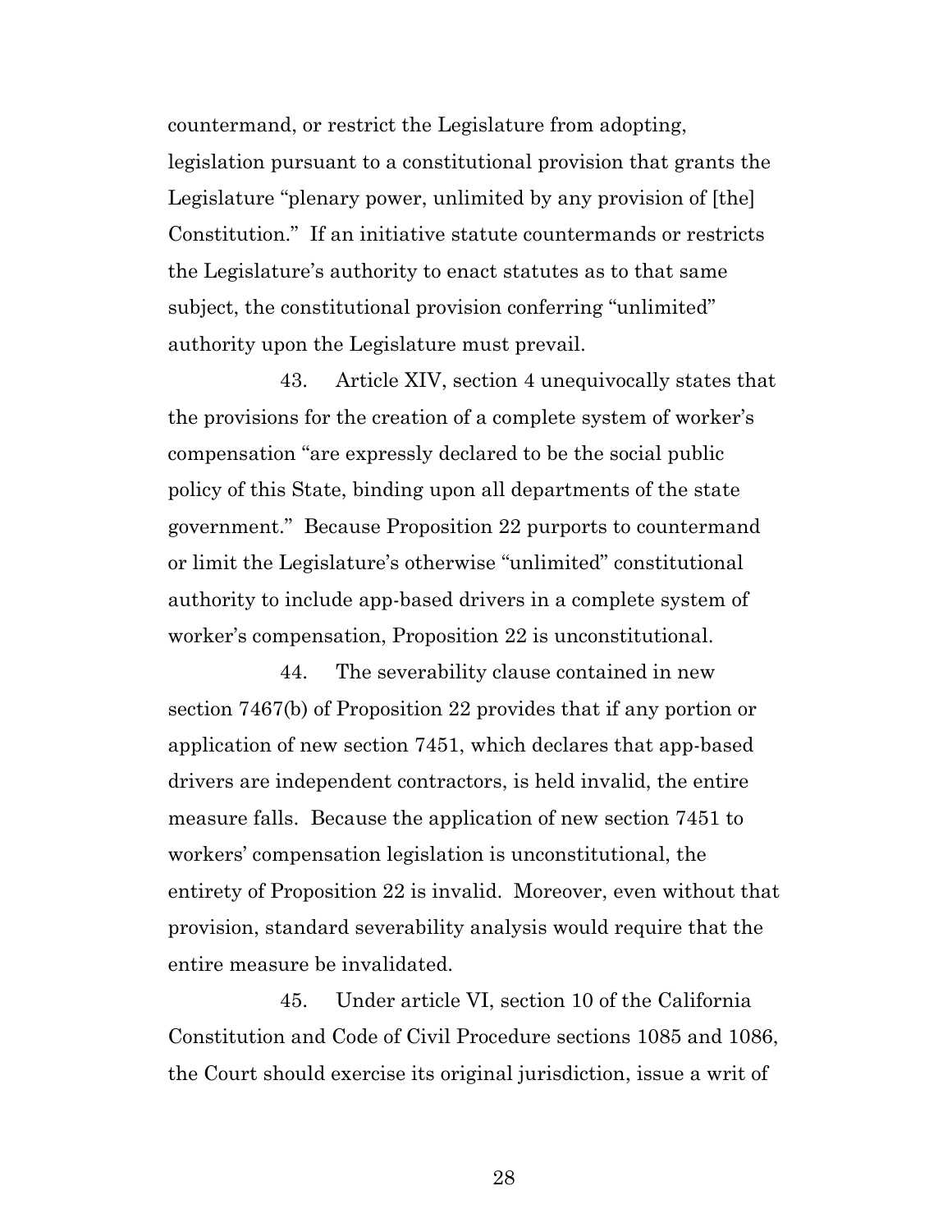countermand, or restrict the Legislature from adopting, legislation pursuant to a constitutional provision that grants the Legislature "plenary power, unlimited by any provision of [the] Constitution." If an initiative statute countermands or restricts the Legislature's authority to enact statutes as to that same subject, the constitutional provision conferring "unlimited" authority upon the Legislature must prevail.

43. Article XIV, section 4 unequivocally states that the provisions for the creation of a complete system of worker's compensation "are expressly declared to be the social public policy of this State, binding upon all departments of the state government." Because Proposition 22 purports to countermand or limit the Legislature's otherwise "unlimited" constitutional authority to include app-based drivers in a complete system of worker's compensation, Proposition 22 is unconstitutional.

44. The severability clause contained in new section 7467(b) of Proposition 22 provides that if any portion or application of new section 7451, which declares that app-based drivers are independent contractors, is held invalid, the entire measure falls. Because the application of new section 7451 to workers' compensation legislation is unconstitutional, the entirety of Proposition 22 is invalid. Moreover, even without that provision, standard severability analysis would require that the entire measure be invalidated.

45. Under article VI, section 10 of the California Constitution and Code of Civil Procedure sections 1085 and 1086, the Court should exercise its original jurisdiction, issue a writ of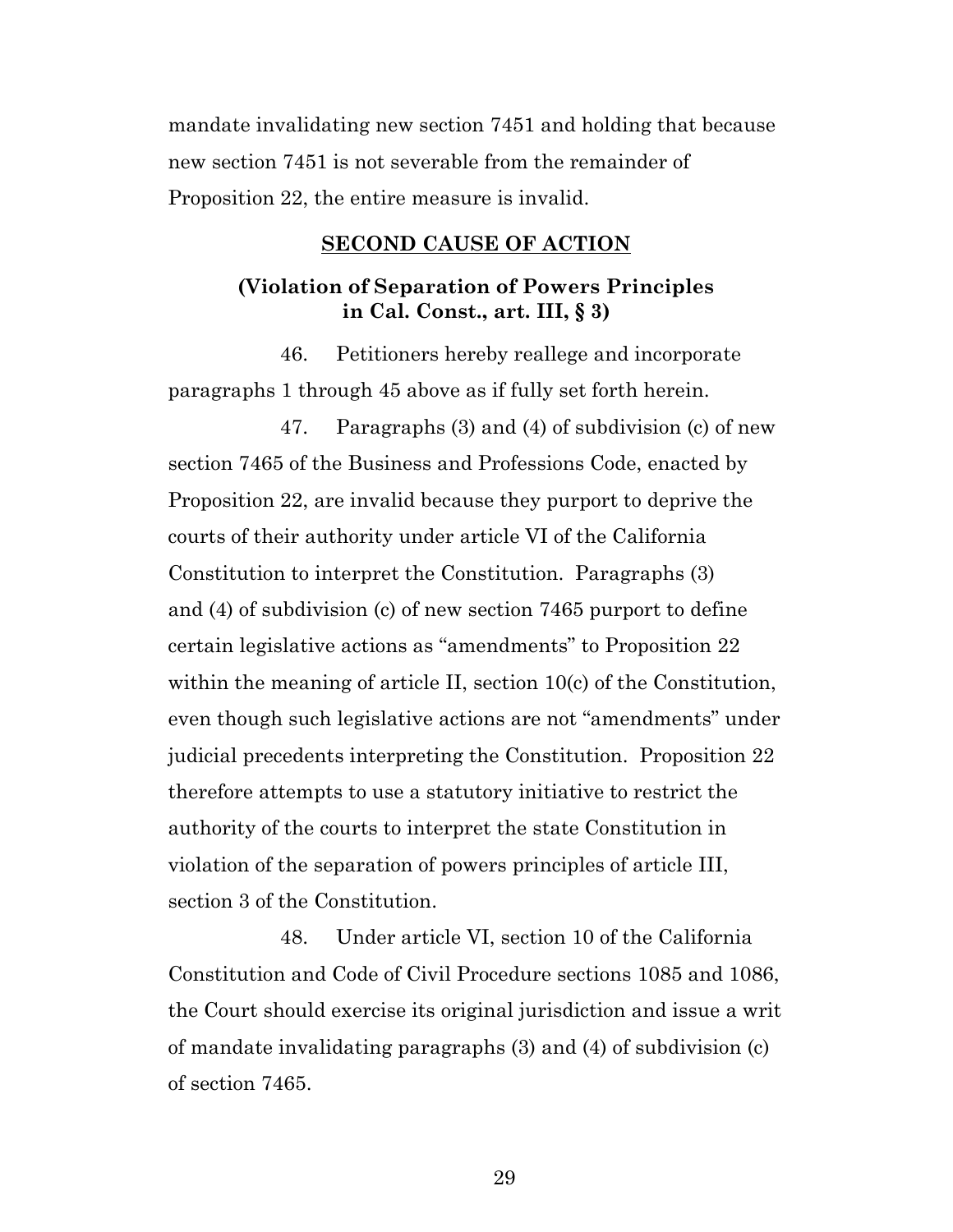mandate invalidating new section 7451 and holding that because new section 7451 is not severable from the remainder of Proposition 22, the entire measure is invalid.

## SECOND CAUSE OF ACTION

### (Violation of Separation of Powers Principles in Cal. Const., art. III, § 3)

46. Petitioners hereby reallege and incorporate paragraphs 1 through 45 above as if fully set forth herein.

47. Paragraphs (3) and (4) of subdivision (c) of new section 7465 of the Business and Professions Code, enacted by Proposition 22, are invalid because they purport to deprive the courts of their authority under article VI of the California Constitution to interpret the Constitution. Paragraphs (3) and (4) of subdivision (c) of new section 7465 purport to define certain legislative actions as "amendments" to Proposition 22 within the meaning of article II, section 10(c) of the Constitution, even though such legislative actions are not "amendments" under judicial precedents interpreting the Constitution. Proposition 22 therefore attempts to use a statutory initiative to restrict the authority of the courts to interpret the state Constitution in violation of the separation of powers principles of article III, section 3 of the Constitution.

48. Under article VI, section 10 of the California Constitution and Code of Civil Procedure sections 1085 and 1086, the Court should exercise its original jurisdiction and issue a writ of mandate invalidating paragraphs (3) and (4) of subdivision (c) of section 7465.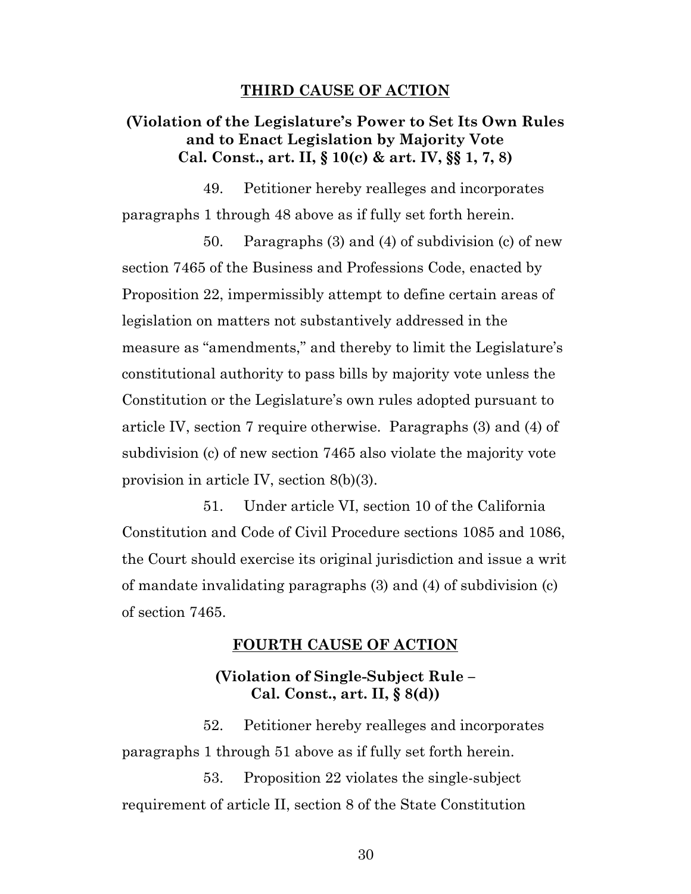## THIRD CAUSE OF ACTION

### (Violation of the Legislature's Power to Set Its Own Rules and to Enact Legislation by Majority Vote Cal. Const., art. II, § 10(c) & art. IV, §§ 1, 7, 8)

49. Petitioner hereby realleges and incorporates paragraphs 1 through 48 above as if fully set forth herein.

50. Paragraphs (3) and (4) of subdivision (c) of new section 7465 of the Business and Professions Code, enacted by Proposition 22, impermissibly attempt to define certain areas of legislation on matters not substantively addressed in the measure as "amendments," and thereby to limit the Legislature's constitutional authority to pass bills by majority vote unless the Constitution or the Legislature's own rules adopted pursuant to article IV, section 7 require otherwise. Paragraphs (3) and (4) of subdivision (c) of new section 7465 also violate the majority vote provision in article IV, section 8(b)(3).

51. Under article VI, section 10 of the California Constitution and Code of Civil Procedure sections 1085 and 1086, the Court should exercise its original jurisdiction and issue a writ of mandate invalidating paragraphs (3) and (4) of subdivision (c) of section 7465.

## FOURTH CAUSE OF ACTION

### (Violation of Single-Subject Rule – Cal. Const., art. II, § 8(d))

52. Petitioner hereby realleges and incorporates paragraphs 1 through 51 above as if fully set forth herein.

53. Proposition 22 violates the single-subject requirement of article II, section 8 of the State Constitution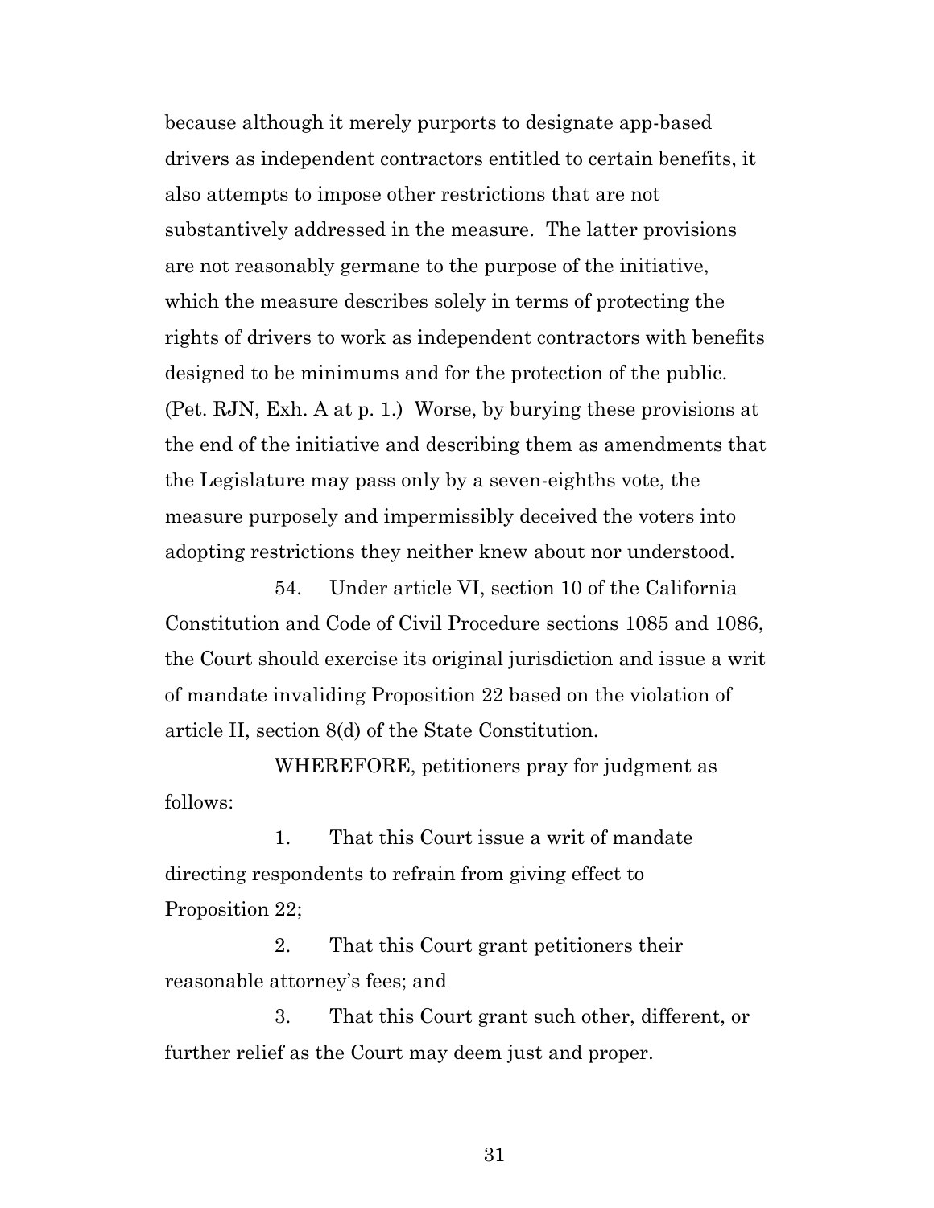because although it merely purports to designate app-based drivers as independent contractors entitled to certain benefits, it also attempts to impose other restrictions that are not substantively addressed in the measure. The latter provisions are not reasonably germane to the purpose of the initiative, which the measure describes solely in terms of protecting the rights of drivers to work as independent contractors with benefits designed to be minimums and for the protection of the public. (Pet. RJN, Exh. A at p. 1.) Worse, by burying these provisions at the end of the initiative and describing them as amendments that the Legislature may pass only by a seven-eighths vote, the measure purposely and impermissibly deceived the voters into adopting restrictions they neither knew about nor understood.

54. Under article VI, section 10 of the California Constitution and Code of Civil Procedure sections 1085 and 1086, the Court should exercise its original jurisdiction and issue a writ of mandate invaliding Proposition 22 based on the violation of article II, section 8(d) of the State Constitution.

WHEREFORE, petitioners pray for judgment as follows:

1. That this Court issue a writ of mandate directing respondents to refrain from giving effect to Proposition 22;

2. That this Court grant petitioners their reasonable attorney's fees; and

3. That this Court grant such other, different, or further relief as the Court may deem just and proper.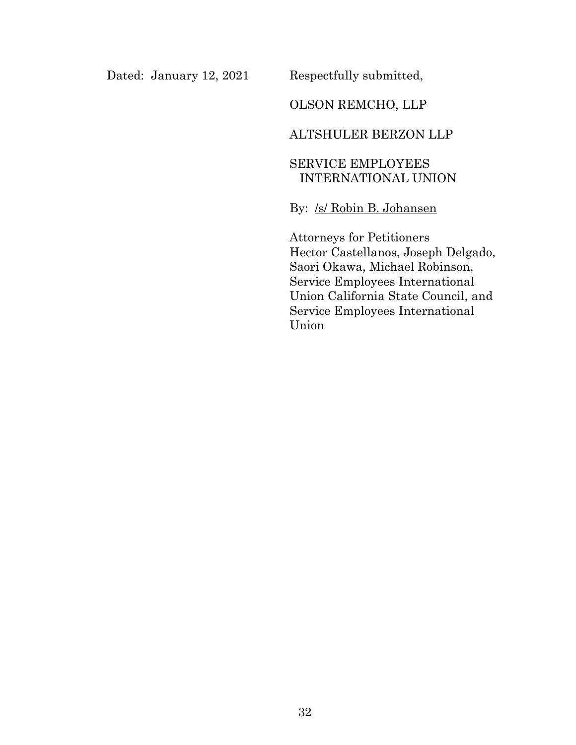Dated: January 12, 2021

Respectfully submitted,

OLSON REMCHO, LLP

ALTSHULER BERZON LLP

SERVICE EMPLOYEES INTERNATIONAL UNION

By: /s/ Robin B. Johansen

Attorneys for Petitioners Hector Castellanos, Joseph Delgado, Saori Okawa, Michael Robinson, Service Employees International Union California State Council, and Service Employees International Union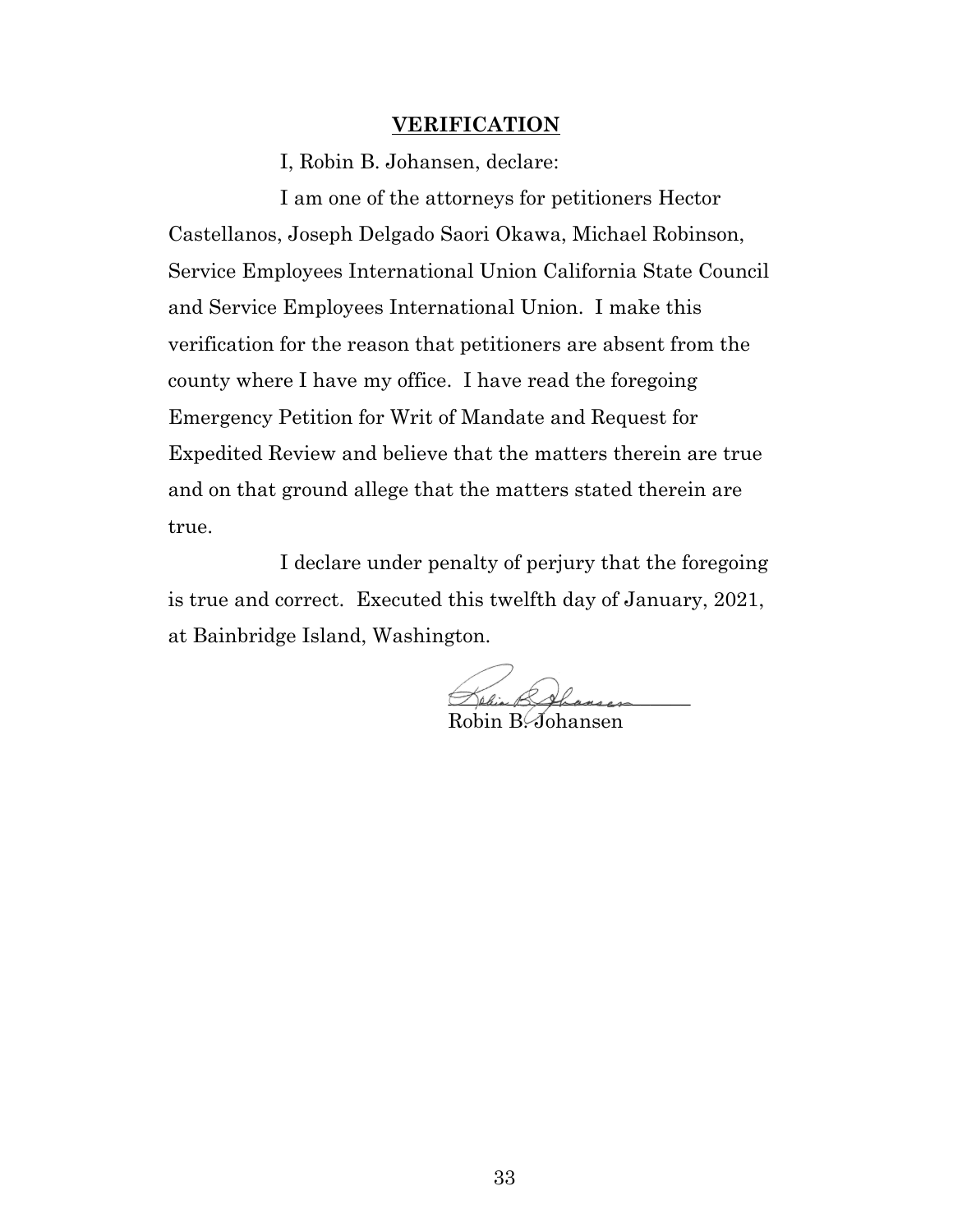**VERIFICATION**

I, Robin B. Johansen, declare:

I am one of the attorneys for petitioners Hector Castellanos, Joseph Delgado Saori Okawa, Michael Robinson, Service Employees International Union California State Council and Service Employees International Union. I make this verification for the reason that petitioners are absent from the county where I have my office. I have read the foregoing Emergency Petition for Writ of Mandate and Request for Expedited Review and believe that the matters therein are true and on that ground allege that the matters stated therein are true.

I declare under penalty of perjury that the foregoing is true and correct. Executed this twelfth day of January, 2021, at Bainbridge Island, Washington.

Robin B. Johansen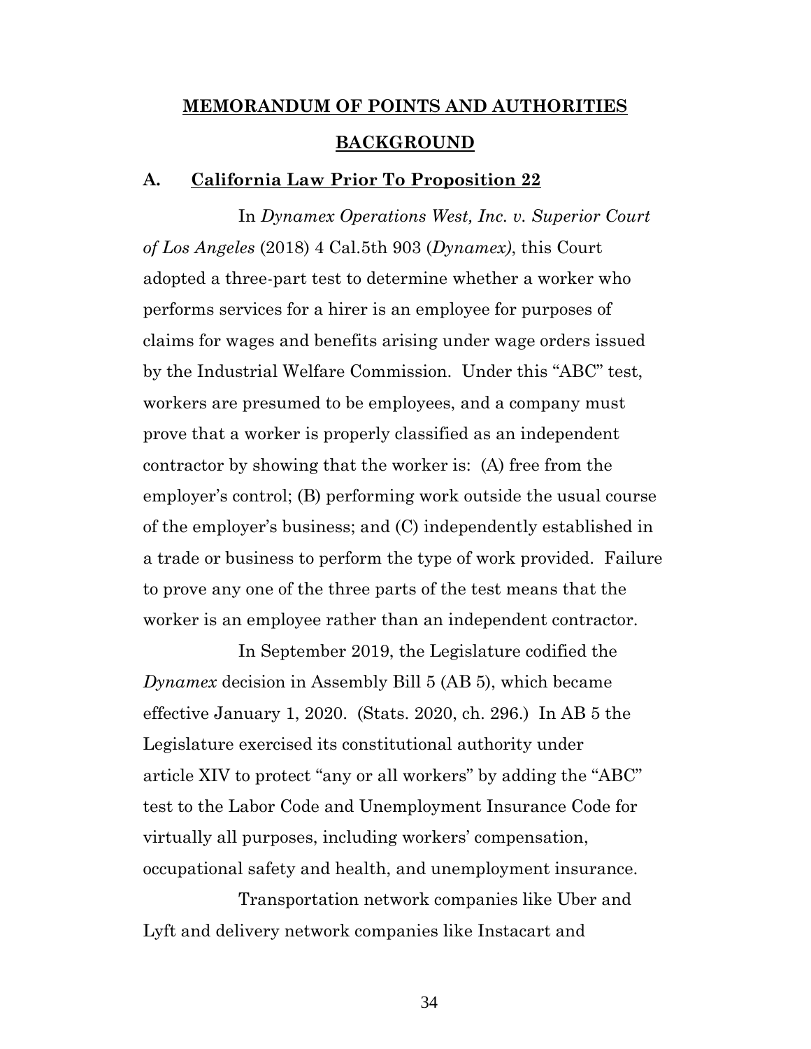## **MEMORANDUM OF POINTS AND AUTHORITIES**

## **BACKGROUND**

### **A. California Law Prior To Proposition 22**

In *Dynamex Operations West, Inc. v. Superior Court of Los Angeles* (2018) 4 Cal.5th 903 (*Dynamex)*, this Court adopted a three-part test to determine whether a worker who performs services for a hirer is an employee for purposes of claims for wages and benefits arising under wage orders issued by the Industrial Welfare Commission. Under this "ABC" test, workers are presumed to be employees, and a company must prove that a worker is properly classified as an independent contractor by showing that the worker is: (A) free from the employer's control; (B) performing work outside the usual course of the employer's business; and (C) independently established in a trade or business to perform the type of work provided. Failure to prove any one of the three parts of the test means that the worker is an employee rather than an independent contractor.

In September 2019, the Legislature codified the *Dynamex* decision in Assembly Bill 5 (AB 5), which became effective January 1, 2020. (Stats. 2020, ch. 296.) In AB 5 the Legislature exercised its constitutional authority under article XIV to protect "any or all workers" by adding the "ABC" test to the Labor Code and Unemployment Insurance Code for virtually all purposes, including workers' compensation, occupational safety and health, and unemployment insurance.

Transportation network companies like Uber and Lyft and delivery network companies like Instacart and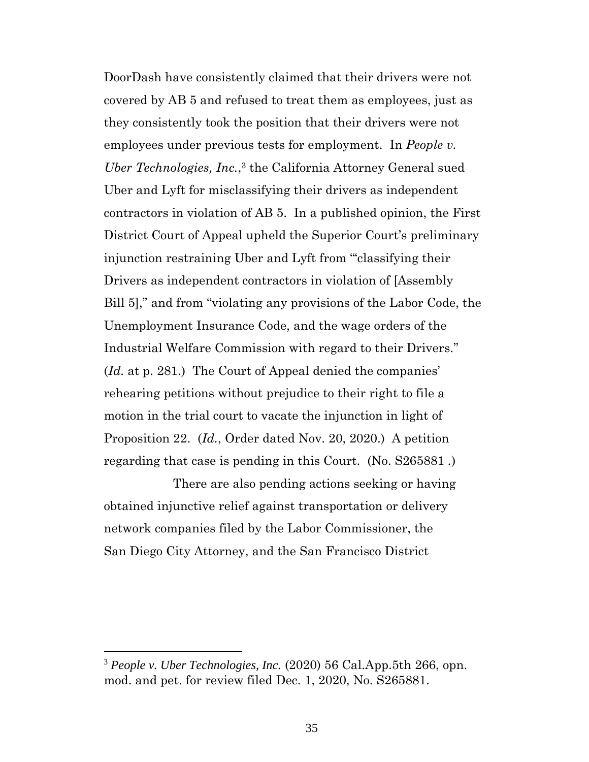DoorDash have consistently claimed that their drivers were not covered by AB 5 and refused to treat them as employees, just as they consistently took the position that their drivers were not employees under previous tests for employment. In *People v. Uber Technologies, Inc.*,[3] the California Attorney General sued Uber and Lyft for misclassifying their drivers as independent contractors in violation of AB 5. In a published opinion, the First District Court of Appeal upheld the Superior Court's preliminary injunction restraining Uber and Lyft from "'classifying their Drivers as independent contractors in violation of [Assembly Bill 5]," and from "violating any provisions of the Labor Code, the Unemployment Insurance Code, and the wage orders of the Industrial Welfare Commission with regard to their Drivers." (*Id.* at p. 281.) The Court of Appeal denied the companies' rehearing petitions without prejudice to their right to file a motion in the trial court to vacate the injunction in light of Proposition 22. (*Id.*, Order dated Nov. 20, 2020.) A petition regarding that case is pending in this Court. (No. S265881 .)

There are also pending actions seeking or having obtained injunctive relief against transportation or delivery network companies filed by the Labor Commissioner, the San Diego City Attorney, and the San Francisco District

---

[3] *People v. Uber Technologies, Inc.* (2020) 56 Cal.App.5th 266, opn. mod. and pet. for review filed Dec. 1, 2020, No. S265881.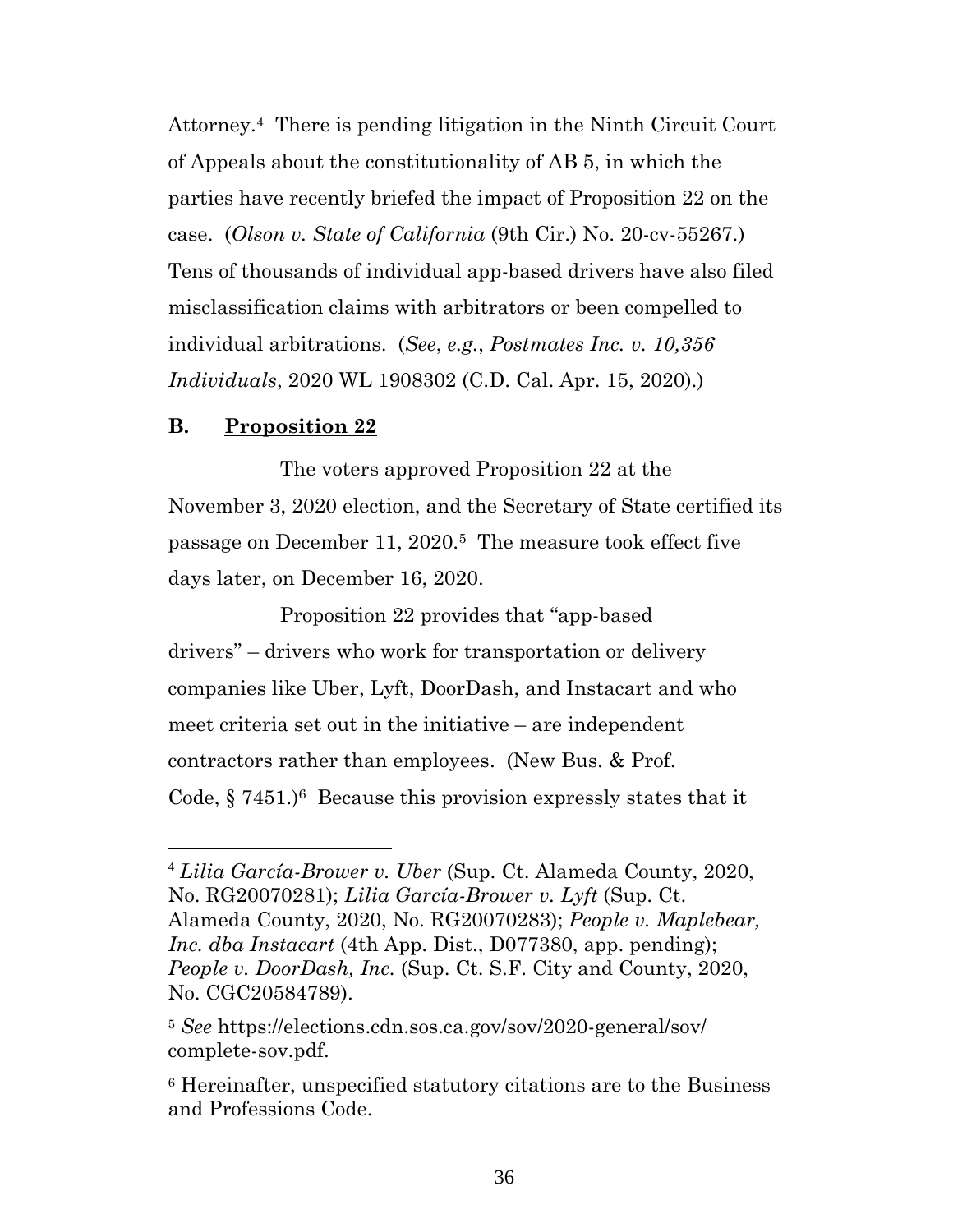Attorney.[4] There is pending litigation in the Ninth Circuit Court of Appeals about the constitutionality of AB 5, in which the parties have recently briefed the impact of Proposition 22 on the case. (*Olson v. State of California* (9th Cir.) No. 20-cv-55267.) Tens of thousands of individual app-based drivers have also filed misclassification claims with arbitrators or been compelled to individual arbitrations. (*See*, *e.g.*, *Postmates Inc. v. 10,356 Individuals*, 2020 WL 1908302 (C.D. Cal. Apr. 15, 2020).)

**B. Proposition 22**

The voters approved Proposition 22 at the November 3, 2020 election, and the Secretary of State certified its passage on December 11, 2020.[5] The measure took effect five days later, on December 16, 2020.

Proposition 22 provides that "app-based drivers" – drivers who work for transportation or delivery companies like Uber, Lyft, DoorDash, and Instacart and who meet criteria set out in the initiative – are independent contractors rather than employees. (New Bus. & Prof. Code, § 7451.)[6] Because this provision expressly states that it

---

[4] *Lilia García-Brower v. Uber* (Sup. Ct. Alameda County, 2020, No. RG20070281); *Lilia García-Brower v. Lyft* (Sup. Ct. Alameda County, 2020, No. RG20070283); *People v. Maplebear, Inc. dba Instacart* (4th App. Dist., D077380, app. pending); *People v. DoorDash, Inc.* (Sup. Ct. S.F. City and County, 2020, No. CGC20584789).

[5] *See* https://elections.cdn.sos.ca.gov/sov/2020-general/sov/complete-sov.pdf.

[6] Hereinafter, unspecified statutory citations are to the Business and Professions Code.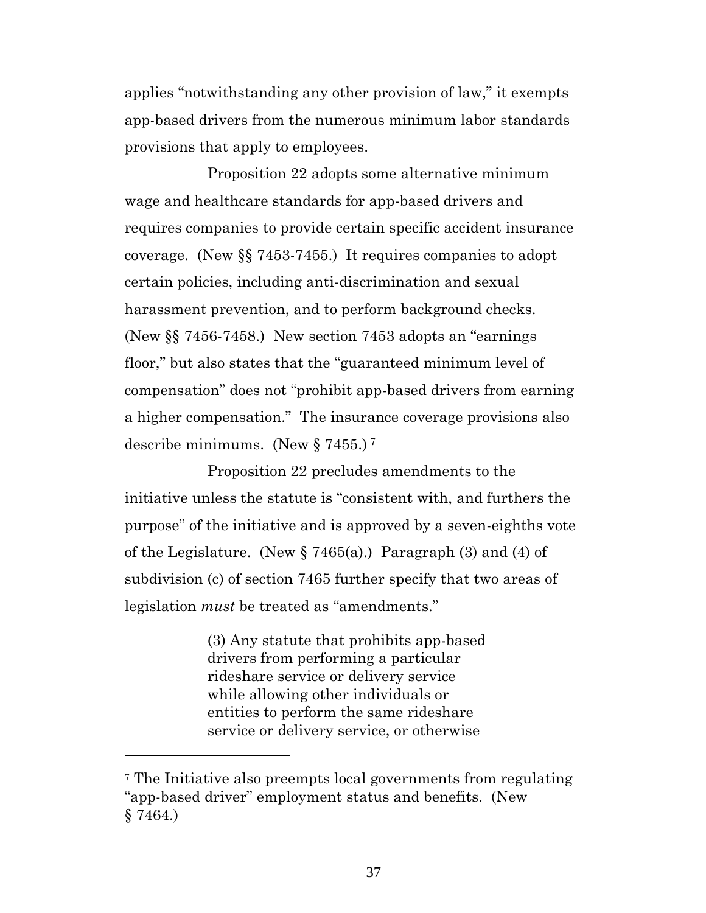applies "notwithstanding any other provision of law," it exempts app-based drivers from the numerous minimum labor standards provisions that apply to employees.

Proposition 22 adopts some alternative minimum wage and healthcare standards for app-based drivers and requires companies to provide certain specific accident insurance coverage. (New §§ 7453-7455.) It requires companies to adopt certain policies, including anti-discrimination and sexual harassment prevention, and to perform background checks. (New §§ 7456-7458.) New section 7453 adopts an "earnings floor," but also states that the "guaranteed minimum level of compensation" does not "prohibit app-based drivers from earning a higher compensation." The insurance coverage provisions also describe minimums. (New § 7455.) [7]

Proposition 22 precludes amendments to the initiative unless the statute is "consistent with, and furthers the purpose" of the initiative and is approved by a seven-eighths vote of the Legislature. (New § 7465(a).) Paragraph (3) and (4) of subdivision (c) of section 7465 further specify that two areas of legislation *must* be treated as "amendments."

> (3) Any statute that prohibits app-based drivers from performing a particular rideshare service or delivery service while allowing other individuals or entities to perform the same rideshare service or delivery service, or otherwise

---

[7] The Initiative also preempts local governments from regulating "app-based driver" employment status and benefits. (New § 7464.)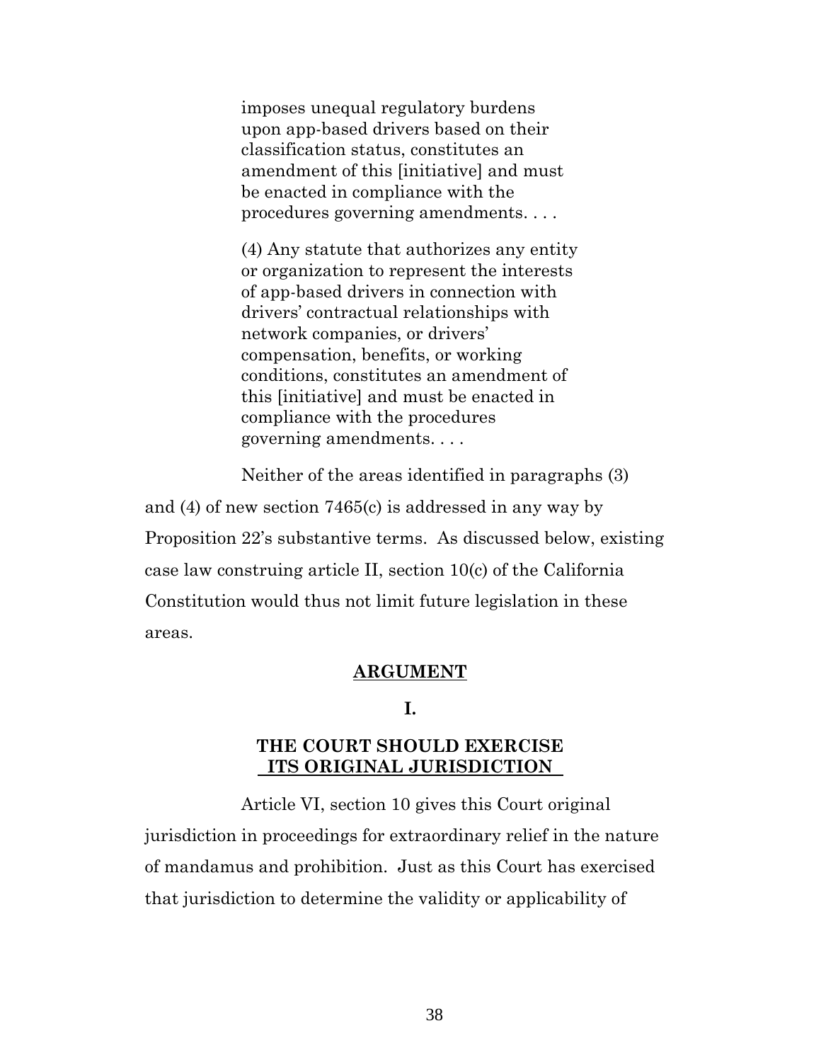> imposes unequal regulatory burdens upon app-based drivers based on their classification status, constitutes an amendment of this [initiative] and must be enacted in compliance with the procedures governing amendments. . . .
>
> (4) Any statute that authorizes any entity or organization to represent the interests of app-based drivers in connection with drivers' contractual relationships with network companies, or drivers' compensation, benefits, or working conditions, constitutes an amendment of this [initiative] and must be enacted in compliance with the procedures governing amendments. . . .

Neither of the areas identified in paragraphs (3) and (4) of new section 7465(c) is addressed in any way by Proposition 22's substantive terms. As discussed below, existing case law construing article II, section 10(c) of the California Constitution would thus not limit future legislation in these areas.

## ARGUMENT

### I.

### THE COURT SHOULD EXERCISE ITS ORIGINAL JURISDICTION

Article VI, section 10 gives this Court original jurisdiction in proceedings for extraordinary relief in the nature of mandamus and prohibition. Just as this Court has exercised that jurisdiction to determine the validity or applicability of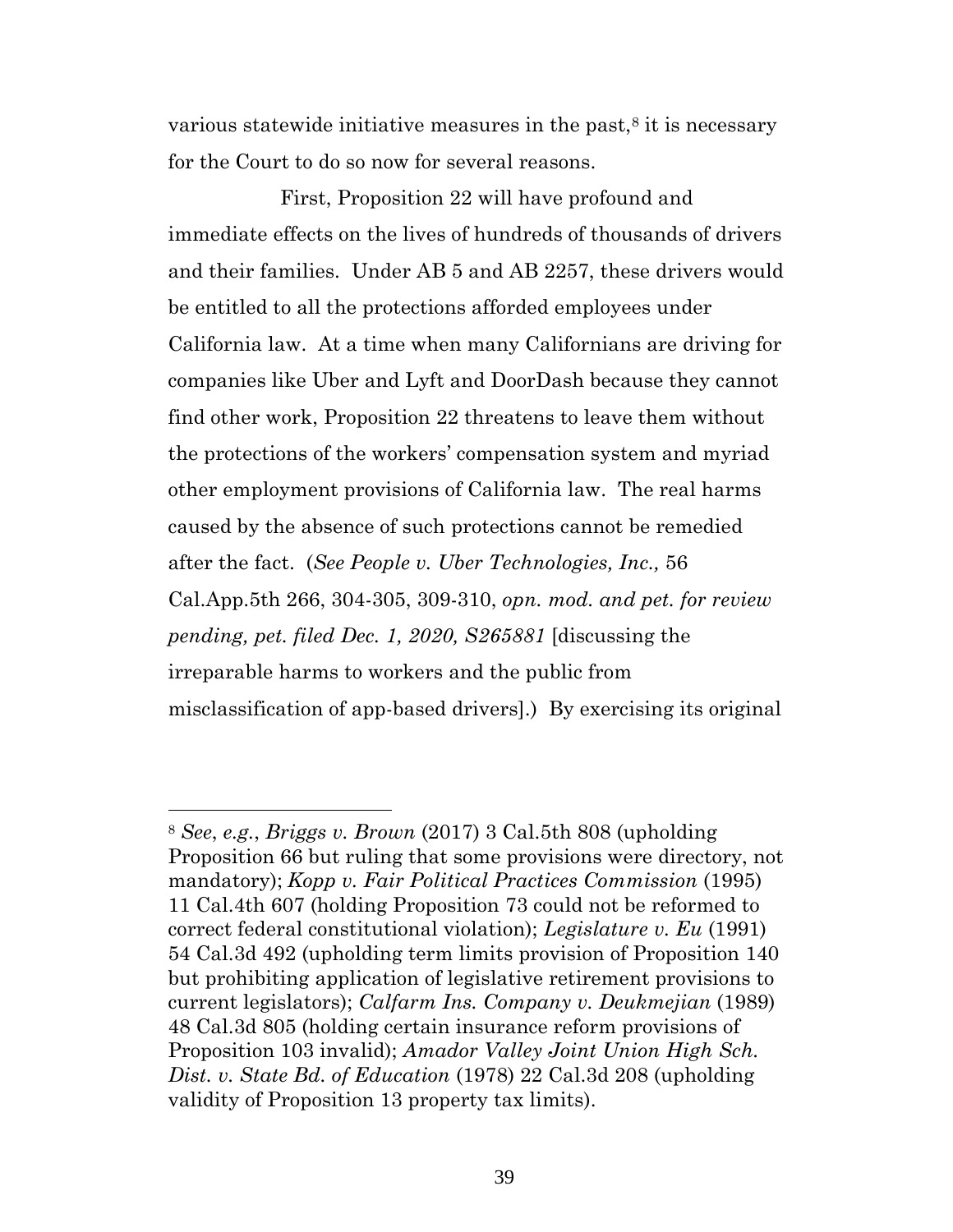various statewide initiative measures in the past,[8] it is necessary for the Court to do so now for several reasons.

First, Proposition 22 will have profound and immediate effects on the lives of hundreds of thousands of drivers and their families. Under AB 5 and AB 2257, these drivers would be entitled to all the protections afforded employees under California law. At a time when many Californians are driving for companies like Uber and Lyft and DoorDash because they cannot find other work, Proposition 22 threatens to leave them without the protections of the workers' compensation system and myriad other employment provisions of California law. The real harms caused by the absence of such protections cannot be remedied after the fact. (*See People v. Uber Technologies, Inc.,* 56 Cal.App.5th 266, 304-305, 309-310, *opn. mod. and pet. for review pending, pet. filed Dec. 1, 2020, S265881* [discussing the irreparable harms to workers and the public from misclassification of app-based drivers].) By exercising its original

---

[8] *See*, *e.g.*, *Briggs v. Brown* (2017) 3 Cal.5th 808 (upholding Proposition 66 but ruling that some provisions were directory, not mandatory); *Kopp v. Fair Political Practices Commission* (1995) 11 Cal.4th 607 (holding Proposition 73 could not be reformed to correct federal constitutional violation); *Legislature v. Eu* (1991) 54 Cal.3d 492 (upholding term limits provision of Proposition 140 but prohibiting application of legislative retirement provisions to current legislators); *Calfarm Ins. Company v. Deukmejian* (1989) 48 Cal.3d 805 (holding certain insurance reform provisions of Proposition 103 invalid); *Amador Valley Joint Union High Sch. Dist. v. State Bd. of Education* (1978) 22 Cal.3d 208 (upholding validity of Proposition 13 property tax limits).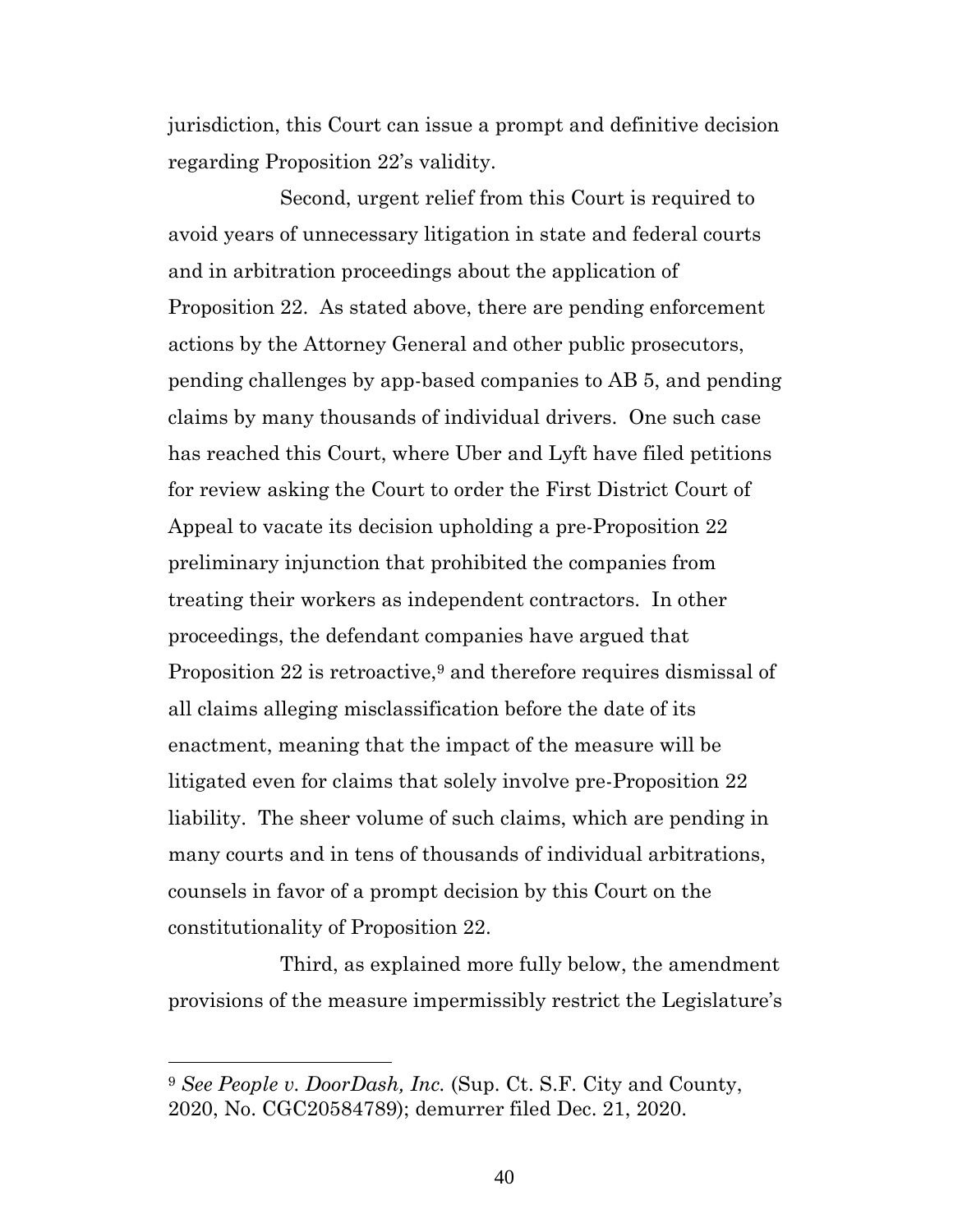jurisdiction, this Court can issue a prompt and definitive decision regarding Proposition 22's validity.

Second, urgent relief from this Court is required to avoid years of unnecessary litigation in state and federal courts and in arbitration proceedings about the application of Proposition 22. As stated above, there are pending enforcement actions by the Attorney General and other public prosecutors, pending challenges by app-based companies to AB 5, and pending claims by many thousands of individual drivers. One such case has reached this Court, where Uber and Lyft have filed petitions for review asking the Court to order the First District Court of Appeal to vacate its decision upholding a pre-Proposition 22 preliminary injunction that prohibited the companies from treating their workers as independent contractors. In other proceedings, the defendant companies have argued that Proposition 22 is retroactive,[9] and therefore requires dismissal of all claims alleging misclassification before the date of its enactment, meaning that the impact of the measure will be litigated even for claims that solely involve pre-Proposition 22 liability. The sheer volume of such claims, which are pending in many courts and in tens of thousands of individual arbitrations, counsels in favor of a prompt decision by this Court on the constitutionality of Proposition 22.

Third, as explained more fully below, the amendment provisions of the measure impermissibly restrict the Legislature's

---

[9] *See People v. DoorDash, Inc.* (Sup. Ct. S.F. City and County, 2020, No. CGC20584789); demurrer filed Dec. 21, 2020.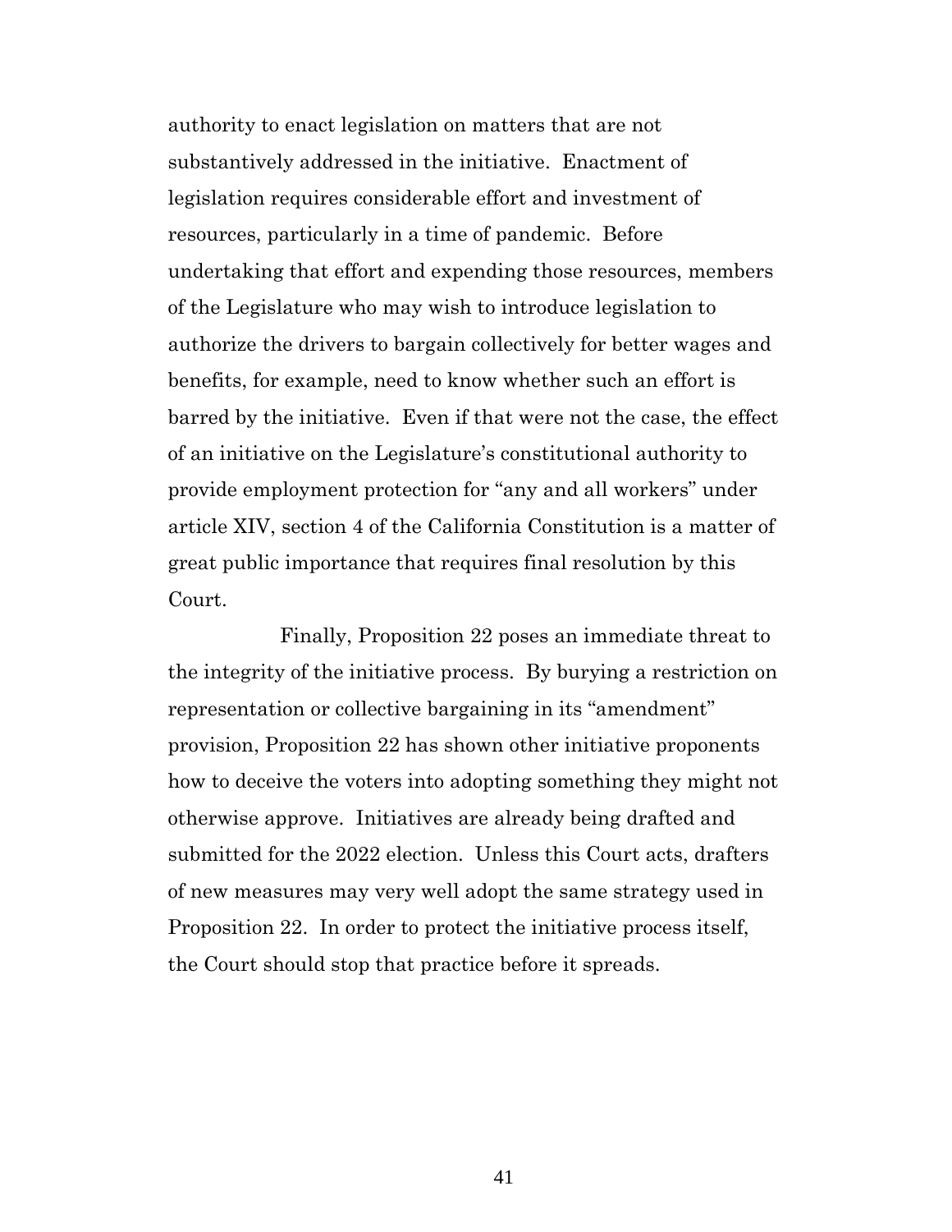authority to enact legislation on matters that are not substantively addressed in the initiative. Enactment of legislation requires considerable effort and investment of resources, particularly in a time of pandemic. Before undertaking that effort and expending those resources, members of the Legislature who may wish to introduce legislation to authorize the drivers to bargain collectively for better wages and benefits, for example, need to know whether such an effort is barred by the initiative. Even if that were not the case, the effect of an initiative on the Legislature's constitutional authority to provide employment protection for "any and all workers" under article XIV, section 4 of the California Constitution is a matter of great public importance that requires final resolution by this Court.

Finally, Proposition 22 poses an immediate threat to the integrity of the initiative process. By burying a restriction on representation or collective bargaining in its "amendment" provision, Proposition 22 has shown other initiative proponents how to deceive the voters into adopting something they might not otherwise approve. Initiatives are already being drafted and submitted for the 2022 election. Unless this Court acts, drafters of new measures may very well adopt the same strategy used in Proposition 22. In order to protect the initiative process itself, the Court should stop that practice before it spreads.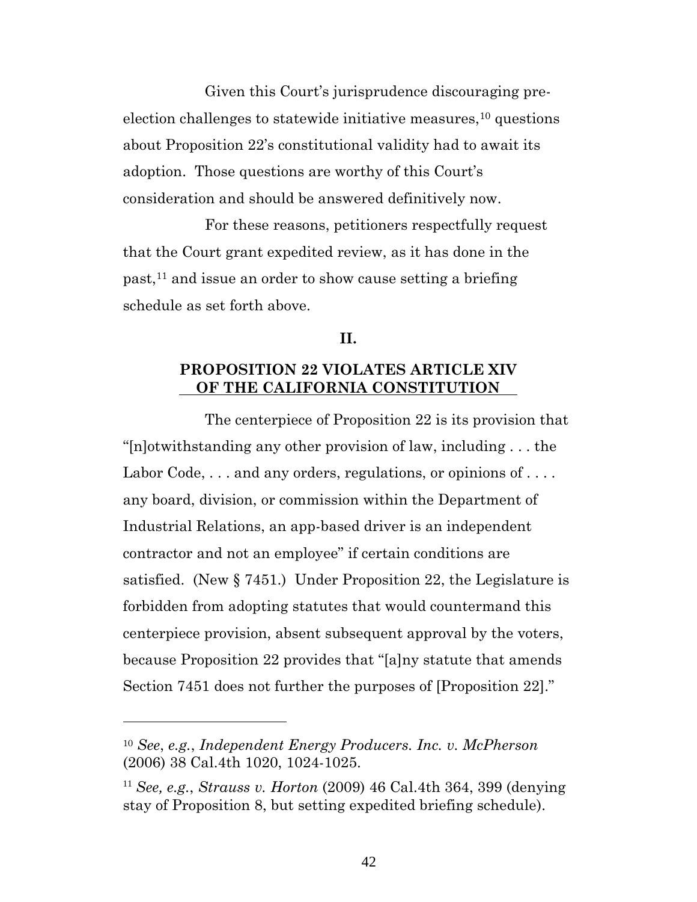Given this Court's jurisprudence discouraging pre-election challenges to statewide initiative measures,[10] questions about Proposition 22's constitutional validity had to await its adoption. Those questions are worthy of this Court's consideration and should be answered definitively now.

For these reasons, petitioners respectfully request that the Court grant expedited review, as it has done in the past,[11] and issue an order to show cause setting a briefing schedule as set forth above.

## II.

## PROPOSITION 22 VIOLATES ARTICLE XIV OF THE CALIFORNIA CONSTITUTION

The centerpiece of Proposition 22 is its provision that "[n]otwithstanding any other provision of law, including . . . the Labor Code, . . . and any orders, regulations, or opinions of . . . . any board, division, or commission within the Department of Industrial Relations, an app-based driver is an independent contractor and not an employee" if certain conditions are satisfied. (New § 7451.) Under Proposition 22, the Legislature is forbidden from adopting statutes that would countermand this centerpiece provision, absent subsequent approval by the voters, because Proposition 22 provides that "[a]ny statute that amends Section 7451 does not further the purposes of [Proposition 22]."

---

[10] *See*, *e.g.*, *Independent Energy Producers. Inc. v. McPherson* (2006) 38 Cal.4th 1020, 1024-1025.

[11] *See, e.g.*, *Strauss v. Horton* (2009) 46 Cal.4th 364, 399 (denying stay of Proposition 8, but setting expedited briefing schedule).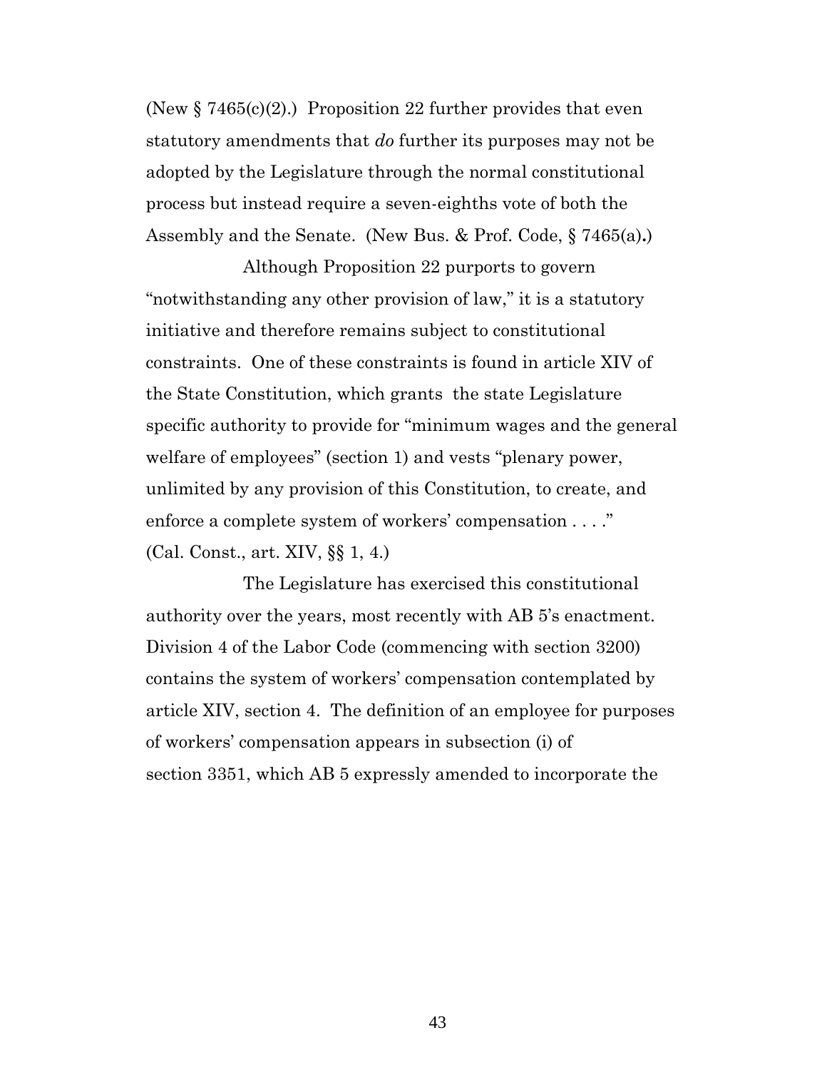(New § 7465(c)(2).) Proposition 22 further provides that even statutory amendments that *do* further its purposes may not be adopted by the Legislature through the normal constitutional process but instead require a seven-eighths vote of both the Assembly and the Senate. (New Bus. & Prof. Code, § 7465(a).)

Although Proposition 22 purports to govern "notwithstanding any other provision of law," it is a statutory initiative and therefore remains subject to constitutional constraints. One of these constraints is found in article XIV of the State Constitution, which grants the state Legislature specific authority to provide for "minimum wages and the general welfare of employees" (section 1) and vests "plenary power, unlimited by any provision of this Constitution, to create, and enforce a complete system of workers' compensation . . . ." (Cal. Const., art. XIV, §§ 1, 4.)

The Legislature has exercised this constitutional authority over the years, most recently with AB 5's enactment. Division 4 of the Labor Code (commencing with section 3200) contains the system of workers' compensation contemplated by article XIV, section 4. The definition of an employee for purposes of workers' compensation appears in subsection (i) of section 3351, which AB 5 expressly amended to incorporate the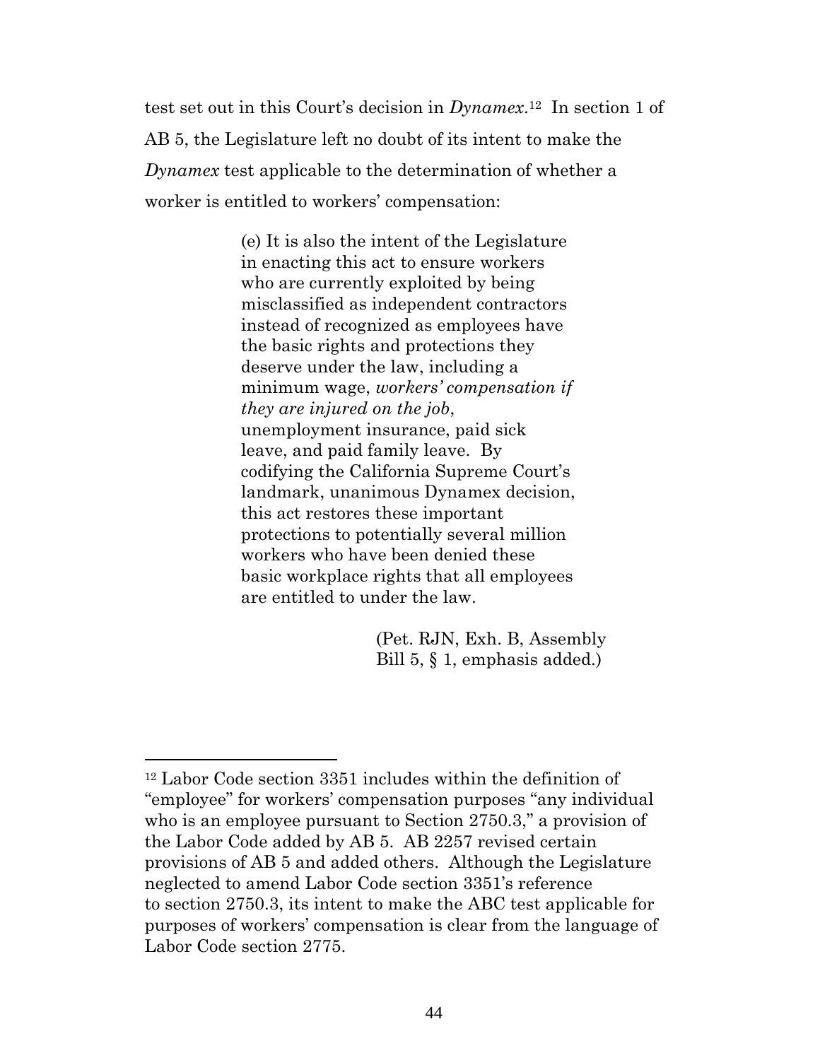test set out in this Court's decision in *Dynamex*.[12] In section 1 of AB 5, the Legislature left no doubt of its intent to make the *Dynamex* test applicable to the determination of whether a worker is entitled to workers' compensation:

> (e) It is also the intent of the Legislature in enacting this act to ensure workers who are currently exploited by being misclassified as independent contractors instead of recognized as employees have the basic rights and protections they deserve under the law, including a minimum wage, *workers' compensation if they are injured on the job*, unemployment insurance, paid sick leave, and paid family leave. By codifying the California Supreme Court's landmark, unanimous Dynamex decision, this act restores these important protections to potentially several million workers who have been denied these basic workplace rights that all employees are entitled to under the law.
>
> (Pet. RJN, Exh. B, Assembly Bill 5, § 1, emphasis added.)

---

[12] Labor Code section 3351 includes within the definition of "employee" for workers' compensation purposes "any individual who is an employee pursuant to Section 2750.3," a provision of the Labor Code added by AB 5. AB 2257 revised certain provisions of AB 5 and added others. Although the Legislature neglected to amend Labor Code section 3351's reference to section 2750.3, its intent to make the ABC test applicable for purposes of workers' compensation is clear from the language of Labor Code section 2775.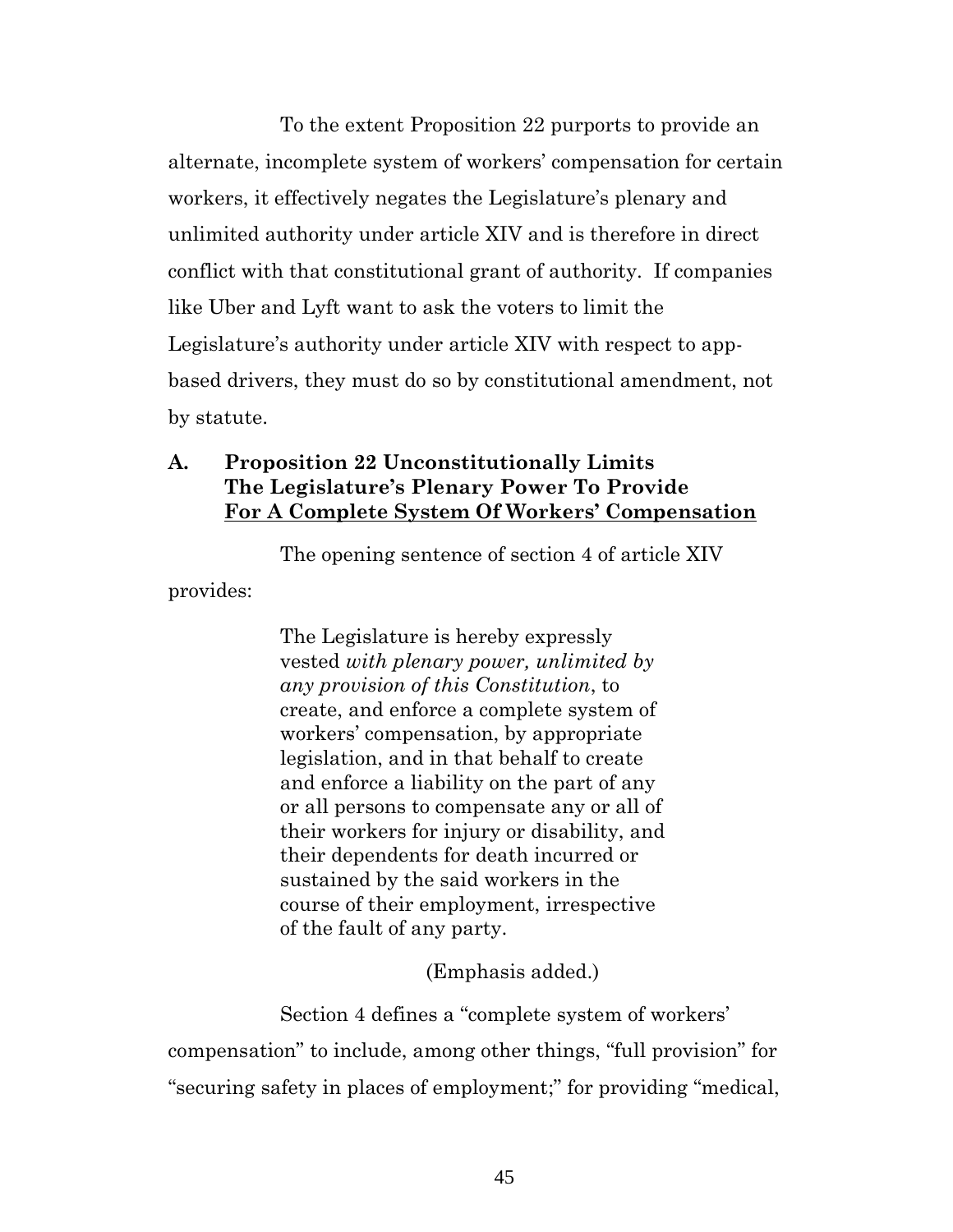To the extent Proposition 22 purports to provide an alternate, incomplete system of workers' compensation for certain workers, it effectively negates the Legislature's plenary and unlimited authority under article XIV and is therefore in direct conflict with that constitutional grant of authority. If companies like Uber and Lyft want to ask the voters to limit the Legislature's authority under article XIV with respect to app-based drivers, they must do so by constitutional amendment, not by statute.

### A. Proposition 22 Unconstitutionally Limits The Legislature's Plenary Power To Provide For A Complete System Of Workers' Compensation

The opening sentence of section 4 of article XIV provides:

> The Legislature is hereby expressly vested *with plenary power, unlimited by any provision of this Constitution*, to create, and enforce a complete system of workers' compensation, by appropriate legislation, and in that behalf to create and enforce a liability on the part of any or all persons to compensate any or all of their workers for injury or disability, and their dependents for death incurred or sustained by the said workers in the course of their employment, irrespective of the fault of any party.
>
> (Emphasis added.)

Section 4 defines a "complete system of workers' compensation" to include, among other things, "full provision" for "securing safety in places of employment;" for providing "medical,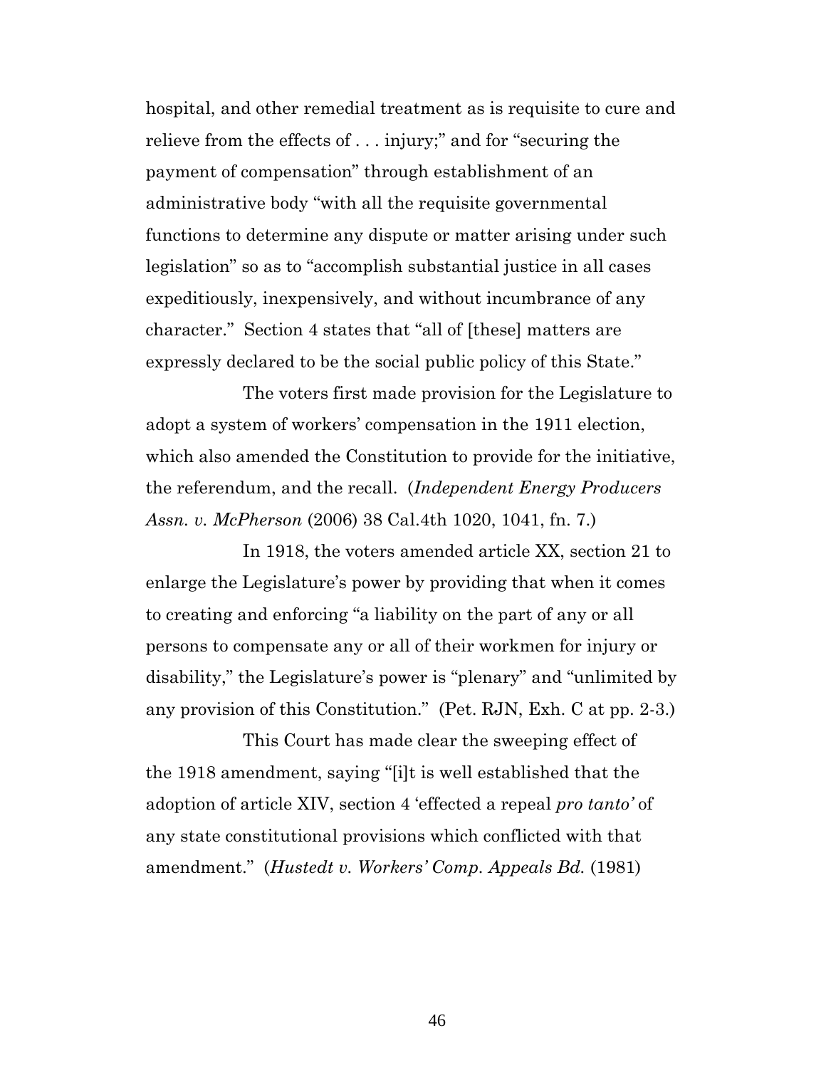hospital, and other remedial treatment as is requisite to cure and relieve from the effects of . . . injury;" and for "securing the payment of compensation" through establishment of an administrative body "with all the requisite governmental functions to determine any dispute or matter arising under such legislation" so as to "accomplish substantial justice in all cases expeditiously, inexpensively, and without incumbrance of any character." Section 4 states that "all of [these] matters are expressly declared to be the social public policy of this State."

The voters first made provision for the Legislature to adopt a system of workers' compensation in the 1911 election, which also amended the Constitution to provide for the initiative, the referendum, and the recall. (*Independent Energy Producers Assn. v. McPherson* (2006) 38 Cal.4th 1020, 1041, fn. 7.)

In 1918, the voters amended article XX, section 21 to enlarge the Legislature's power by providing that when it comes to creating and enforcing "a liability on the part of any or all persons to compensate any or all of their workmen for injury or disability," the Legislature's power is "plenary" and "unlimited by any provision of this Constitution." (Pet. RJN, Exh. C at pp. 2-3.)

This Court has made clear the sweeping effect of the 1918 amendment, saying "[i]t is well established that the adoption of article XIV, section 4 'effected a repeal *pro tanto'* of any state constitutional provisions which conflicted with that amendment." (*Hustedt v. Workers' Comp. Appeals Bd.* (1981)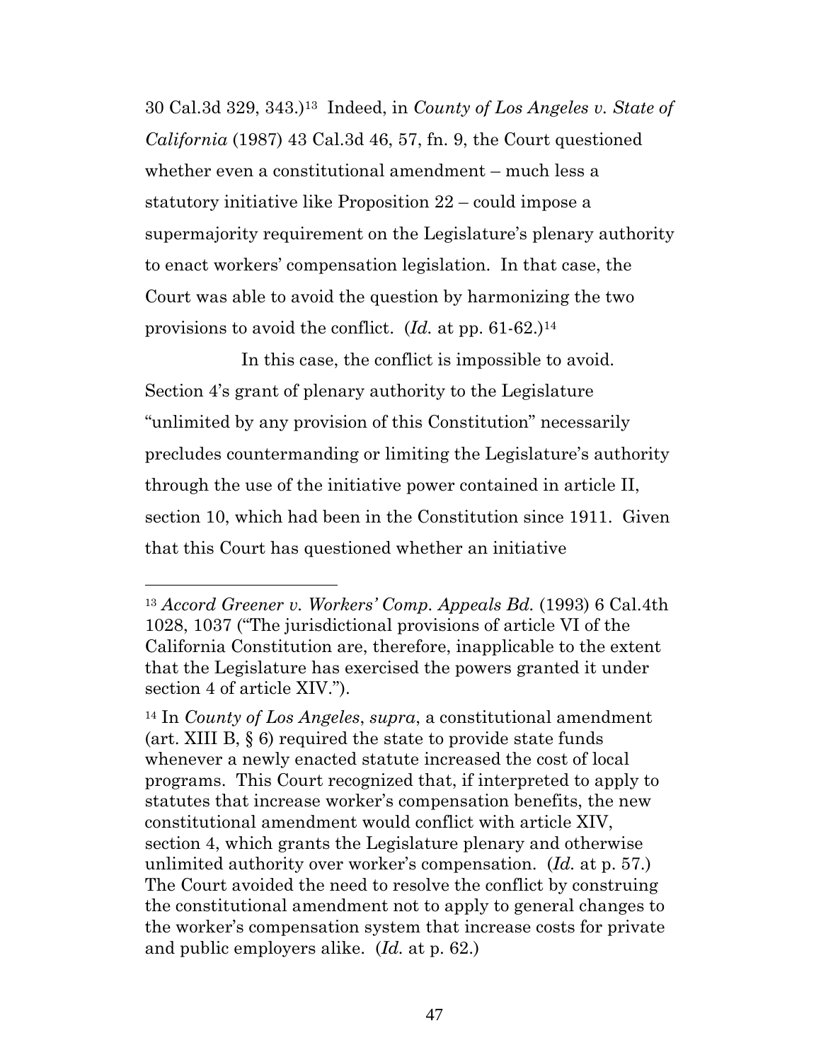30 Cal.3d 329, 343.)[13] Indeed, in *County of Los Angeles v. State of California* (1987) 43 Cal.3d 46, 57, fn. 9, the Court questioned whether even a constitutional amendment – much less a statutory initiative like Proposition 22 – could impose a supermajority requirement on the Legislature's plenary authority to enact workers' compensation legislation. In that case, the Court was able to avoid the question by harmonizing the two provisions to avoid the conflict. (*Id.* at pp. 61-62.)[14]

In this case, the conflict is impossible to avoid. Section 4's grant of plenary authority to the Legislature "unlimited by any provision of this Constitution" necessarily precludes countermanding or limiting the Legislature's authority through the use of the initiative power contained in article II, section 10, which had been in the Constitution since 1911. Given that this Court has questioned whether an initiative

---

[13] *Accord Greener v. Workers' Comp. Appeals Bd.* (1993) 6 Cal.4th 1028, 1037 ("The jurisdictional provisions of article VI of the California Constitution are, therefore, inapplicable to the extent that the Legislature has exercised the powers granted it under section 4 of article XIV.").

[14] In *County of Los Angeles*, *supra*, a constitutional amendment (art. XIII B, § 6) required the state to provide state funds whenever a newly enacted statute increased the cost of local programs. This Court recognized that, if interpreted to apply to statutes that increase worker's compensation benefits, the new constitutional amendment would conflict with article XIV, section 4, which grants the Legislature plenary and otherwise unlimited authority over worker's compensation. (*Id.* at p. 57.) The Court avoided the need to resolve the conflict by construing the constitutional amendment not to apply to general changes to the worker's compensation system that increase costs for private and public employers alike. (*Id.* at p. 62.)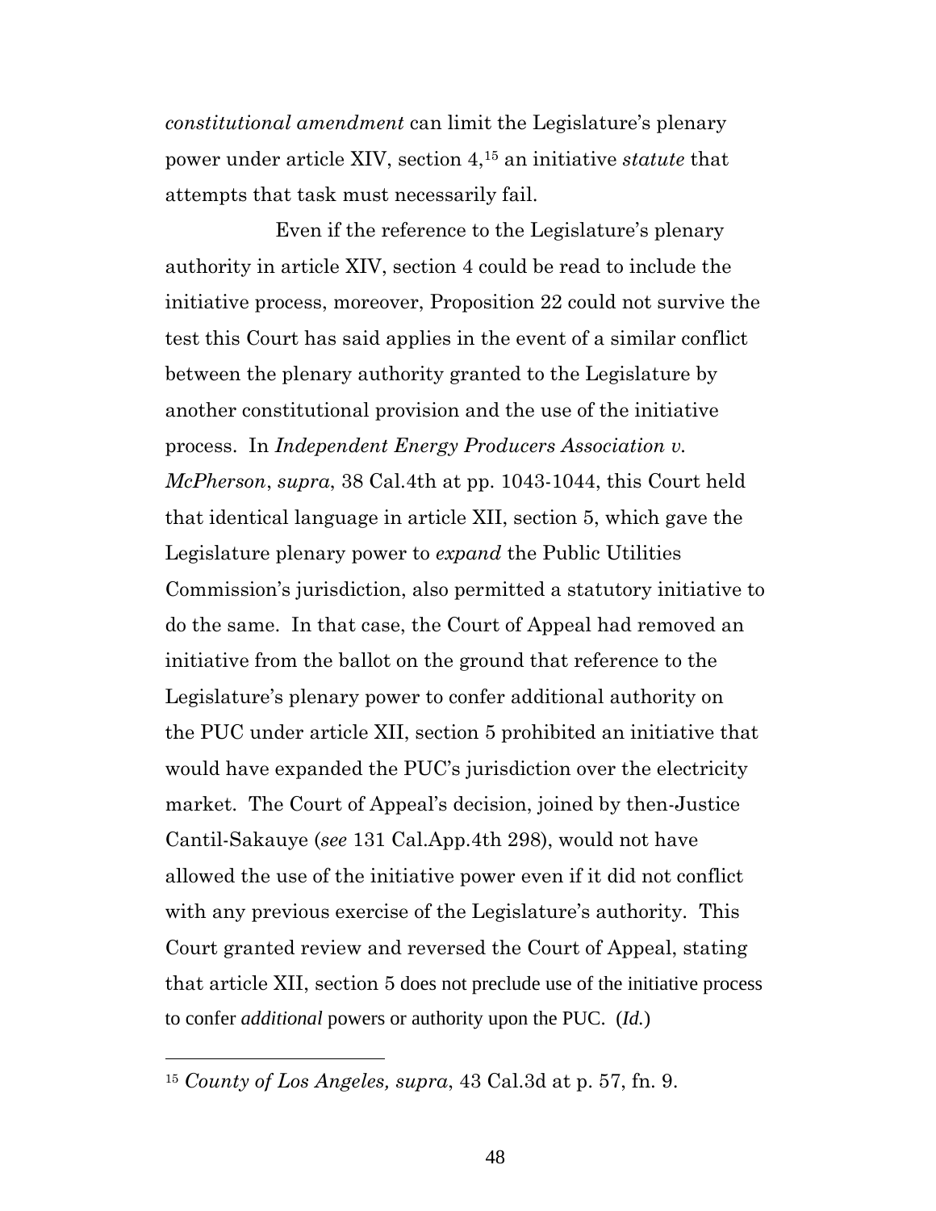*constitutional amendment* can limit the Legislature's plenary power under article XIV, section 4,[15] an initiative *statute* that attempts that task must necessarily fail.

Even if the reference to the Legislature's plenary authority in article XIV, section 4 could be read to include the initiative process, moreover, Proposition 22 could not survive the test this Court has said applies in the event of a similar conflict between the plenary authority granted to the Legislature by another constitutional provision and the use of the initiative process. In *Independent Energy Producers Association v. McPherson*, *supra*, 38 Cal.4th at pp. 1043-1044, this Court held that identical language in article XII, section 5, which gave the Legislature plenary power to *expand* the Public Utilities Commission's jurisdiction, also permitted a statutory initiative to do the same. In that case, the Court of Appeal had removed an initiative from the ballot on the ground that reference to the Legislature's plenary power to confer additional authority on the PUC under article XII, section 5 prohibited an initiative that would have expanded the PUC's jurisdiction over the electricity market. The Court of Appeal's decision, joined by then-Justice Cantil-Sakauye (*see* 131 Cal.App.4th 298), would not have allowed the use of the initiative power even if it did not conflict with any previous exercise of the Legislature's authority. This Court granted review and reversed the Court of Appeal, stating that article XII, section 5 does not preclude use of the initiative process to confer *additional* powers or authority upon the PUC. (*Id.*)

[15] *County of Los Angeles, supra*, 43 Cal.3d at p. 57, fn. 9.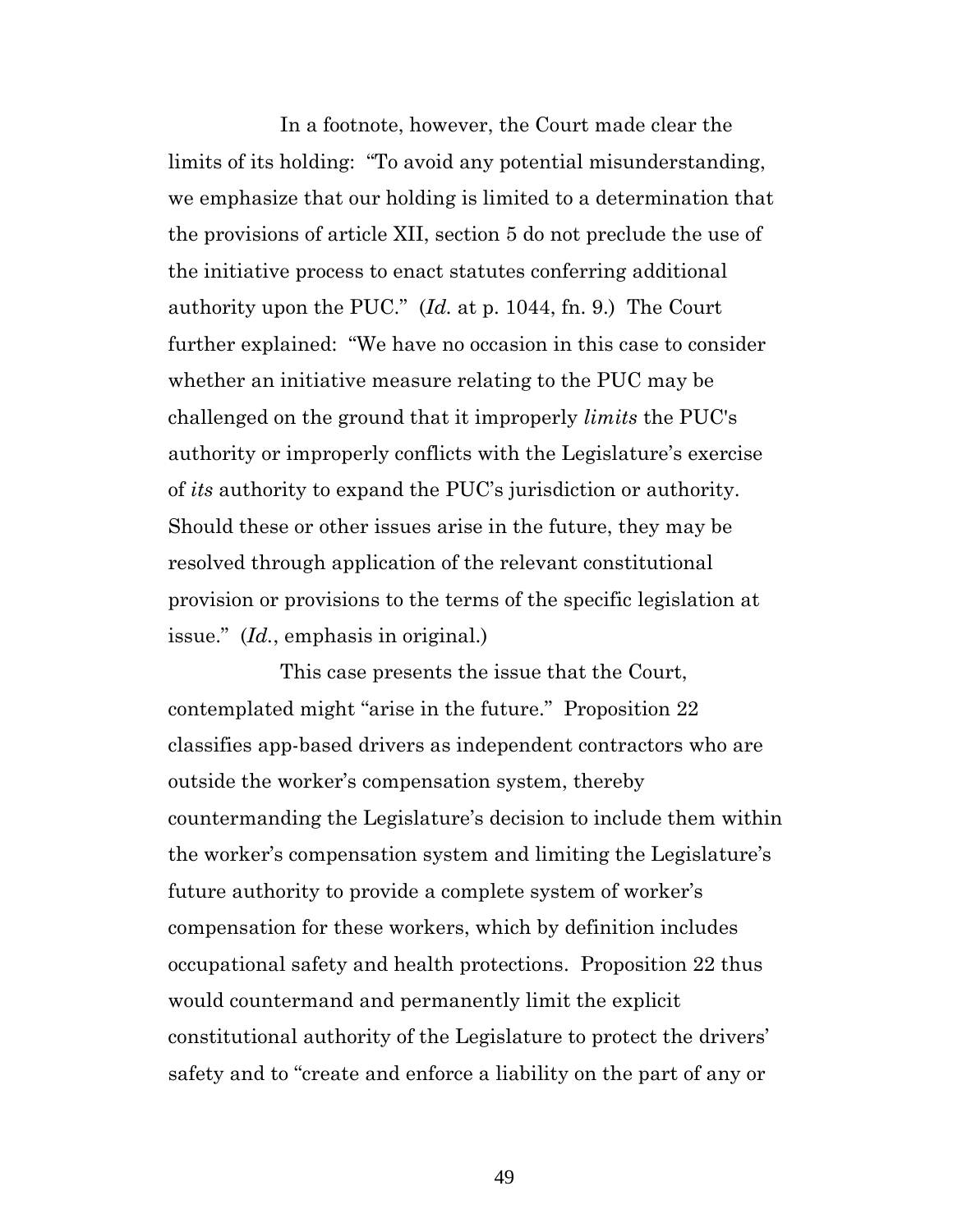In a footnote, however, the Court made clear the limits of its holding: "To avoid any potential misunderstanding, we emphasize that our holding is limited to a determination that the provisions of article XII, section 5 do not preclude the use of the initiative process to enact statutes conferring additional authority upon the PUC." (*Id.* at p. 1044, fn. 9.) The Court further explained: "We have no occasion in this case to consider whether an initiative measure relating to the PUC may be challenged on the ground that it improperly *limits* the PUC's authority or improperly conflicts with the Legislature's exercise of *its* authority to expand the PUC's jurisdiction or authority. Should these or other issues arise in the future, they may be resolved through application of the relevant constitutional provision or provisions to the terms of the specific legislation at issue." (*Id.*, emphasis in original.)

This case presents the issue that the Court, contemplated might "arise in the future." Proposition 22 classifies app-based drivers as independent contractors who are outside the worker's compensation system, thereby countermanding the Legislature's decision to include them within the worker's compensation system and limiting the Legislature's future authority to provide a complete system of worker's compensation for these workers, which by definition includes occupational safety and health protections. Proposition 22 thus would countermand and permanently limit the explicit constitutional authority of the Legislature to protect the drivers' safety and to "create and enforce a liability on the part of any or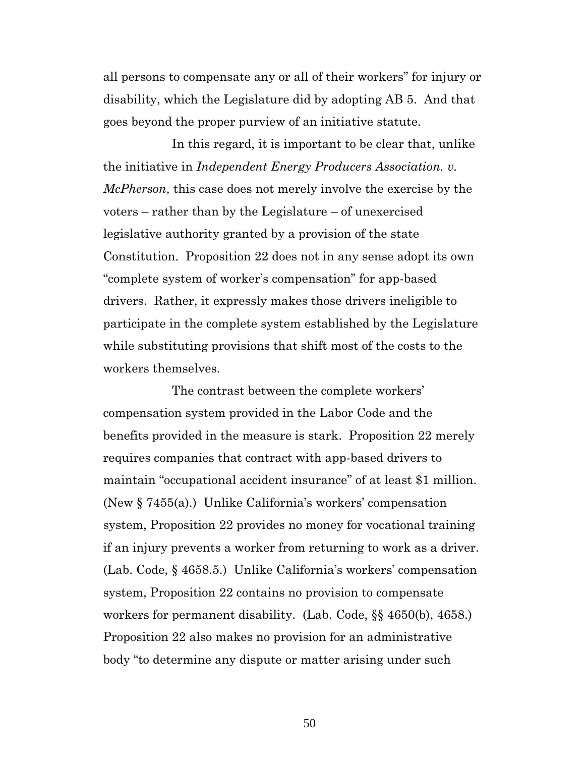all persons to compensate any or all of their workers" for injury or disability, which the Legislature did by adopting AB 5. And that goes beyond the proper purview of an initiative statute.

In this regard, it is important to be clear that, unlike the initiative in *Independent Energy Producers Association. v. McPherson,* this case does not merely involve the exercise by the voters – rather than by the Legislature – of unexercised legislative authority granted by a provision of the state Constitution. Proposition 22 does not in any sense adopt its own "complete system of worker's compensation" for app-based drivers. Rather, it expressly makes those drivers ineligible to participate in the complete system established by the Legislature while substituting provisions that shift most of the costs to the workers themselves.

The contrast between the complete workers' compensation system provided in the Labor Code and the benefits provided in the measure is stark. Proposition 22 merely requires companies that contract with app-based drivers to maintain "occupational accident insurance" of at least $1 million. (New § 7455(a).) Unlike California's workers' compensation system, Proposition 22 provides no money for vocational training if an injury prevents a worker from returning to work as a driver. (Lab. Code, § 4658.5.) Unlike California's workers' compensation system, Proposition 22 contains no provision to compensate workers for permanent disability. (Lab. Code, §§ 4650(b), 4658.) Proposition 22 also makes no provision for an administrative body "to determine any dispute or matter arising under such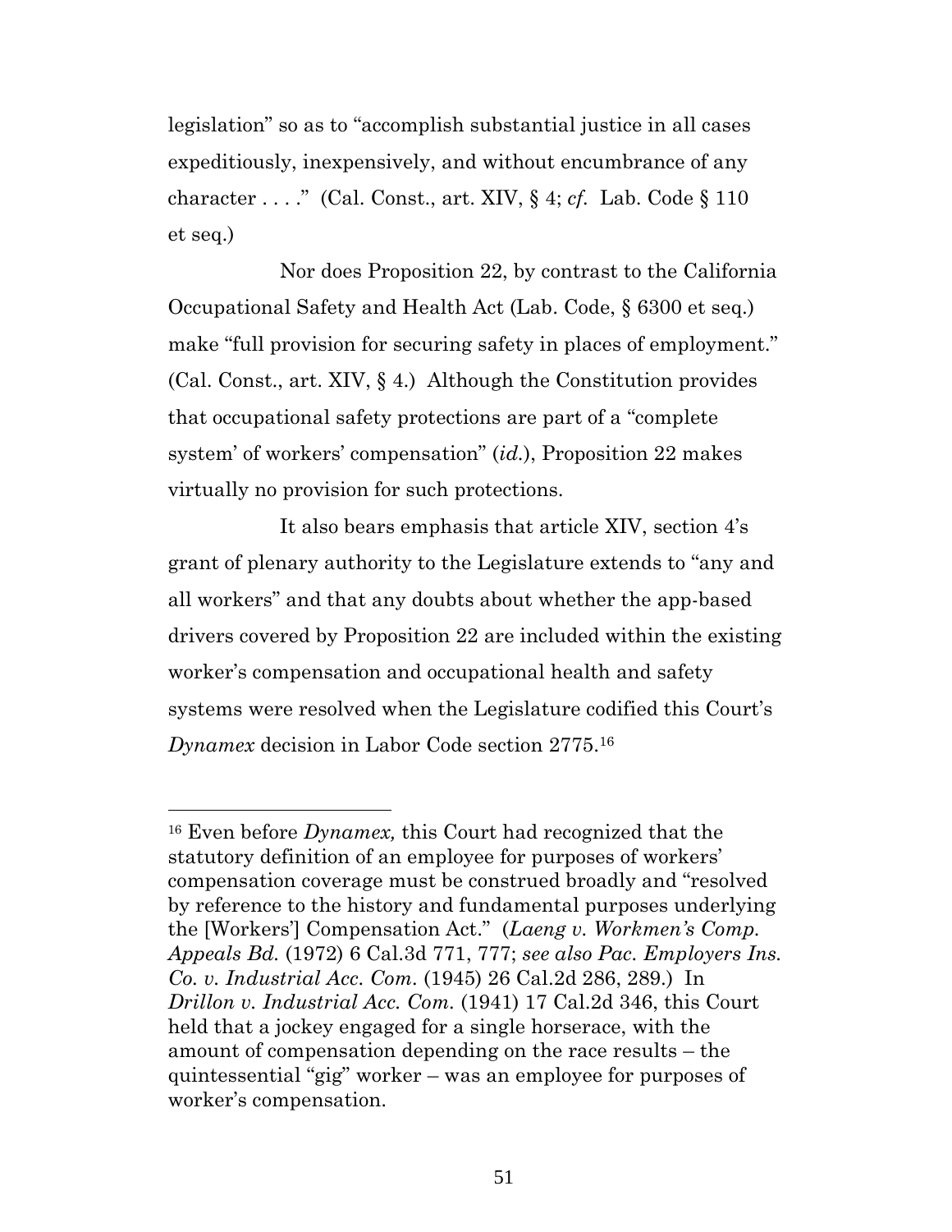legislation" so as to "accomplish substantial justice in all cases expeditiously, inexpensively, and without encumbrance of any character . . . ." (Cal. Const., art. XIV, § 4; *cf.* Lab. Code § 110 et seq.)

Nor does Proposition 22, by contrast to the California Occupational Safety and Health Act (Lab. Code, § 6300 et seq.) make "full provision for securing safety in places of employment." (Cal. Const., art. XIV, § 4.) Although the Constitution provides that occupational safety protections are part of a "complete system' of workers' compensation" (*id.*), Proposition 22 makes virtually no provision for such protections.

It also bears emphasis that article XIV, section 4's grant of plenary authority to the Legislature extends to "any and all workers" and that any doubts about whether the app-based drivers covered by Proposition 22 are included within the existing worker's compensation and occupational health and safety systems were resolved when the Legislature codified this Court's *Dynamex* decision in Labor Code section 2775.[16]

---

[16] Even before *Dynamex,* this Court had recognized that the statutory definition of an employee for purposes of workers' compensation coverage must be construed broadly and "resolved by reference to the history and fundamental purposes underlying the [Workers'] Compensation Act." (*Laeng v. Workmen's Comp. Appeals Bd.* (1972) 6 Cal.3d 771, 777; *see also Pac. Employers Ins. Co. v. Industrial Acc. Com.* (1945) 26 Cal.2d 286, 289.) In *Drillon v. Industrial Acc. Com.* (1941) 17 Cal.2d 346, this Court held that a jockey engaged for a single horserace, with the amount of compensation depending on the race results – the quintessential "gig" worker – was an employee for purposes of worker's compensation.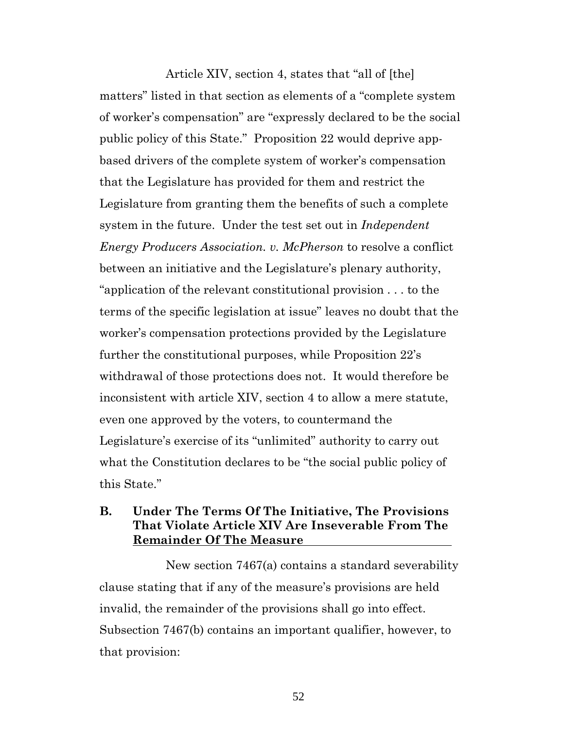Article XIV, section 4, states that "all of [the] matters" listed in that section as elements of a "complete system of worker's compensation" are "expressly declared to be the social public policy of this State." Proposition 22 would deprive app-based drivers of the complete system of worker's compensation that the Legislature has provided for them and restrict the Legislature from granting them the benefits of such a complete system in the future. Under the test set out in *Independent Energy Producers Association. v. McPherson* to resolve a conflict between an initiative and the Legislature's plenary authority, "application of the relevant constitutional provision . . . to the terms of the specific legislation at issue" leaves no doubt that the worker's compensation protections provided by the Legislature further the constitutional purposes, while Proposition 22's withdrawal of those protections does not. It would therefore be inconsistent with article XIV, section 4 to allow a mere statute, even one approved by the voters, to countermand the Legislature's exercise of its "unlimited" authority to carry out what the Constitution declares to be "the social public policy of this State."

## B. Under The Terms Of The Initiative, The Provisions That Violate Article XIV Are Inseverable From The Remainder Of The Measure

New section 7467(a) contains a standard severability clause stating that if any of the measure's provisions are held invalid, the remainder of the provisions shall go into effect. Subsection 7467(b) contains an important qualifier, however, to that provision: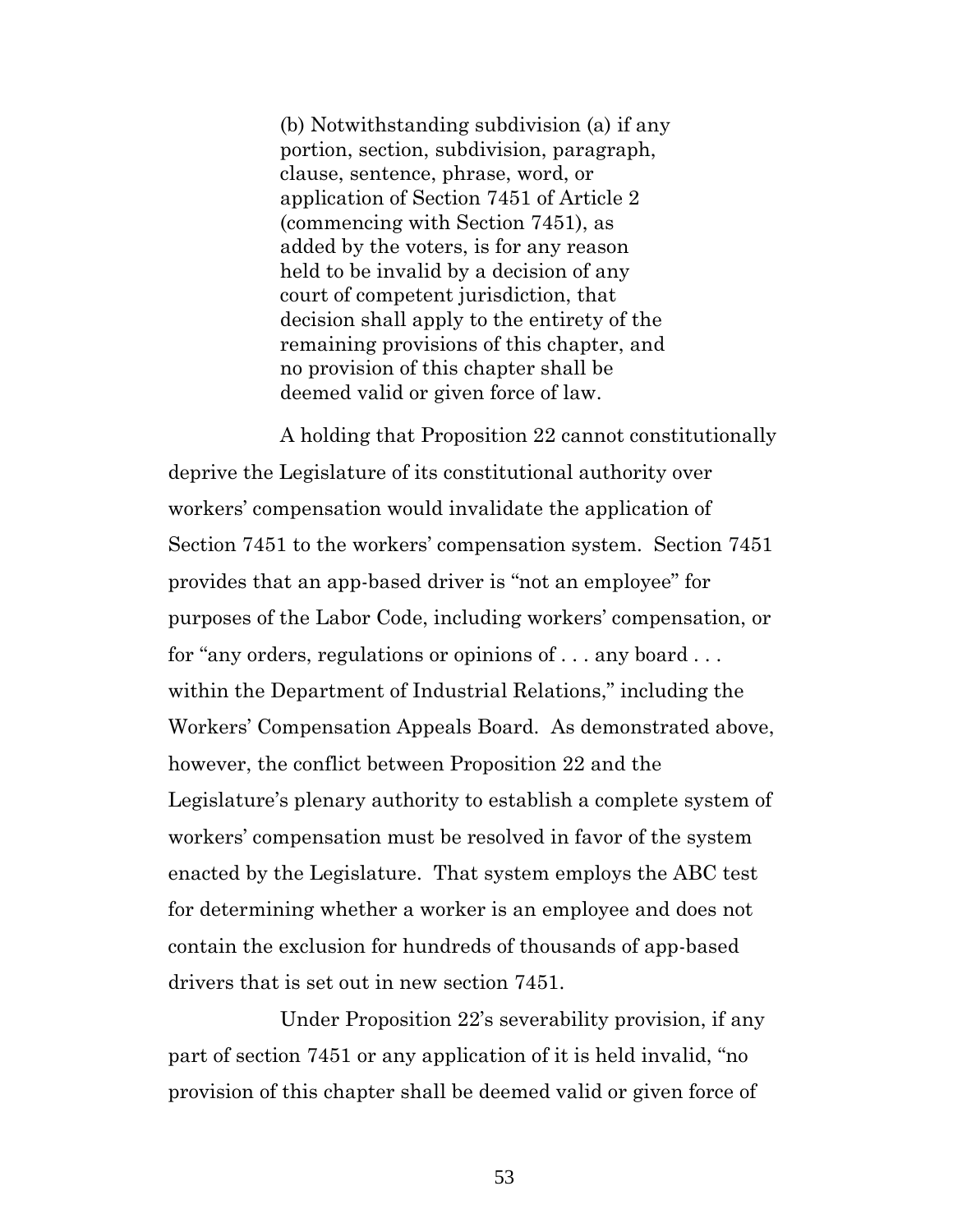> (b) Notwithstanding subdivision (a) if any portion, section, subdivision, paragraph, clause, sentence, phrase, word, or application of Section 7451 of Article 2 (commencing with Section 7451), as added by the voters, is for any reason held to be invalid by a decision of any court of competent jurisdiction, that decision shall apply to the entirety of the remaining provisions of this chapter, and no provision of this chapter shall be deemed valid or given force of law.

A holding that Proposition 22 cannot constitutionally deprive the Legislature of its constitutional authority over workers' compensation would invalidate the application of Section 7451 to the workers' compensation system. Section 7451 provides that an app-based driver is "not an employee" for purposes of the Labor Code, including workers' compensation, or for "any orders, regulations or opinions of . . . any board . . . within the Department of Industrial Relations," including the Workers' Compensation Appeals Board. As demonstrated above, however, the conflict between Proposition 22 and the Legislature's plenary authority to establish a complete system of workers' compensation must be resolved in favor of the system enacted by the Legislature. That system employs the ABC test for determining whether a worker is an employee and does not contain the exclusion for hundreds of thousands of app-based drivers that is set out in new section 7451.

Under Proposition 22's severability provision, if any part of section 7451 or any application of it is held invalid, "no provision of this chapter shall be deemed valid or given force of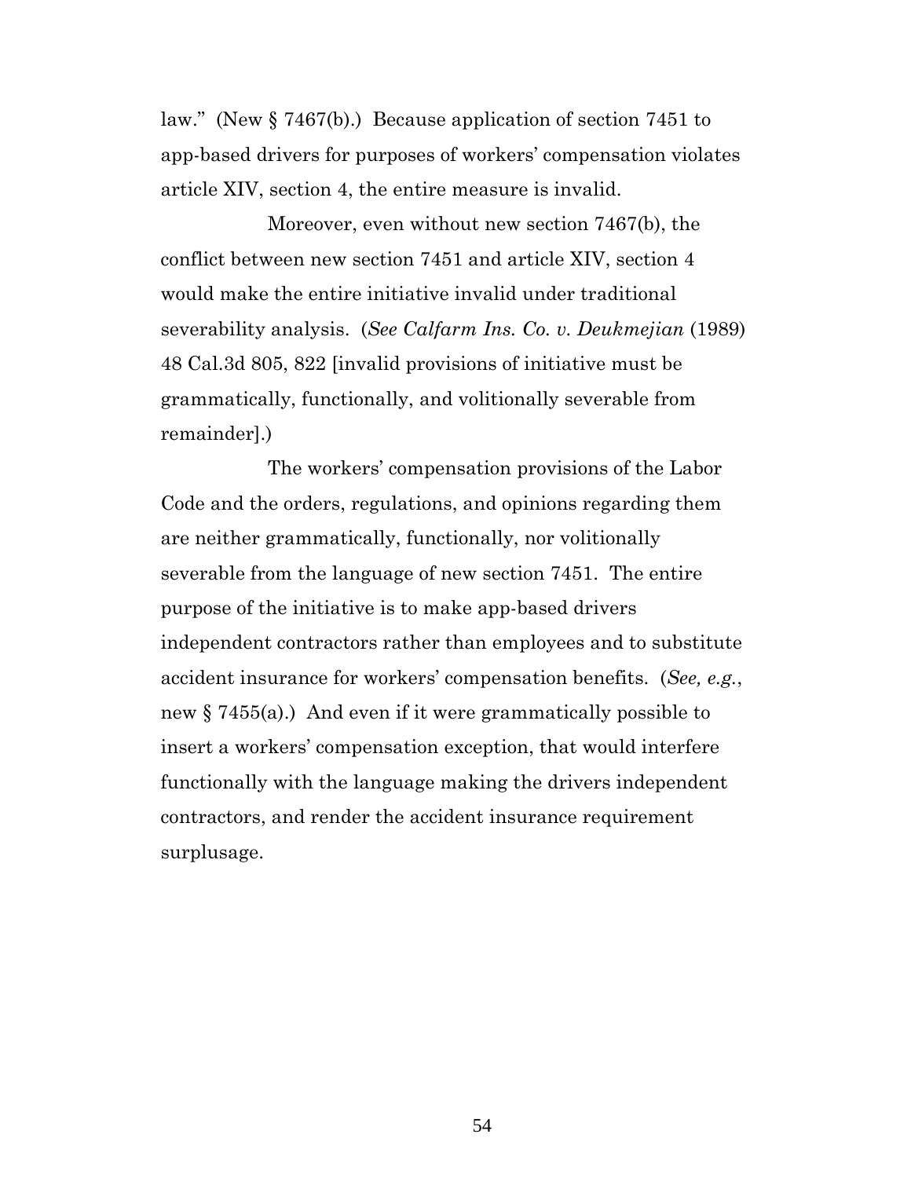law." (New § 7467(b).) Because application of section 7451 to app-based drivers for purposes of workers' compensation violates article XIV, section 4, the entire measure is invalid.

Moreover, even without new section 7467(b), the conflict between new section 7451 and article XIV, section 4 would make the entire initiative invalid under traditional severability analysis. (*See Calfarm Ins. Co. v. Deukmejian* (1989) 48 Cal.3d 805, 822 [invalid provisions of initiative must be grammatically, functionally, and volitionally severable from remainder].)

The workers' compensation provisions of the Labor Code and the orders, regulations, and opinions regarding them are neither grammatically, functionally, nor volitionally severable from the language of new section 7451. The entire purpose of the initiative is to make app-based drivers independent contractors rather than employees and to substitute accident insurance for workers' compensation benefits. (*See, e.g.*, new § 7455(a).) And even if it were grammatically possible to insert a workers' compensation exception, that would interfere functionally with the language making the drivers independent contractors, and render the accident insurance requirement surplusage.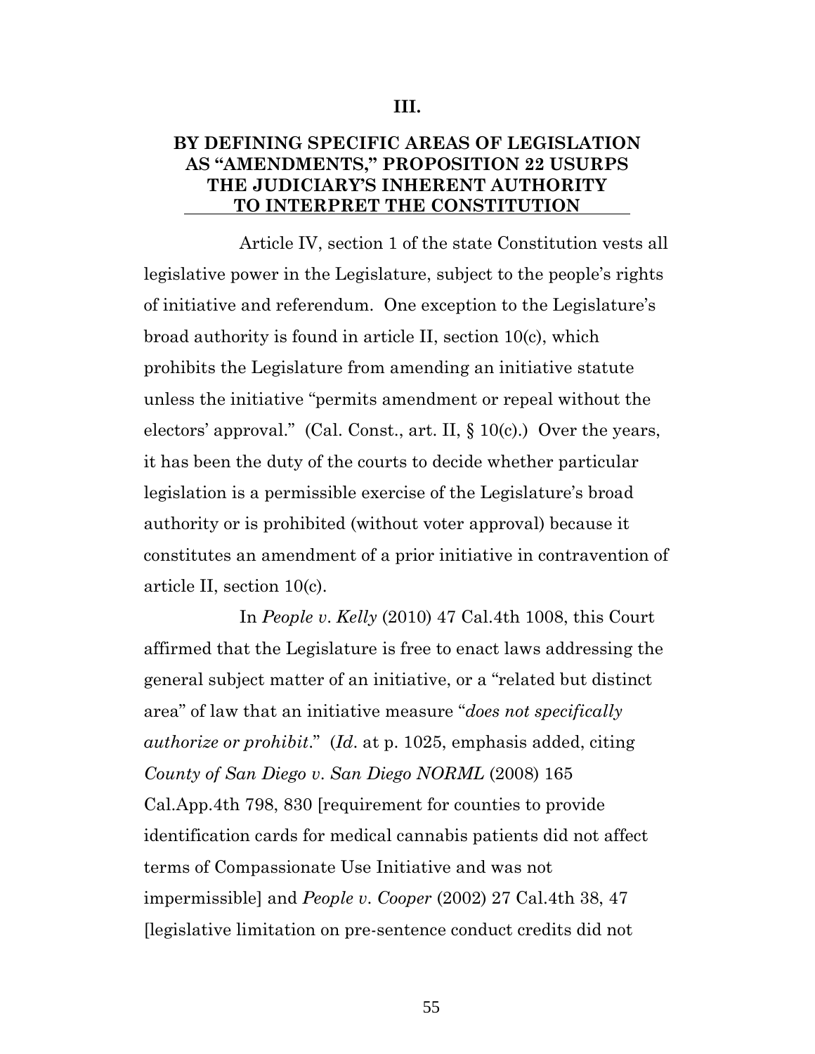## III.

## BY DEFINING SPECIFIC AREAS OF LEGISLATION AS "AMENDMENTS," PROPOSITION 22 USURPS THE JUDICIARY'S INHERENT AUTHORITY TO INTERPRET THE CONSTITUTION

Article IV, section 1 of the state Constitution vests all legislative power in the Legislature, subject to the people's rights of initiative and referendum. One exception to the Legislature's broad authority is found in article II, section 10(c), which prohibits the Legislature from amending an initiative statute unless the initiative "permits amendment or repeal without the electors' approval." (Cal. Const., art. II, § 10(c).) Over the years, it has been the duty of the courts to decide whether particular legislation is a permissible exercise of the Legislature's broad authority or is prohibited (without voter approval) because it constitutes an amendment of a prior initiative in contravention of article II, section 10(c).

In *People v. Kelly* (2010) 47 Cal.4th 1008, this Court affirmed that the Legislature is free to enact laws addressing the general subject matter of an initiative, or a "related but distinct area" of law that an initiative measure "*does not specifically authorize or prohibit*." (*Id*. at p. 1025, emphasis added, citing *County of San Diego v. San Diego NORML* (2008) 165 Cal.App.4th 798, 830 [requirement for counties to provide identification cards for medical cannabis patients did not affect terms of Compassionate Use Initiative and was not impermissible] and *People v. Cooper* (2002) 27 Cal.4th 38, 47 [legislative limitation on pre-sentence conduct credits did not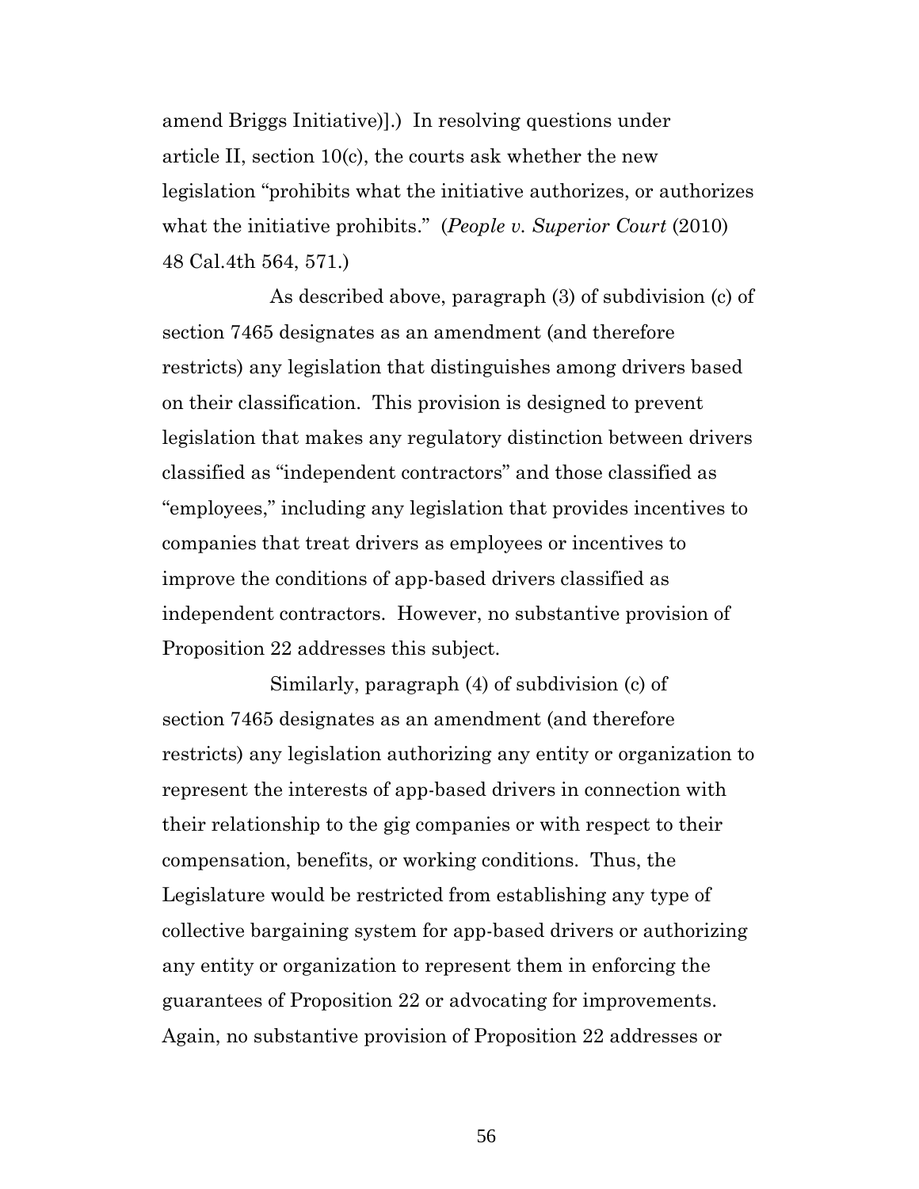amend Briggs Initiative)].) In resolving questions under article II, section 10(c), the courts ask whether the new legislation "prohibits what the initiative authorizes, or authorizes what the initiative prohibits." (*People v. Superior Court* (2010) 48 Cal.4th 564, 571.)

As described above, paragraph (3) of subdivision (c) of section 7465 designates as an amendment (and therefore restricts) any legislation that distinguishes among drivers based on their classification. This provision is designed to prevent legislation that makes any regulatory distinction between drivers classified as "independent contractors" and those classified as "employees," including any legislation that provides incentives to companies that treat drivers as employees or incentives to improve the conditions of app-based drivers classified as independent contractors. However, no substantive provision of Proposition 22 addresses this subject.

Similarly, paragraph (4) of subdivision (c) of section 7465 designates as an amendment (and therefore restricts) any legislation authorizing any entity or organization to represent the interests of app-based drivers in connection with their relationship to the gig companies or with respect to their compensation, benefits, or working conditions. Thus, the Legislature would be restricted from establishing any type of collective bargaining system for app-based drivers or authorizing any entity or organization to represent them in enforcing the guarantees of Proposition 22 or advocating for improvements. Again, no substantive provision of Proposition 22 addresses or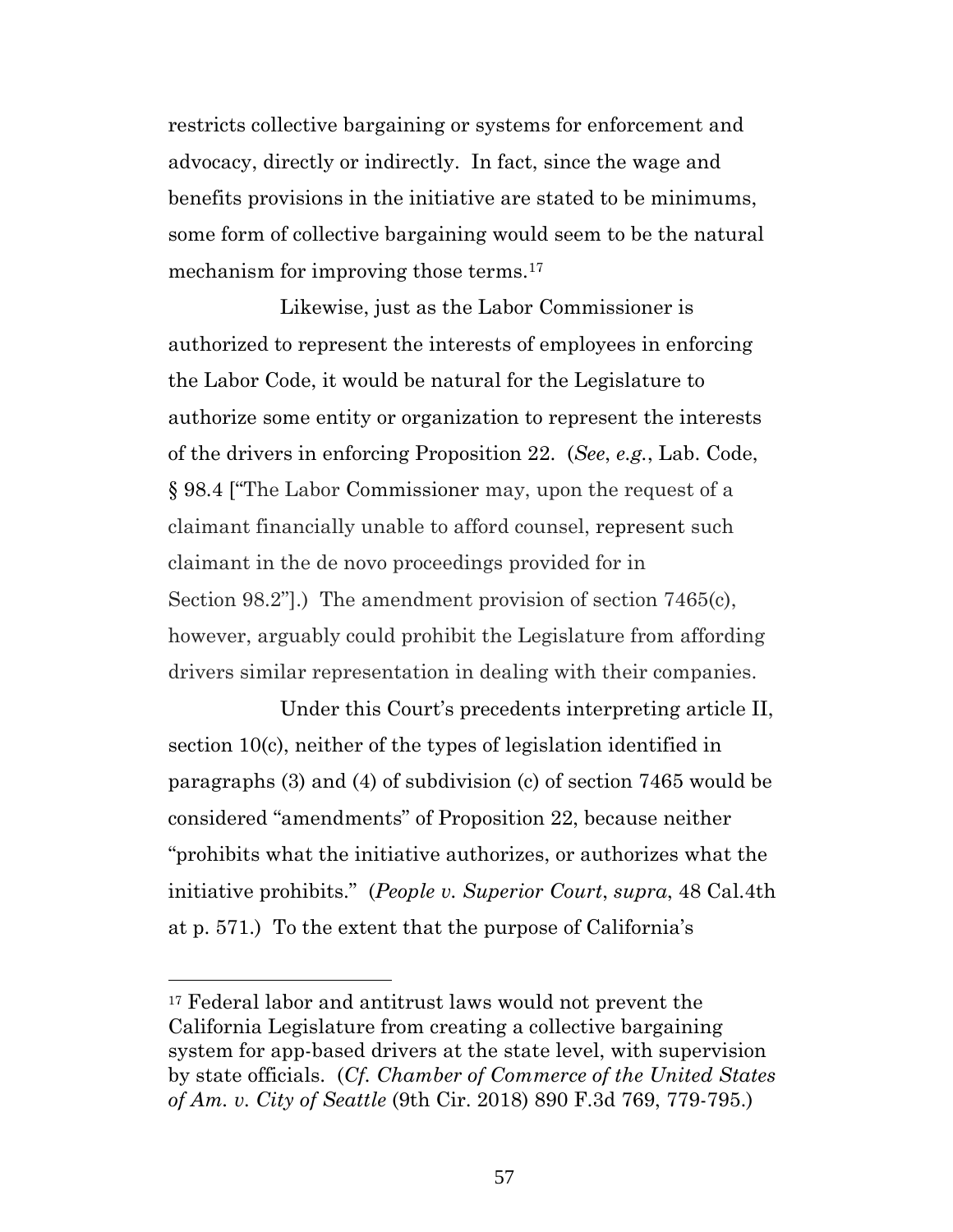restricts collective bargaining or systems for enforcement and advocacy, directly or indirectly. In fact, since the wage and benefits provisions in the initiative are stated to be minimums, some form of collective bargaining would seem to be the natural mechanism for improving those terms.[17]

Likewise, just as the Labor Commissioner is authorized to represent the interests of employees in enforcing the Labor Code, it would be natural for the Legislature to authorize some entity or organization to represent the interests of the drivers in enforcing Proposition 22. (*See*, *e.g.*, Lab. Code, § 98.4 ["The Labor Commissioner may, upon the request of a claimant financially unable to afford counsel, represent such claimant in the de novo proceedings provided for in Section 98.2"].) The amendment provision of section 7465(c), however, arguably could prohibit the Legislature from affording drivers similar representation in dealing with their companies.

Under this Court's precedents interpreting article II, section 10(c), neither of the types of legislation identified in paragraphs (3) and (4) of subdivision (c) of section 7465 would be considered "amendments" of Proposition 22, because neither "prohibits what the initiative authorizes, or authorizes what the initiative prohibits." (*People v. Superior Court*, *supra*, 48 Cal.4th at p. 571.) To the extent that the purpose of California's

---

[17] Federal labor and antitrust laws would not prevent the California Legislature from creating a collective bargaining system for app-based drivers at the state level, with supervision by state officials. (*Cf. Chamber of Commerce of the United States of Am. v. City of Seattle* (9th Cir. 2018) 890 F.3d 769, 779-795.)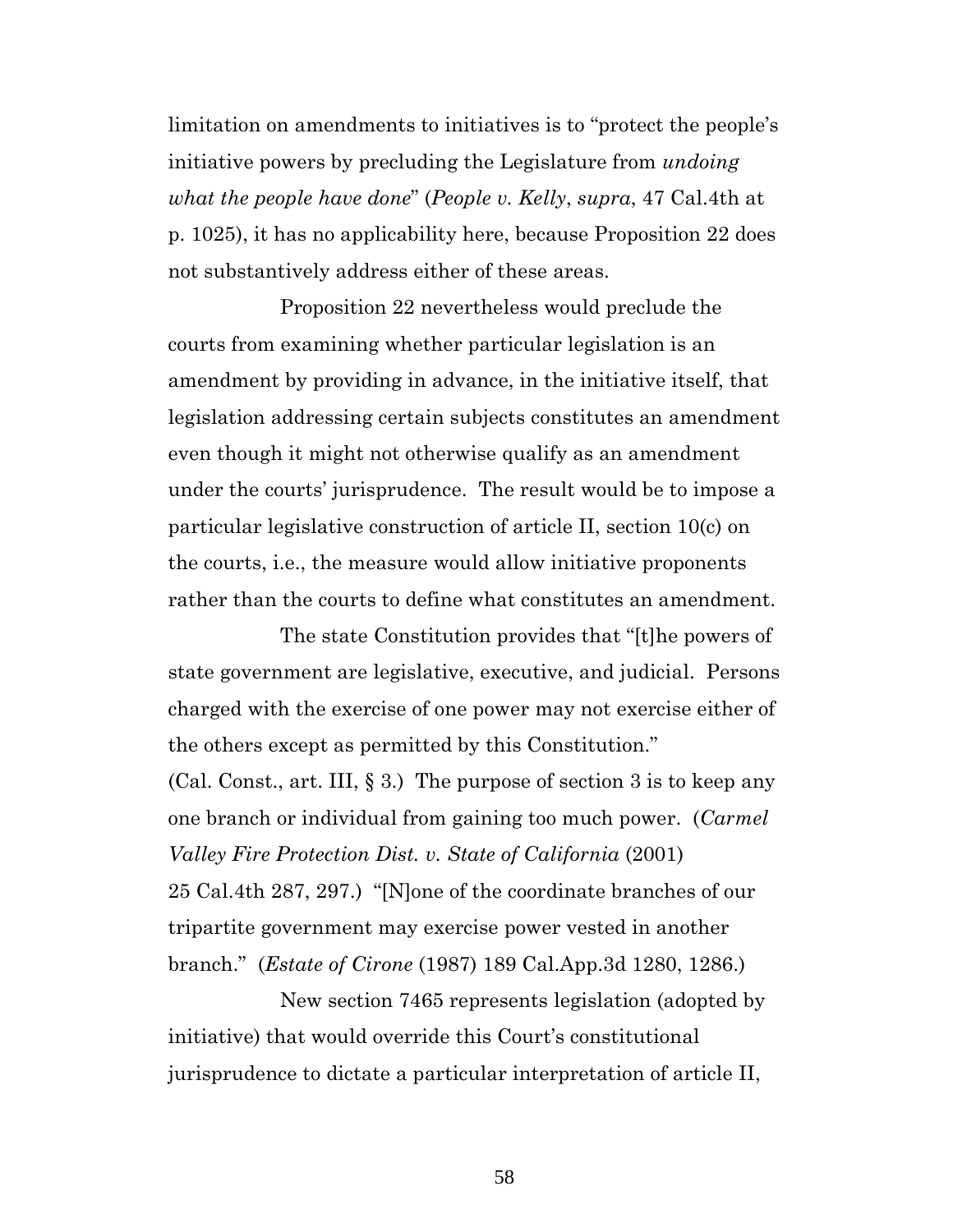limitation on amendments to initiatives is to "protect the people's initiative powers by precluding the Legislature from *undoing what the people have done*" (*People v. Kelly*, *supra*, 47 Cal.4th at p. 1025), it has no applicability here, because Proposition 22 does not substantively address either of these areas.

Proposition 22 nevertheless would preclude the courts from examining whether particular legislation is an amendment by providing in advance, in the initiative itself, that legislation addressing certain subjects constitutes an amendment even though it might not otherwise qualify as an amendment under the courts' jurisprudence. The result would be to impose a particular legislative construction of article II, section 10(c) on the courts, i.e., the measure would allow initiative proponents rather than the courts to define what constitutes an amendment.

The state Constitution provides that "[t]he powers of state government are legislative, executive, and judicial. Persons charged with the exercise of one power may not exercise either of the others except as permitted by this Constitution." (Cal. Const., art. III, § 3.) The purpose of section 3 is to keep any one branch or individual from gaining too much power. (*Carmel Valley Fire Protection Dist. v. State of California* (2001) 25 Cal.4th 287, 297.) "[N]one of the coordinate branches of our tripartite government may exercise power vested in another branch." (*Estate of Cirone* (1987) 189 Cal.App.3d 1280, 1286.)

New section 7465 represents legislation (adopted by initiative) that would override this Court's constitutional jurisprudence to dictate a particular interpretation of article II,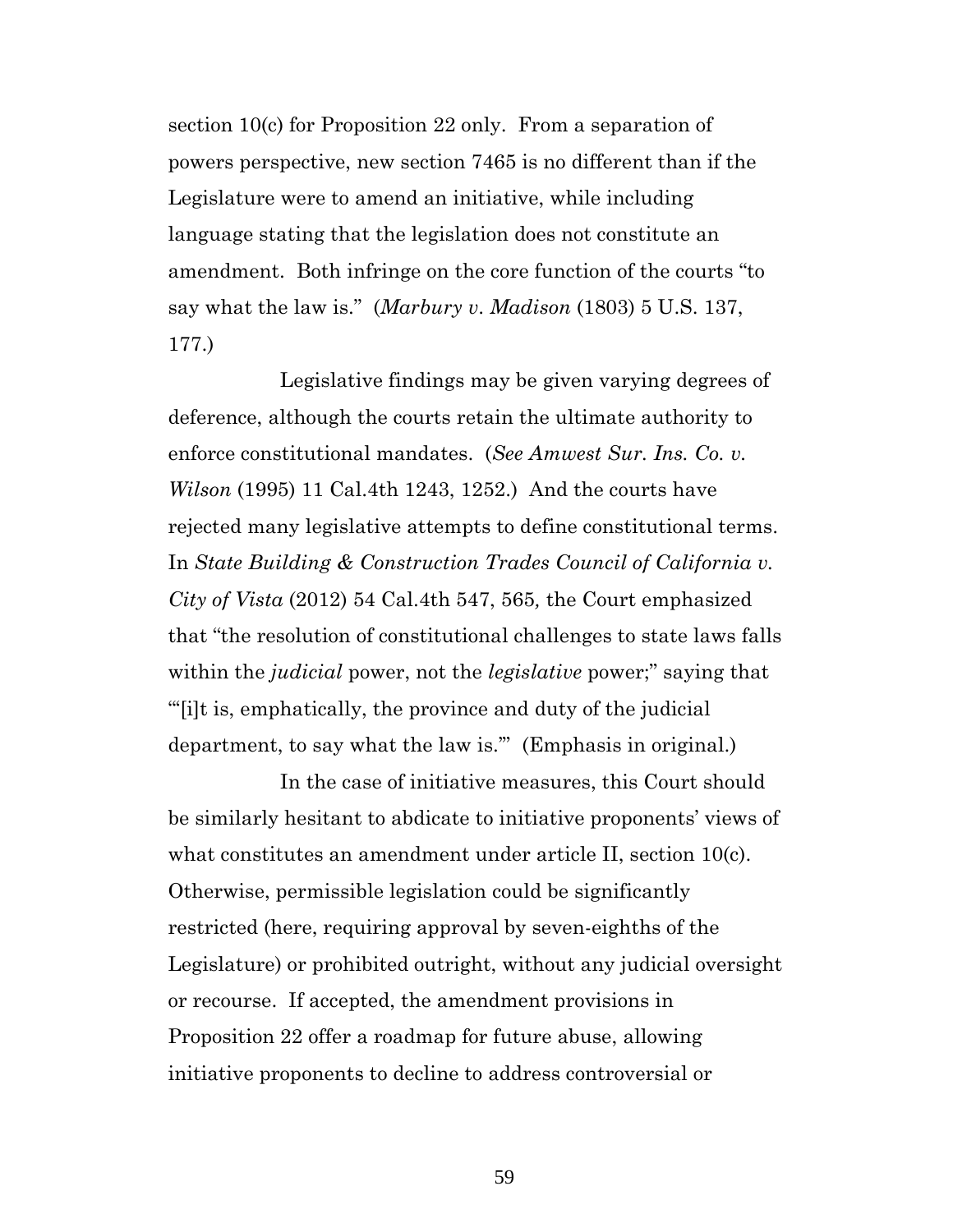section 10(c) for Proposition 22 only. From a separation of powers perspective, new section 7465 is no different than if the Legislature were to amend an initiative, while including language stating that the legislation does not constitute an amendment. Both infringe on the core function of the courts "to say what the law is." (*Marbury v. Madison* (1803) 5 U.S. 137, 177.)

Legislative findings may be given varying degrees of deference, although the courts retain the ultimate authority to enforce constitutional mandates. (*See Amwest Sur. Ins. Co. v. Wilson* (1995) 11 Cal.4th 1243, 1252.) And the courts have rejected many legislative attempts to define constitutional terms. In *State Building & Construction Trades Council of California v. City of Vista* (2012) 54 Cal.4th 547, 565*,* the Court emphasized that "the resolution of constitutional challenges to state laws falls within the *judicial* power, not the *legislative* power;" saying that "'[i]t is, emphatically, the province and duty of the judicial department, to say what the law is.'" (Emphasis in original.)

In the case of initiative measures, this Court should be similarly hesitant to abdicate to initiative proponents' views of what constitutes an amendment under article II, section 10(c). Otherwise, permissible legislation could be significantly restricted (here, requiring approval by seven-eighths of the Legislature) or prohibited outright, without any judicial oversight or recourse. If accepted, the amendment provisions in Proposition 22 offer a roadmap for future abuse, allowing initiative proponents to decline to address controversial or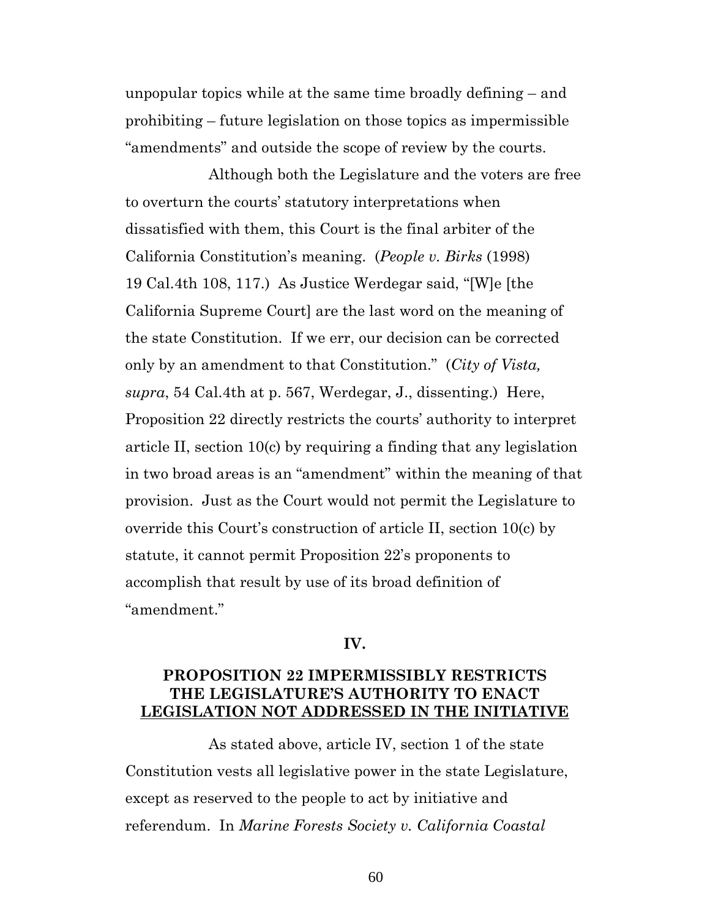unpopular topics while at the same time broadly defining – and prohibiting – future legislation on those topics as impermissible "amendments" and outside the scope of review by the courts.

Although both the Legislature and the voters are free to overturn the courts' statutory interpretations when dissatisfied with them, this Court is the final arbiter of the California Constitution's meaning. (*People v. Birks* (1998) 19 Cal.4th 108, 117.) As Justice Werdegar said, "[W]e [the California Supreme Court] are the last word on the meaning of the state Constitution. If we err, our decision can be corrected only by an amendment to that Constitution." (*City of Vista, supra*, 54 Cal.4th at p. 567, Werdegar, J., dissenting.) Here, Proposition 22 directly restricts the courts' authority to interpret article II, section 10(c) by requiring a finding that any legislation in two broad areas is an "amendment" within the meaning of that provision. Just as the Court would not permit the Legislature to override this Court's construction of article II, section 10(c) by statute, it cannot permit Proposition 22's proponents to accomplish that result by use of its broad definition of "amendment."

## IV.

## PROPOSITION 22 IMPERMISSIBLY RESTRICTS THE LEGISLATURE'S AUTHORITY TO ENACT LEGISLATION NOT ADDRESSED IN THE INITIATIVE

As stated above, article IV, section 1 of the state Constitution vests all legislative power in the state Legislature, except as reserved to the people to act by initiative and referendum. In *Marine Forests Society v. California Coastal*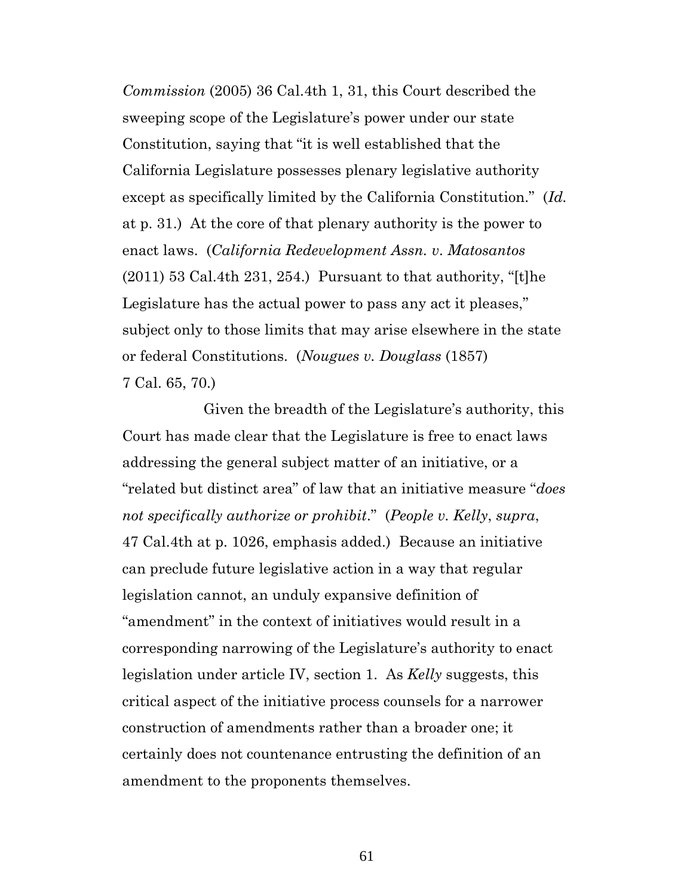*Commission* (2005) 36 Cal.4th 1, 31, this Court described the sweeping scope of the Legislature's power under our state Constitution, saying that "it is well established that the California Legislature possesses plenary legislative authority except as specifically limited by the California Constitution." (*Id.* at p. 31.) At the core of that plenary authority is the power to enact laws. (*California Redevelopment Assn. v. Matosantos* (2011) 53 Cal.4th 231, 254.) Pursuant to that authority, "[t]he Legislature has the actual power to pass any act it pleases," subject only to those limits that may arise elsewhere in the state or federal Constitutions. (*Nougues v. Douglass* (1857) 7 Cal. 65, 70.)

Given the breadth of the Legislature's authority, this Court has made clear that the Legislature is free to enact laws addressing the general subject matter of an initiative, or a "related but distinct area" of law that an initiative measure "*does not specifically authorize or prohibit*." (*People v. Kelly*, *supra*, 47 Cal.4th at p. 1026, emphasis added.) Because an initiative can preclude future legislative action in a way that regular legislation cannot, an unduly expansive definition of "amendment" in the context of initiatives would result in a corresponding narrowing of the Legislature's authority to enact legislation under article IV, section 1. As *Kelly* suggests, this critical aspect of the initiative process counsels for a narrower construction of amendments rather than a broader one; it certainly does not countenance entrusting the definition of an amendment to the proponents themselves.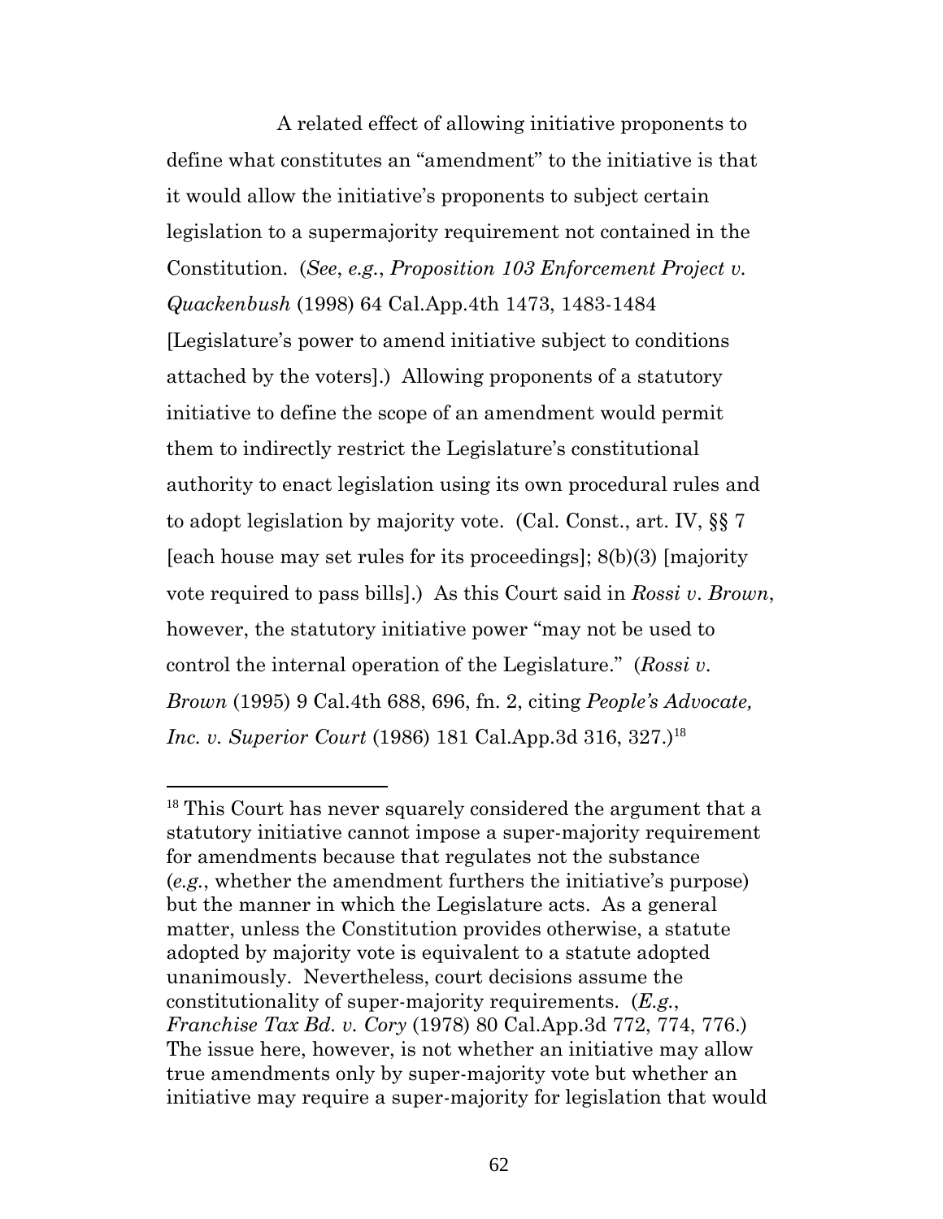A related effect of allowing initiative proponents to define what constitutes an "amendment" to the initiative is that it would allow the initiative's proponents to subject certain legislation to a supermajority requirement not contained in the Constitution. (*See*, *e.g.*, *Proposition 103 Enforcement Project v. Quackenbush* (1998) 64 Cal.App.4th 1473, 1483-1484 [Legislature's power to amend initiative subject to conditions attached by the voters].) Allowing proponents of a statutory initiative to define the scope of an amendment would permit them to indirectly restrict the Legislature's constitutional authority to enact legislation using its own procedural rules and to adopt legislation by majority vote. (Cal. Const., art. IV, §§ 7 [each house may set rules for its proceedings]; 8(b)(3) [majority vote required to pass bills].) As this Court said in *Rossi v. Brown*, however, the statutory initiative power "may not be used to control the internal operation of the Legislature." (*Rossi v. Brown* (1995) 9 Cal.4th 688, 696, fn. 2, citing *People's Advocate, Inc. v. Superior Court* (1986) 181 Cal.App.3d 316, 327.)[18]

---

[18] This Court has never squarely considered the argument that a statutory initiative cannot impose a super-majority requirement for amendments because that regulates not the substance (*e.g.*, whether the amendment furthers the initiative's purpose) but the manner in which the Legislature acts. As a general matter, unless the Constitution provides otherwise, a statute adopted by majority vote is equivalent to a statute adopted unanimously. Nevertheless, court decisions assume the constitutionality of super-majority requirements. (*E.g.*, *Franchise Tax Bd. v. Cory* (1978) 80 Cal.App.3d 772, 774, 776.) The issue here, however, is not whether an initiative may allow true amendments only by super-majority vote but whether an initiative may require a super-majority for legislation that would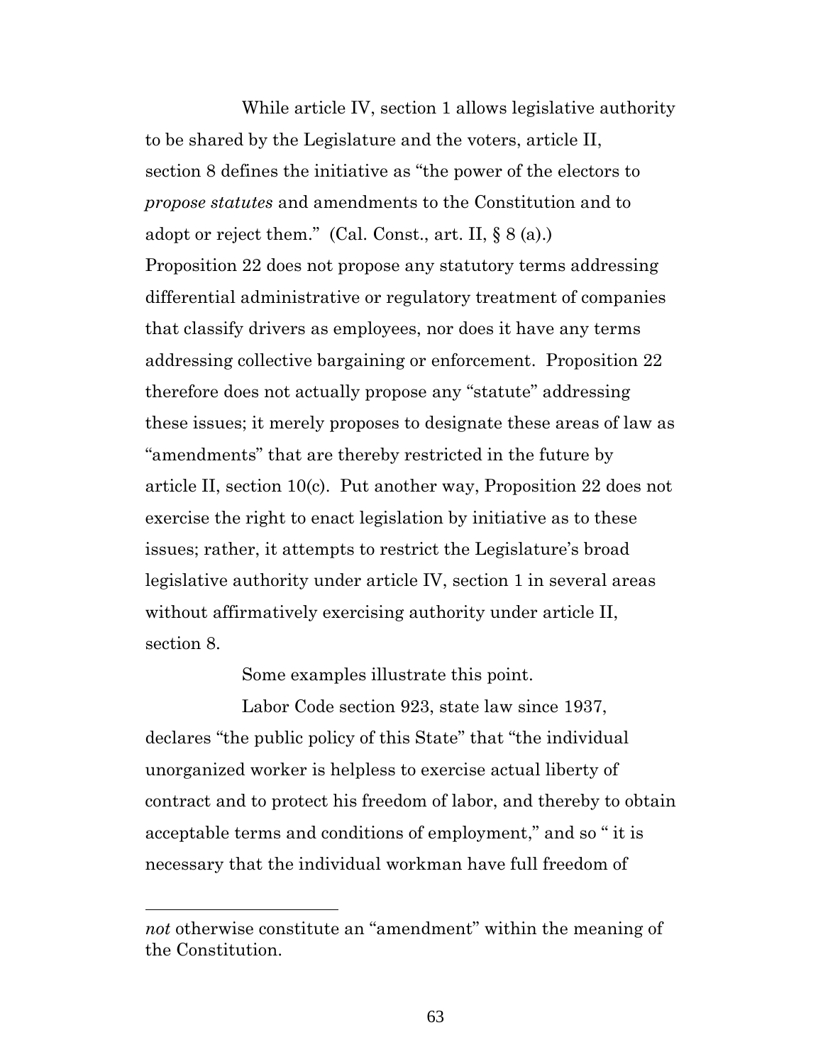While article IV, section 1 allows legislative authority to be shared by the Legislature and the voters, article II, section 8 defines the initiative as "the power of the electors to *propose statutes* and amendments to the Constitution and to adopt or reject them." (Cal. Const., art. II, § 8 (a).) Proposition 22 does not propose any statutory terms addressing differential administrative or regulatory treatment of companies that classify drivers as employees, nor does it have any terms addressing collective bargaining or enforcement. Proposition 22 therefore does not actually propose any "statute" addressing these issues; it merely proposes to designate these areas of law as "amendments" that are thereby restricted in the future by article II, section 10(c). Put another way, Proposition 22 does not exercise the right to enact legislation by initiative as to these issues; rather, it attempts to restrict the Legislature's broad legislative authority under article IV, section 1 in several areas without affirmatively exercising authority under article II, section 8.

Some examples illustrate this point.

Labor Code section 923, state law since 1937, declares "the public policy of this State" that "the individual unorganized worker is helpless to exercise actual liberty of contract and to protect his freedom of labor, and thereby to obtain acceptable terms and conditions of employment," and so " it is necessary that the individual workman have full freedom of

---

*not* otherwise constitute an "amendment" within the meaning of the Constitution.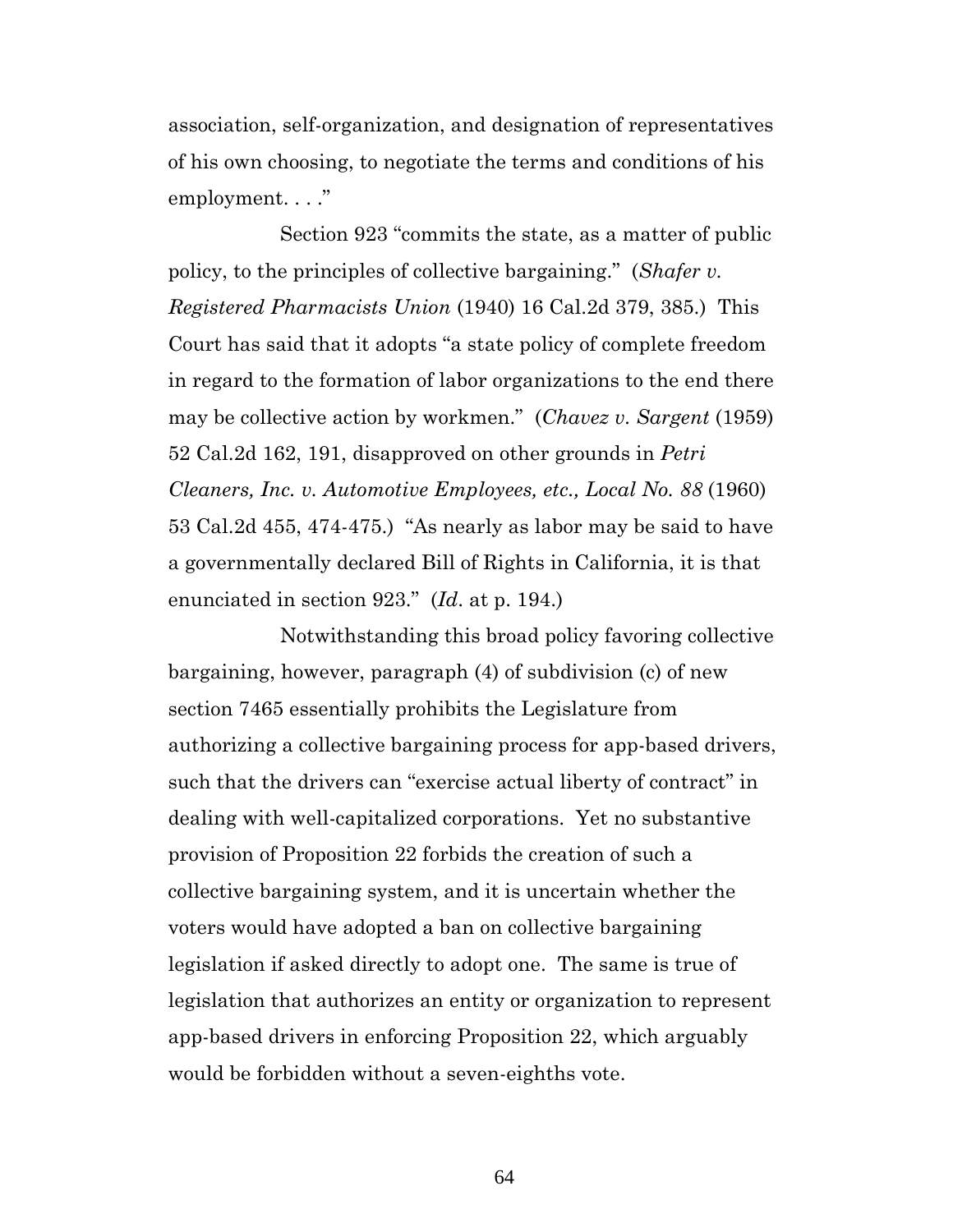association, self-organization, and designation of representatives of his own choosing, to negotiate the terms and conditions of his employment. . . ."

Section 923 "commits the state, as a matter of public policy, to the principles of collective bargaining." (*Shafer v. Registered Pharmacists Union* (1940) 16 Cal.2d 379, 385.) This Court has said that it adopts "a state policy of complete freedom in regard to the formation of labor organizations to the end there may be collective action by workmen." (*Chavez v. Sargent* (1959) 52 Cal.2d 162, 191, disapproved on other grounds in *Petri Cleaners, Inc. v. Automotive Employees, etc., Local No. 88* (1960) 53 Cal.2d 455, 474-475.) "As nearly as labor may be said to have a governmentally declared Bill of Rights in California, it is that enunciated in section 923." (*Id*. at p. 194.)

Notwithstanding this broad policy favoring collective bargaining, however, paragraph (4) of subdivision (c) of new section 7465 essentially prohibits the Legislature from authorizing a collective bargaining process for app-based drivers, such that the drivers can "exercise actual liberty of contract" in dealing with well-capitalized corporations. Yet no substantive provision of Proposition 22 forbids the creation of such a collective bargaining system, and it is uncertain whether the voters would have adopted a ban on collective bargaining legislation if asked directly to adopt one. The same is true of legislation that authorizes an entity or organization to represent app-based drivers in enforcing Proposition 22, which arguably would be forbidden without a seven-eighths vote.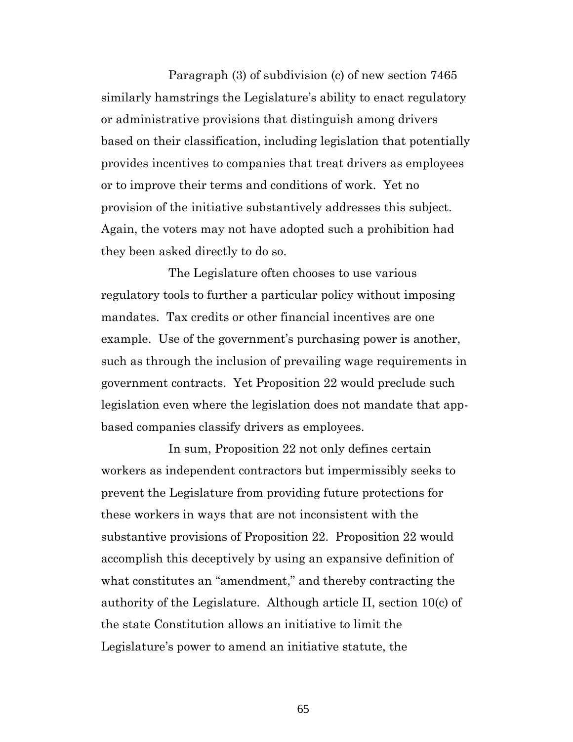Paragraph (3) of subdivision (c) of new section 7465 similarly hamstrings the Legislature's ability to enact regulatory or administrative provisions that distinguish among drivers based on their classification, including legislation that potentially provides incentives to companies that treat drivers as employees or to improve their terms and conditions of work. Yet no provision of the initiative substantively addresses this subject. Again, the voters may not have adopted such a prohibition had they been asked directly to do so.

The Legislature often chooses to use various regulatory tools to further a particular policy without imposing mandates. Tax credits or other financial incentives are one example. Use of the government's purchasing power is another, such as through the inclusion of prevailing wage requirements in government contracts. Yet Proposition 22 would preclude such legislation even where the legislation does not mandate that app-based companies classify drivers as employees.

In sum, Proposition 22 not only defines certain workers as independent contractors but impermissibly seeks to prevent the Legislature from providing future protections for these workers in ways that are not inconsistent with the substantive provisions of Proposition 22. Proposition 22 would accomplish this deceptively by using an expansive definition of what constitutes an "amendment," and thereby contracting the authority of the Legislature. Although article II, section 10(c) of the state Constitution allows an initiative to limit the Legislature's power to amend an initiative statute, the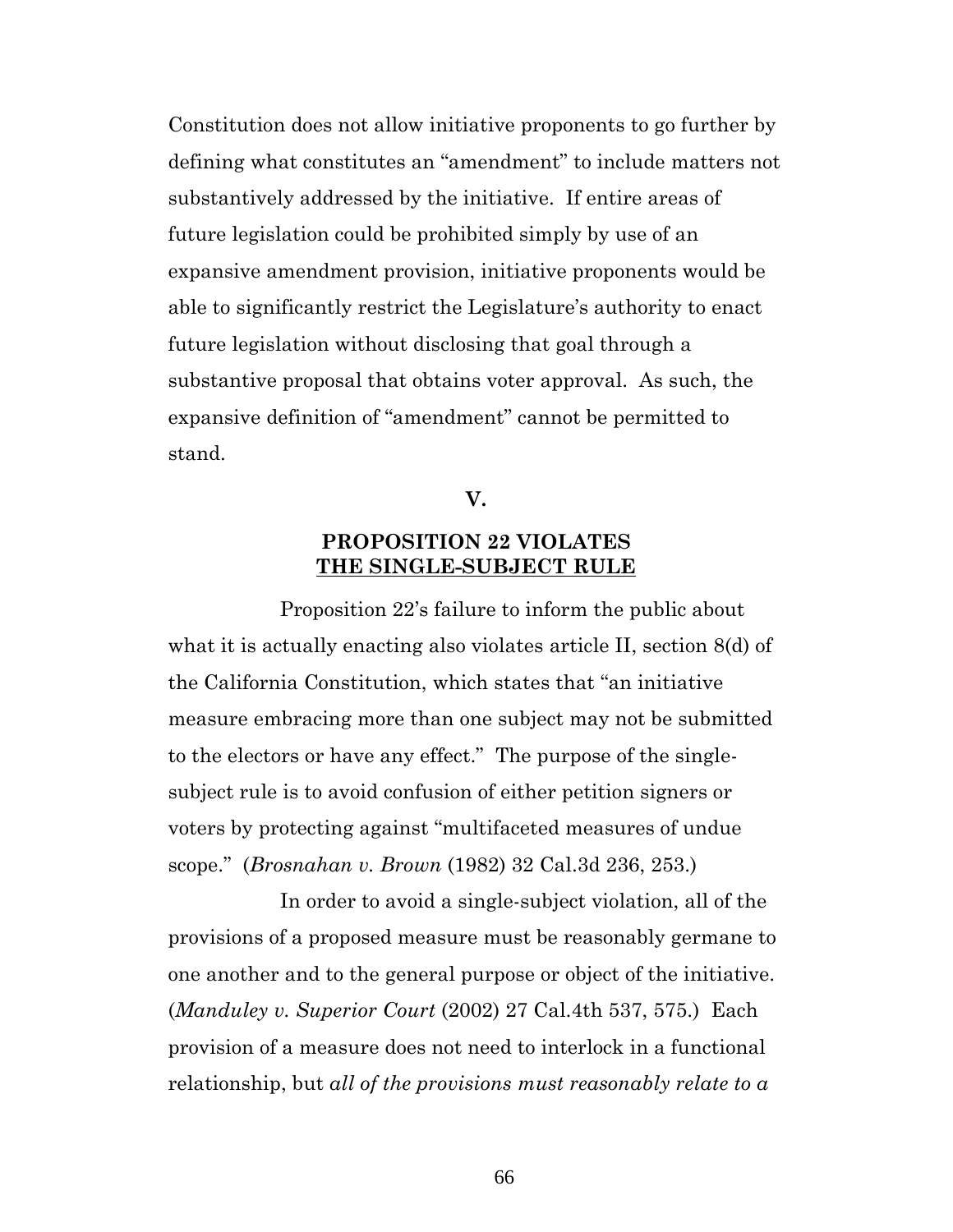Constitution does not allow initiative proponents to go further by defining what constitutes an "amendment" to include matters not substantively addressed by the initiative. If entire areas of future legislation could be prohibited simply by use of an expansive amendment provision, initiative proponents would be able to significantly restrict the Legislature's authority to enact future legislation without disclosing that goal through a substantive proposal that obtains voter approval. As such, the expansive definition of "amendment" cannot be permitted to stand.

## V.

## PROPOSITION 22 VIOLATES THE SINGLE-SUBJECT RULE

Proposition 22's failure to inform the public about what it is actually enacting also violates article II, section 8(d) of the California Constitution, which states that "an initiative measure embracing more than one subject may not be submitted to the electors or have any effect." The purpose of the single-subject rule is to avoid confusion of either petition signers or voters by protecting against "multifaceted measures of undue scope." (*Brosnahan v. Brown* (1982) 32 Cal.3d 236, 253.)

In order to avoid a single-subject violation, all of the provisions of a proposed measure must be reasonably germane to one another and to the general purpose or object of the initiative. (*Manduley v. Superior Court* (2002) 27 Cal.4th 537, 575.) Each provision of a measure does not need to interlock in a functional relationship, but *all of the provisions must reasonably relate to a*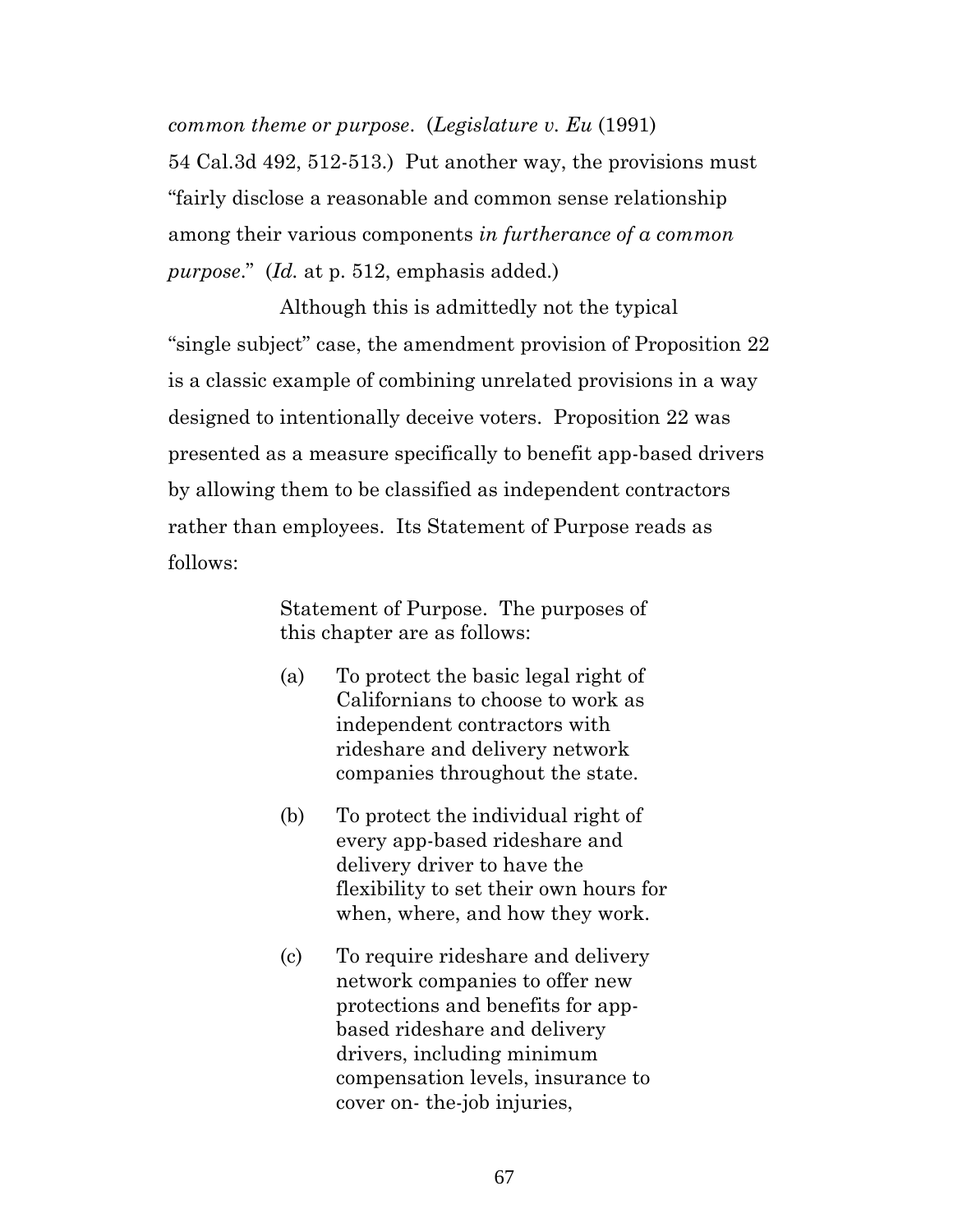*common theme or purpose*. (*Legislature v. Eu* (1991) 54 Cal.3d 492, 512-513.) Put another way, the provisions must "fairly disclose a reasonable and common sense relationship among their various components *in furtherance of a common purpose*." (*Id.* at p. 512, emphasis added.)

Although this is admittedly not the typical "single subject" case, the amendment provision of Proposition 22 is a classic example of combining unrelated provisions in a way designed to intentionally deceive voters. Proposition 22 was presented as a measure specifically to benefit app-based drivers by allowing them to be classified as independent contractors rather than employees. Its Statement of Purpose reads as follows:

> Statement of Purpose. The purposes of this chapter are as follows:
>
> (a) To protect the basic legal right of Californians to choose to work as independent contractors with rideshare and delivery network companies throughout the state.
>
> (b) To protect the individual right of every app-based rideshare and delivery driver to have the flexibility to set their own hours for when, where, and how they work.
>
> (c) To require rideshare and delivery network companies to offer new protections and benefits for app-based rideshare and delivery drivers, including minimum compensation levels, insurance to cover on- the-job injuries,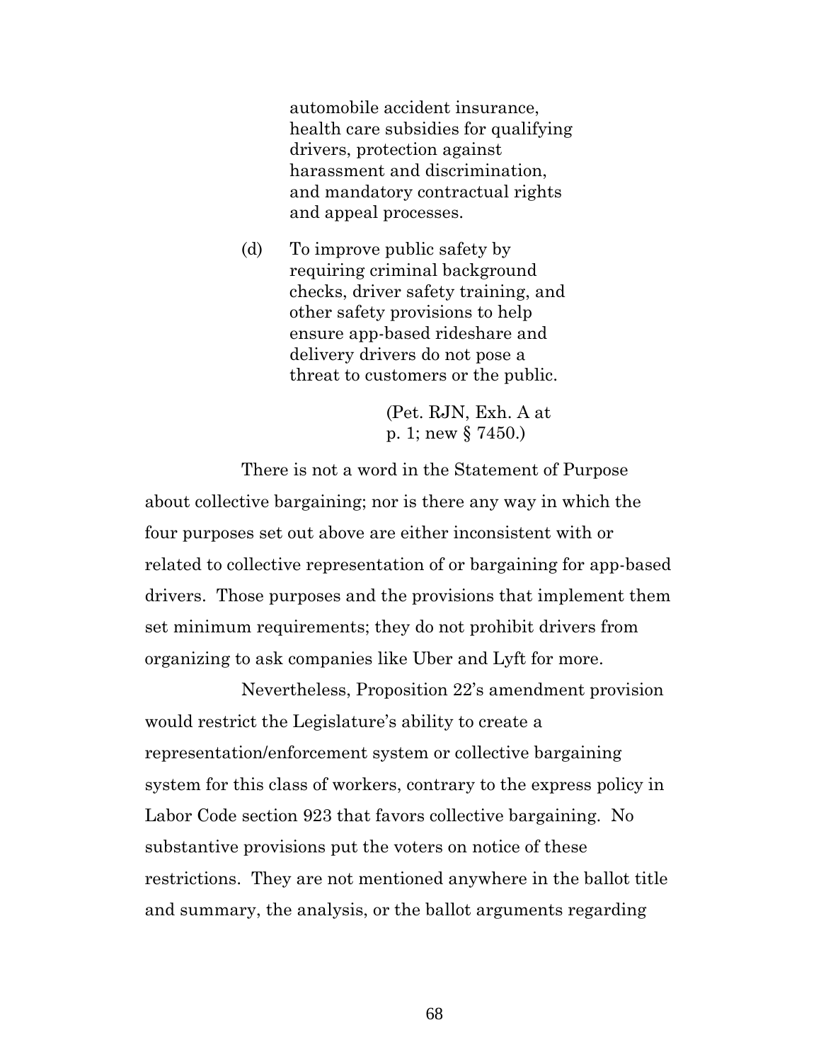automobile accident insurance, health care subsidies for qualifying drivers, protection against harassment and discrimination, and mandatory contractual rights and appeal processes.

(d) To improve public safety by requiring criminal background checks, driver safety training, and other safety provisions to help ensure app-based rideshare and delivery drivers do not pose a threat to customers or the public.

(Pet. RJN, Exh. A at p. 1; new § 7450.)

There is not a word in the Statement of Purpose about collective bargaining; nor is there any way in which the four purposes set out above are either inconsistent with or related to collective representation of or bargaining for app-based drivers. Those purposes and the provisions that implement them set minimum requirements; they do not prohibit drivers from organizing to ask companies like Uber and Lyft for more.

Nevertheless, Proposition 22's amendment provision would restrict the Legislature's ability to create a representation/enforcement system or collective bargaining system for this class of workers, contrary to the express policy in Labor Code section 923 that favors collective bargaining. No substantive provisions put the voters on notice of these restrictions. They are not mentioned anywhere in the ballot title and summary, the analysis, or the ballot arguments regarding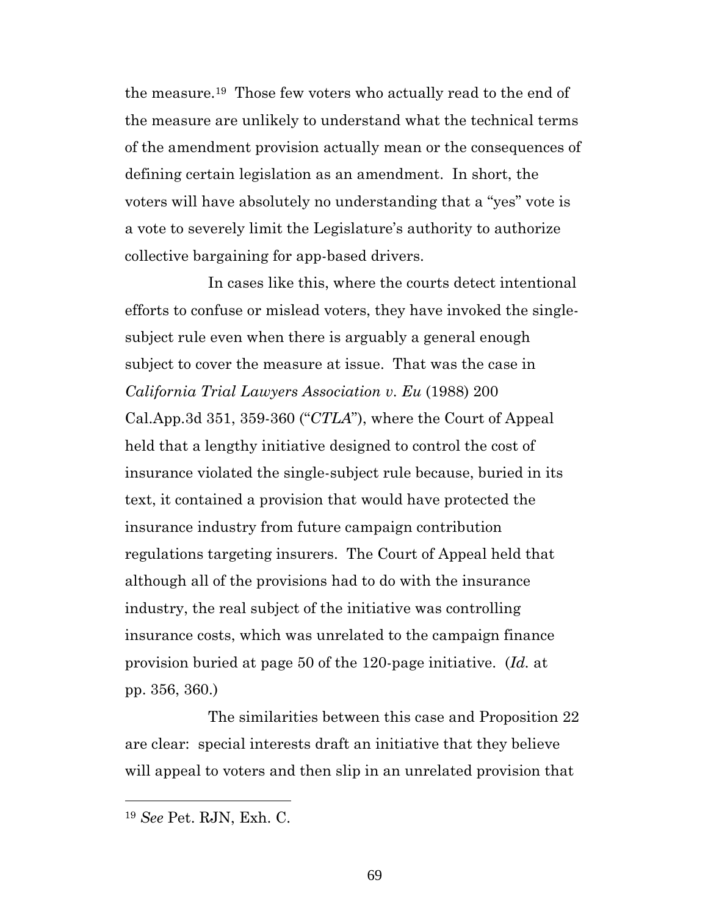the measure.[19] Those few voters who actually read to the end of the measure are unlikely to understand what the technical terms of the amendment provision actually mean or the consequences of defining certain legislation as an amendment. In short, the voters will have absolutely no understanding that a "yes" vote is a vote to severely limit the Legislature's authority to authorize collective bargaining for app-based drivers.

In cases like this, where the courts detect intentional efforts to confuse or mislead voters, they have invoked the single-subject rule even when there is arguably a general enough subject to cover the measure at issue. That was the case in *California Trial Lawyers Association v. Eu* (1988) 200 Cal.App.3d 351, 359-360 ("*CTLA*"), where the Court of Appeal held that a lengthy initiative designed to control the cost of insurance violated the single-subject rule because, buried in its text, it contained a provision that would have protected the insurance industry from future campaign contribution regulations targeting insurers. The Court of Appeal held that although all of the provisions had to do with the insurance industry, the real subject of the initiative was controlling insurance costs, which was unrelated to the campaign finance provision buried at page 50 of the 120-page initiative. (*Id.* at pp. 356, 360.)

The similarities between this case and Proposition 22 are clear: special interests draft an initiative that they believe will appeal to voters and then slip in an unrelated provision that

---

[19] *See* Pet. RJN, Exh. C.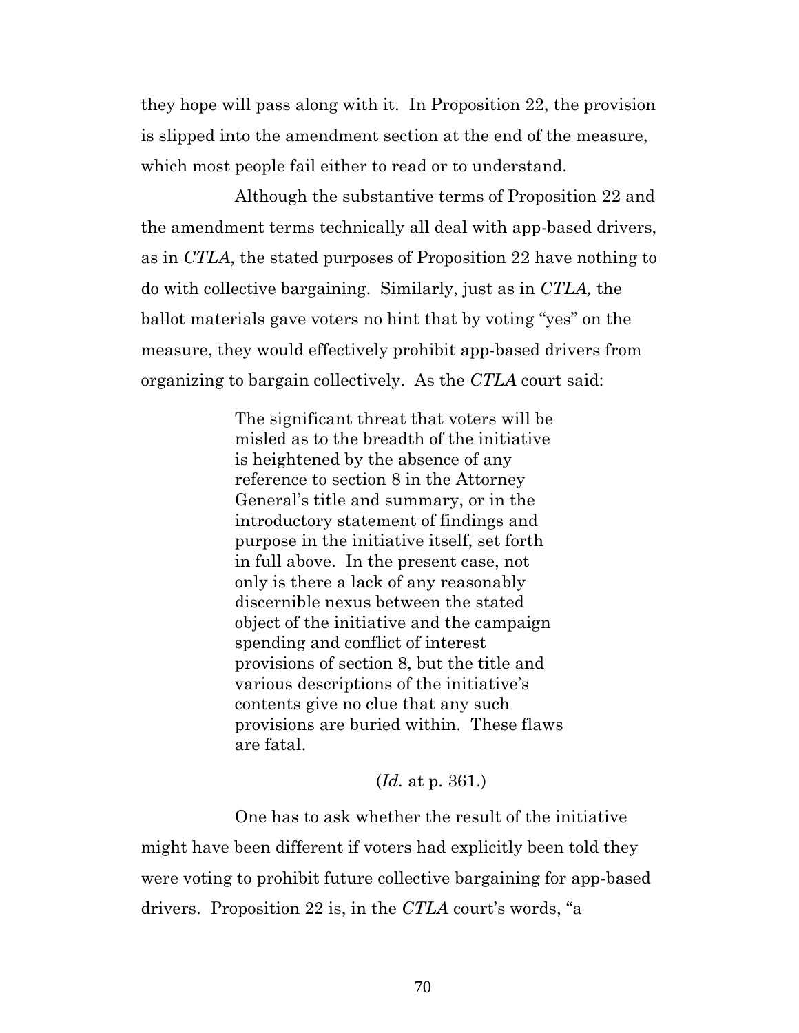they hope will pass along with it. In Proposition 22, the provision is slipped into the amendment section at the end of the measure, which most people fail either to read or to understand.

Although the substantive terms of Proposition 22 and the amendment terms technically all deal with app-based drivers, as in *CTLA*, the stated purposes of Proposition 22 have nothing to do with collective bargaining. Similarly, just as in *CTLA,* the ballot materials gave voters no hint that by voting "yes" on the measure, they would effectively prohibit app-based drivers from organizing to bargain collectively. As the *CTLA* court said:

> The significant threat that voters will be misled as to the breadth of the initiative is heightened by the absence of any reference to section 8 in the Attorney General's title and summary, or in the introductory statement of findings and purpose in the initiative itself, set forth in full above. In the present case, not only is there a lack of any reasonably discernible nexus between the stated object of the initiative and the campaign spending and conflict of interest provisions of section 8, but the title and various descriptions of the initiative's contents give no clue that any such provisions are buried within. These flaws are fatal.
>
> (*Id.* at p. 361.)

One has to ask whether the result of the initiative might have been different if voters had explicitly been told they were voting to prohibit future collective bargaining for app-based drivers. Proposition 22 is, in the *CTLA* court's words, "a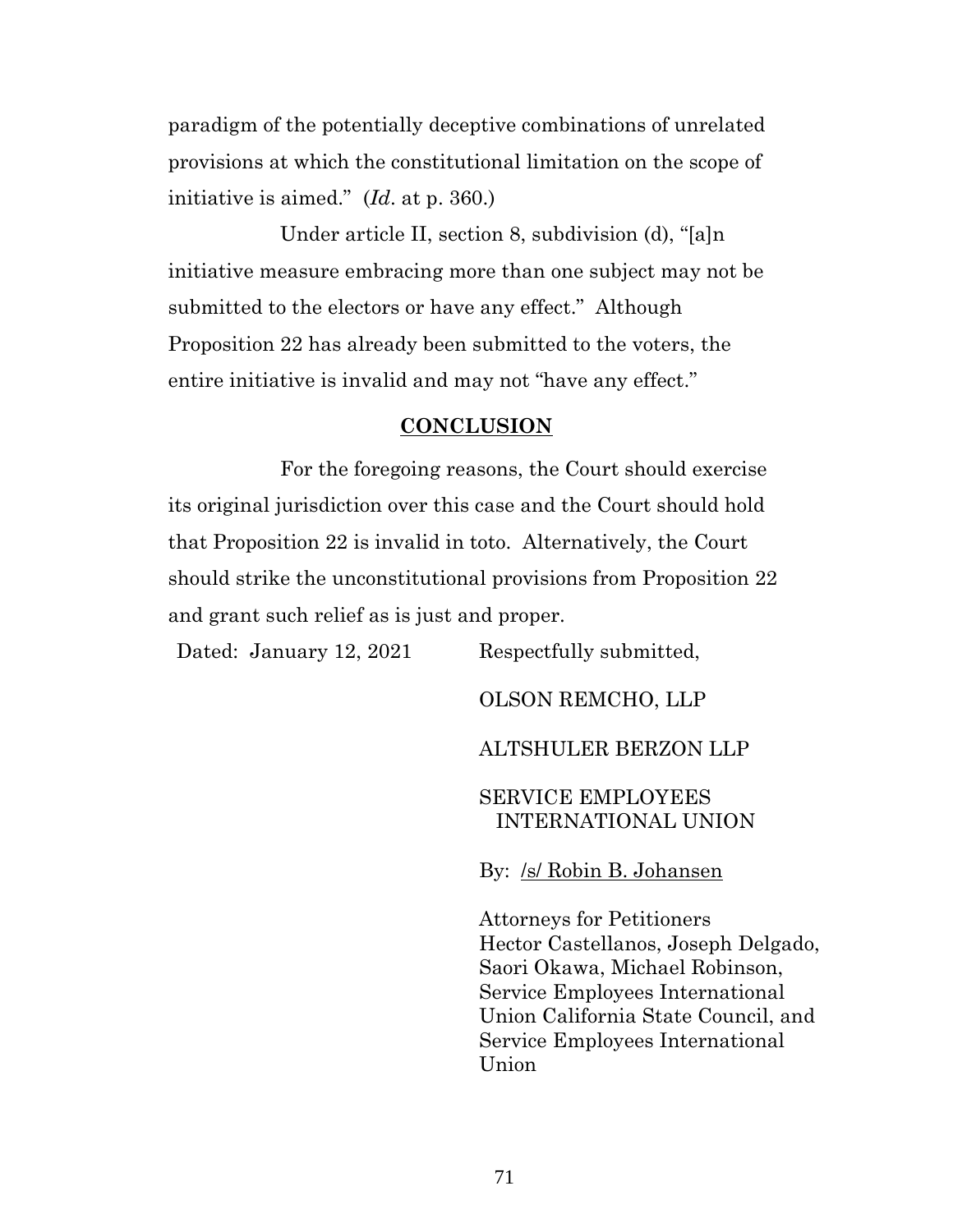paradigm of the potentially deceptive combinations of unrelated provisions at which the constitutional limitation on the scope of initiative is aimed." (*Id*. at p. 360.)

Under article II, section 8, subdivision (d), "[a]n initiative measure embracing more than one subject may not be submitted to the electors or have any effect." Although Proposition 22 has already been submitted to the voters, the entire initiative is invalid and may not "have any effect."

## CONCLUSION

For the foregoing reasons, the Court should exercise its original jurisdiction over this case and the Court should hold that Proposition 22 is invalid in toto. Alternatively, the Court should strike the unconstitutional provisions from Proposition 22 and grant such relief as is just and proper.

Dated: January 12, 2021

Respectfully submitted,

OLSON REMCHO, LLP

ALTSHULER BERZON LLP

SERVICE EMPLOYEES INTERNATIONAL UNION

By: /s/ Robin B. Johansen

Attorneys for Petitioners Hector Castellanos, Joseph Delgado, Saori Okawa, Michael Robinson, Service Employees International Union California State Council, and Service Employees International Union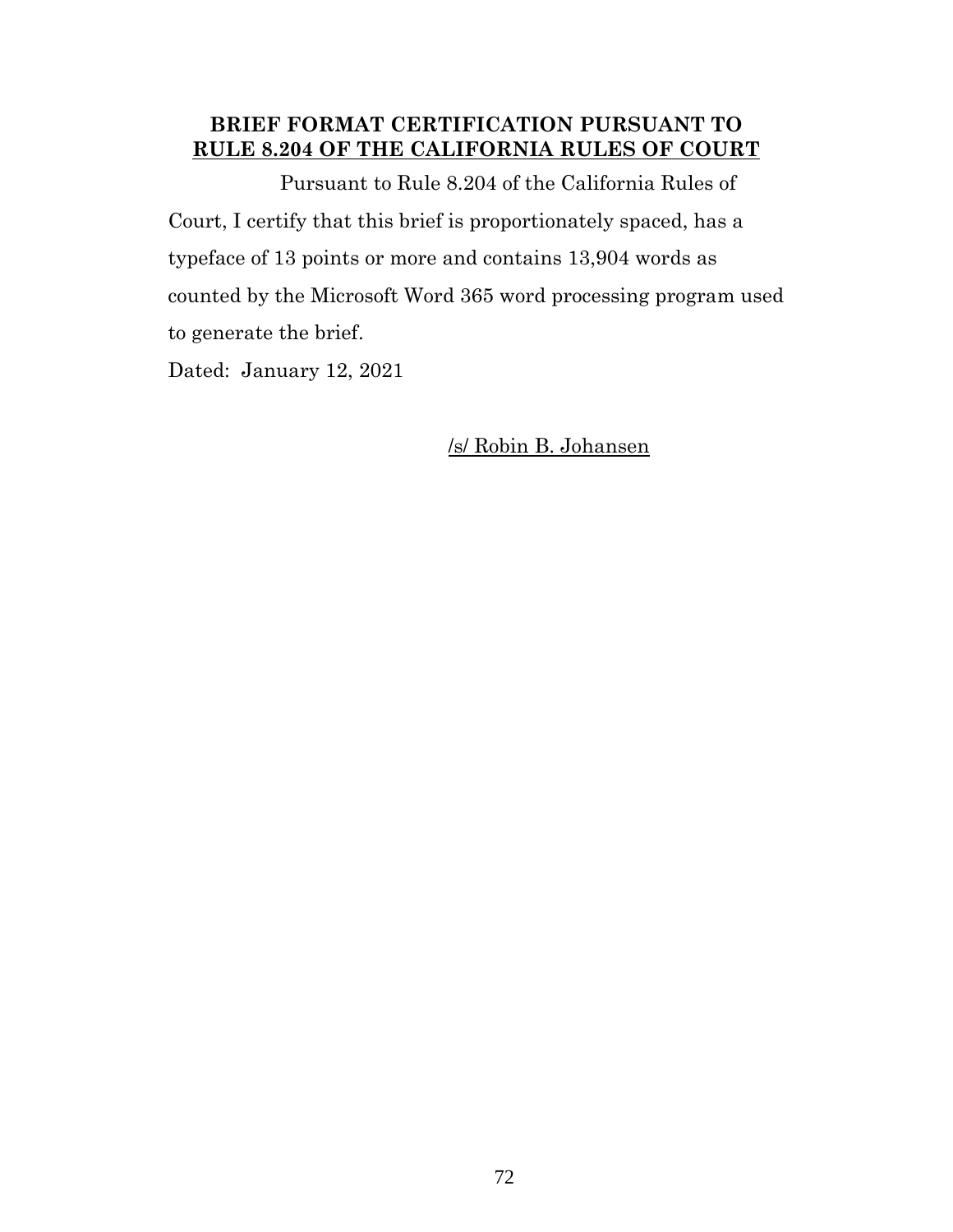## BRIEF FORMAT CERTIFICATION PURSUANT TO RULE 8.204 OF THE CALIFORNIA RULES OF COURT

Pursuant to Rule 8.204 of the California Rules of Court, I certify that this brief is proportionately spaced, has a typeface of 13 points or more and contains 13,904 words as counted by the Microsoft Word 365 word processing program used to generate the brief.

Dated: January 12, 2021

/s/ Robin B. Johansen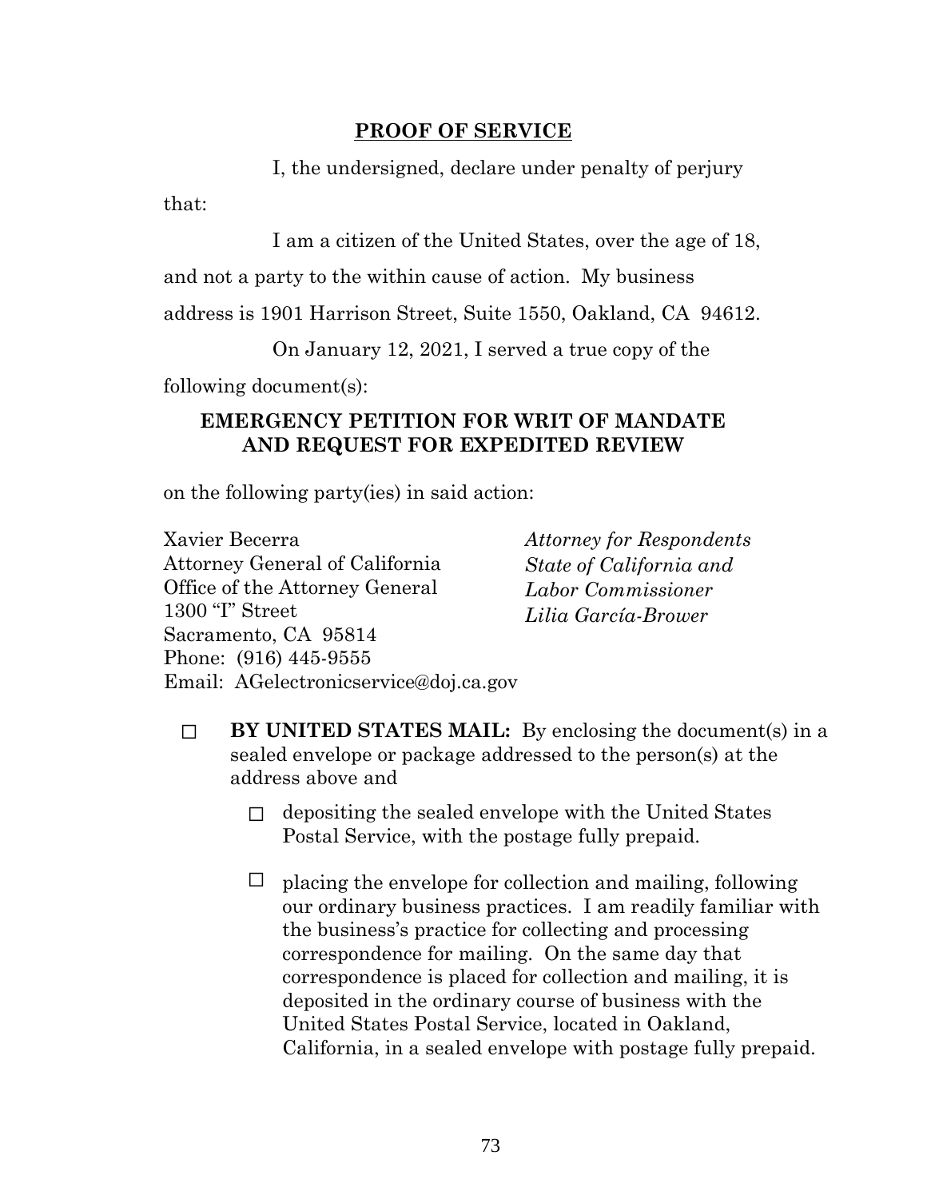**PROOF OF SERVICE**

I, the undersigned, declare under penalty of perjury that:

I am a citizen of the United States, over the age of 18, and not a party to the within cause of action. My business address is 1901 Harrison Street, Suite 1550, Oakland, CA 94612.

On January 12, 2021, I served a true copy of the following document(s):

**EMERGENCY PETITION FOR WRIT OF MANDATE AND REQUEST FOR EXPEDITED REVIEW**

on the following party(ies) in said action:

Xavier Becerra
Attorney General of California
Office of the Attorney General
1300 "I" Street
Sacramento, CA 95814
Phone: (916) 445-9555
Email: AGelectronicservice@doj.ca.gov

*Attorney for Respondents State of California and Labor Commissioner Lilia García-Brower*

☐ **BY UNITED STATES MAIL:** By enclosing the document(s) in a sealed envelope or package addressed to the person(s) at the address above and

- ☐ depositing the sealed envelope with the United States Postal Service, with the postage fully prepaid.

- ☐ placing the envelope for collection and mailing, following our ordinary business practices. I am readily familiar with the business's practice for collecting and processing correspondence for mailing. On the same day that correspondence is placed for collection and mailing, it is deposited in the ordinary course of business with the United States Postal Service, located in Oakland, California, in a sealed envelope with postage fully prepaid.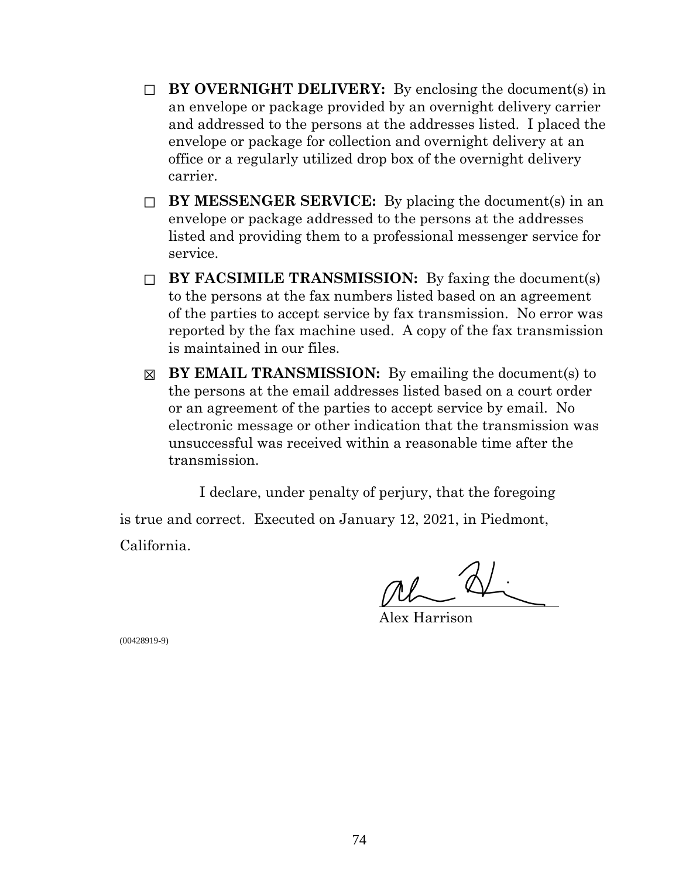☐ **BY OVERNIGHT DELIVERY:** By enclosing the document(s) in an envelope or package provided by an overnight delivery carrier and addressed to the persons at the addresses listed. I placed the envelope or package for collection and overnight delivery at an office or a regularly utilized drop box of the overnight delivery carrier.

☐ **BY MESSENGER SERVICE:** By placing the document(s) in an envelope or package addressed to the persons at the addresses listed and providing them to a professional messenger service for service.

☐ **BY FACSIMILE TRANSMISSION:** By faxing the document(s) to the persons at the fax numbers listed based on an agreement of the parties to accept service by fax transmission. No error was reported by the fax machine used. A copy of the fax transmission is maintained in our files.

☒ **BY EMAIL TRANSMISSION:** By emailing the document(s) to the persons at the email addresses listed based on a court order or an agreement of the parties to accept service by email. No electronic message or other indication that the transmission was unsuccessful was received within a reasonable time after the transmission.

I declare, under penalty of perjury, that the foregoing is true and correct. Executed on January 12, 2021, in Piedmont, California.

Alex Harrison

(00428919-9)